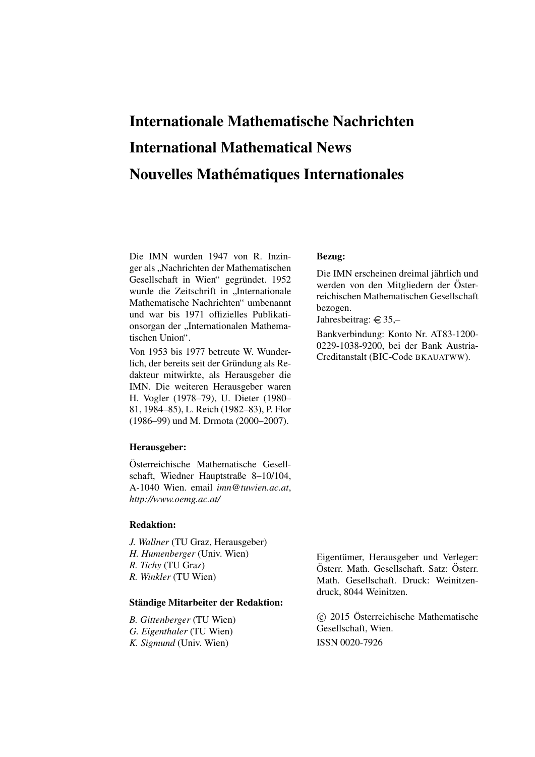# Internationale Mathematische Nachrichten

# International Mathematical News

# Nouvelles Mathématiques Internationales

Die IMN wurden 1947 von R. Inzinger als „Nachrichten der Mathematischen Gesellschaft in Wien" gegründet. 1952 wurde die Zeitschrift in „Internationale Mathematische Nachrichten" umbenannt und war bis 1971 offizielles Publikationsorgan der „Internationalen Mathematischen Union".

Von 1953 bis 1977 betreute W. Wunderlich, der bereits seit der Gründung als Redakteur mitwirkte, als Herausgeber die IMN. Die weiteren Herausgeber waren H. Vogler (1978–79), U. Dieter (1980–81, 1984–85), L. Reich (1982–83), P. Flor (1986–99) und M. Drmota (2000–2007).

**Herausgeber:**

Österreichische Mathematische Gesellschaft, Wiedner Hauptstraße 8–10/104, A-1040 Wien. email *imn@tuwien.ac.at*, *http://www.oemg.ac.at/*

**Redaktion:**

*J. Wallner* (TU Graz, Herausgeber)
*H. Humenberger* (Univ. Wien)
*R. Tichy* (TU Graz)
*R. Winkler* (TU Wien)

**Ständige Mitarbeiter der Redaktion:**

*B. Gittenberger* (TU Wien)
*G. Eigenthaler* (TU Wien)
*K. Sigmund* (Univ. Wien)

**Bezug:**

Die IMN erscheinen dreimal jährlich und werden von den Mitgliedern der Österreichischen Mathematischen Gesellschaft bezogen.

Jahresbeitrag: € 35,–

Bankverbindung: Konto Nr. AT83-1200-0229-1038-9200, bei der Bank Austria-Creditanstalt (BIC-Code BKAUATWW).

Eigentümer, Herausgeber und Verleger: Österr. Math. Gesellschaft. Satz: Österr. Math. Gesellschaft. Druck: Weinitzendruck, 8044 Weinitzen.

© 2015 Österreichische Mathematische Gesellschaft, Wien.

ISSN 0020-7926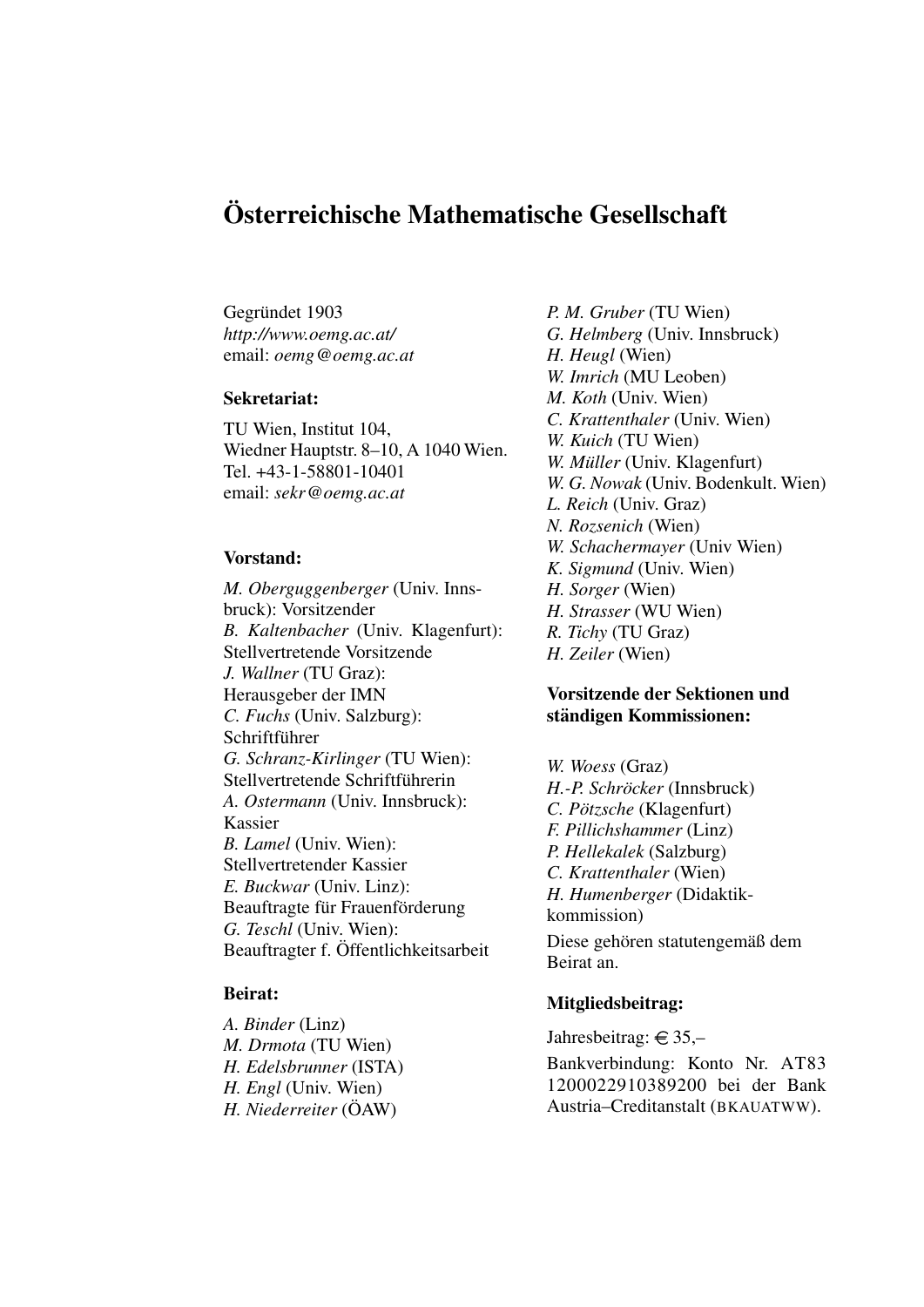# Österreichische Mathematische Gesellschaft

Gegründet 1903
*http://www.oemg.ac.at/*
email: *oemg@oemg.ac.at*

**Sekretariat:**

TU Wien, Institut 104,
Wiedner Hauptstr. 8–10, A 1040 Wien.
Tel. +43-1-58801-10401
email: *sekr@oemg.ac.at*

**Vorstand:**

*M. Oberguggenberger* (Univ. Innsbruck): Vorsitzender
*B. Kaltenbacher* (Univ. Klagenfurt): Stellvertretende Vorsitzende
*J. Wallner* (TU Graz): Herausgeber der IMN
*C. Fuchs* (Univ. Salzburg): Schriftführer
*G. Schranz-Kirlinger* (TU Wien): Stellvertretende Schriftführerin
*A. Ostermann* (Univ. Innsbruck): Kassier
*B. Lamel* (Univ. Wien): Stellvertretender Kassier
*E. Buckwar* (Univ. Linz): Beauftragte für Frauenförderung
*G. Teschl* (Univ. Wien): Beauftragter f. Öffentlichkeitsarbeit

**Beirat:**

*A. Binder* (Linz)
*M. Drmota* (TU Wien)
*H. Edelsbrunner* (ISTA)
*H. Engl* (Univ. Wien)
*H. Niederreiter* (ÖAW)
*P. M. Gruber* (TU Wien)
*G. Helmberg* (Univ. Innsbruck)
*H. Heugl* (Wien)
*W. Imrich* (MU Leoben)
*M. Koth* (Univ. Wien)
*C. Krattenthaler* (Univ. Wien)
*W. Kuich* (TU Wien)
*W. Müller* (Univ. Klagenfurt)
*W. G. Nowak* (Univ. Bodenkult. Wien)
*L. Reich* (Univ. Graz)
*N. Rozsenich* (Wien)
*W. Schachermayer* (Univ Wien)
*K. Sigmund* (Univ. Wien)
*H. Sorger* (Wien)
*H. Strasser* (WU Wien)
*R. Tichy* (TU Graz)
*H. Zeiler* (Wien)

**Vorsitzende der Sektionen und ständigen Kommissionen:**

*W. Woess* (Graz)
*H.-P. Schröcker* (Innsbruck)
*C. Pötzsche* (Klagenfurt)
*F. Pillichshammer* (Linz)
*P. Hellekalek* (Salzburg)
*C. Krattenthaler* (Wien)
*H. Humenberger* (Didaktikkommission)

Diese gehören statutengemäß dem Beirat an.

**Mitgliedsbeitrag:**

Jahresbeitrag: € 35,–

Bankverbindung: Konto Nr. AT83 1200022910389200 bei der Bank Austria–Creditanstalt (BKAUATWW).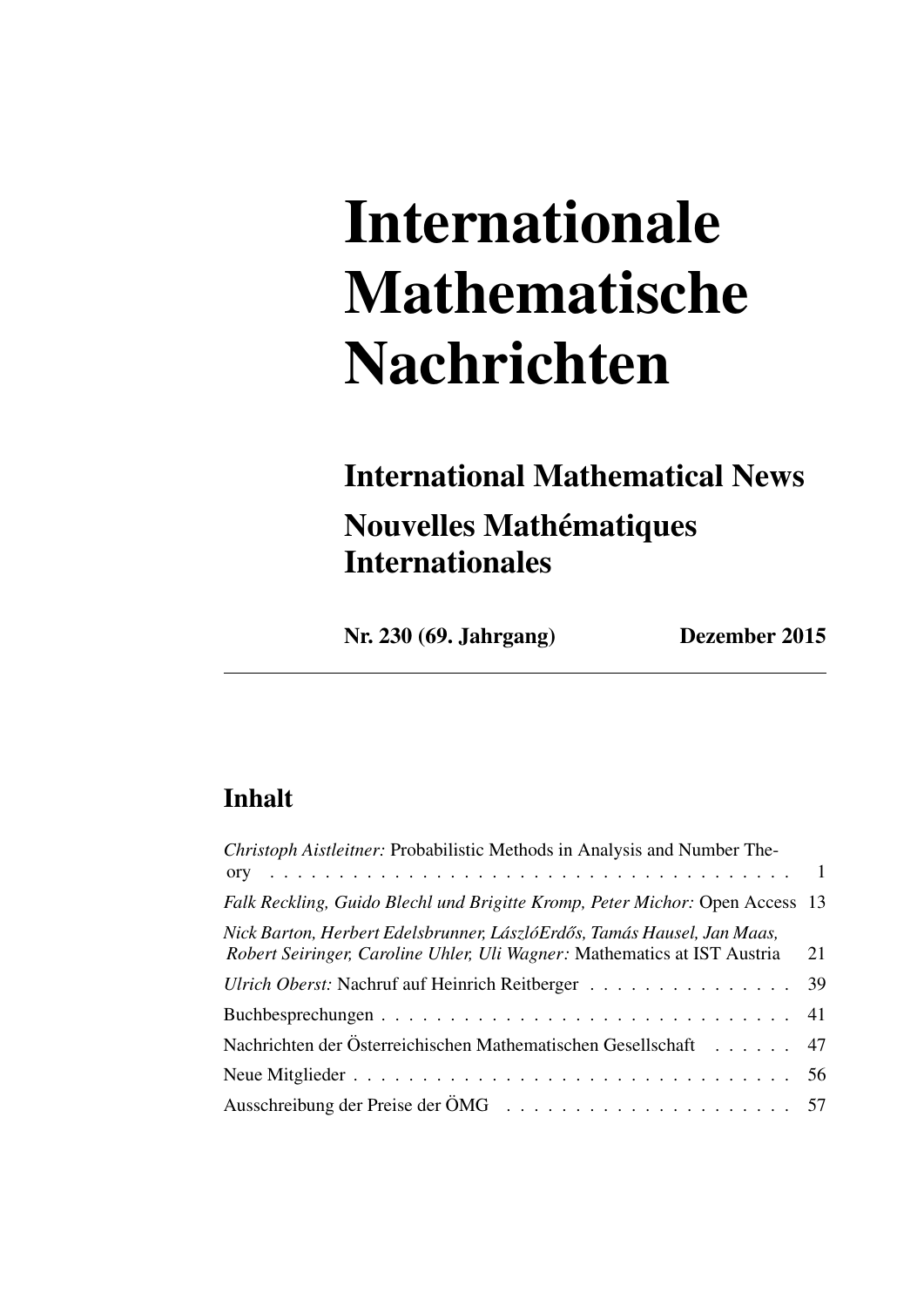# Internationale Mathematische Nachrichten

## International Mathematical News

## Nouvelles Mathématiques Internationales

**Nr. 230 (69. Jahrgang)** **Dezember 2015**

---

## Inhalt

*Christoph Aistleitner:* Probabilistic Methods in Analysis and Number Theory . . . . . . . . . . . . . . . . . . . . . . . . . . . . . . . . . . . . . . . 1

*Falk Reckling, Guido Blechl und Brigitte Kromp, Peter Michor:* Open Access 13

*Nick Barton, Herbert Edelsbrunner, LászlóErdős, Tamás Hausel, Jan Maas, Robert Seiringer, Caroline Uhler, Uli Wagner:* Mathematics at IST Austria 21

*Ulrich Oberst:* Nachruf auf Heinrich Reitberger . . . . . . . . . . . . . . . . 39

Buchbesprechungen . . . . . . . . . . . . . . . . . . . . . . . . . . . . . . . 41

Nachrichten der Österreichischen Mathematischen Gesellschaft . . . . . . 47

Neue Mitglieder . . . . . . . . . . . . . . . . . . . . . . . . . . . . . . . . . 56

Ausschreibung der Preise der ÖMG . . . . . . . . . . . . . . . . . . . . . . 57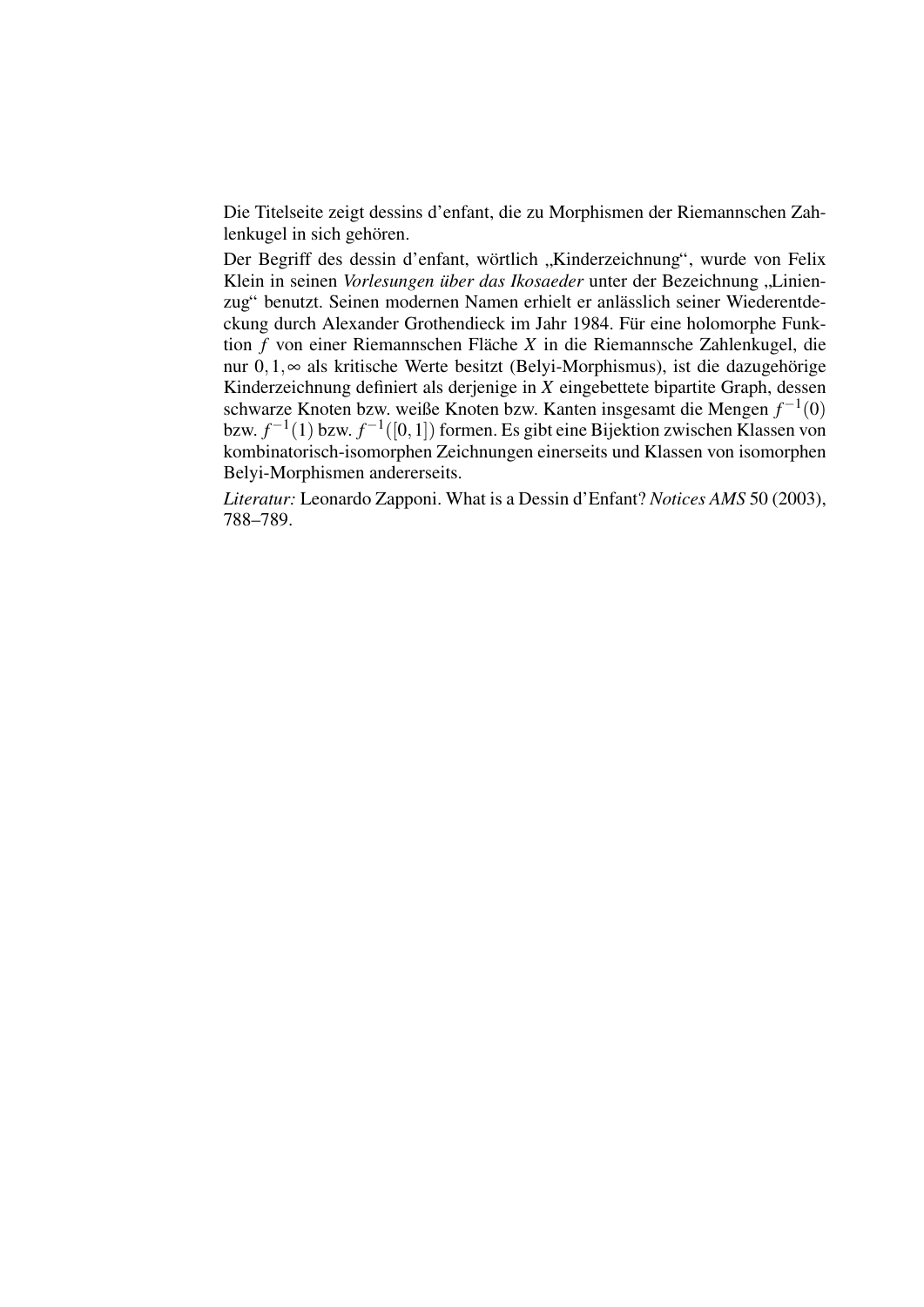Die Titelseite zeigt dessins d'enfant, die zu Morphismen der Riemannschen Zahlenkugel in sich gehören.

Der Begriff des dessin d'enfant, wörtlich „Kinderzeichnung", wurde von Felix Klein in seinen *Vorlesungen über das Ikosaeder* unter der Bezeichnung „Linienzug" benutzt. Seinen modernen Namen erhielt er anlässlich seiner Wiederentdeckung durch Alexander Grothendieck im Jahr 1984. Für eine holomorphe Funktion $f$ von einer Riemannschen Fläche $X$ in die Riemannsche Zahlenkugel, die nur $0, 1, \infty$ als kritische Werte besitzt (Belyi-Morphismus), ist die dazugehörige Kinderzeichnung definiert als derjenige in $X$ eingebettete bipartite Graph, dessen schwarze Knoten bzw. weiße Knoten bzw. Kanten insgesamt die Mengen $f^{-1}(0)$ bzw. $f^{-1}(1)$ bzw. $f^{-1}([0,1])$ formen. Es gibt eine Bijektion zwischen Klassen von kombinatorisch-isomorphen Zeichnungen einerseits und Klassen von isomorphen Belyi-Morphismen andererseits.

*Literatur:* Leonardo Zapponi. What is a Dessin d'Enfant? *Notices AMS* 50 (2003), 788–789.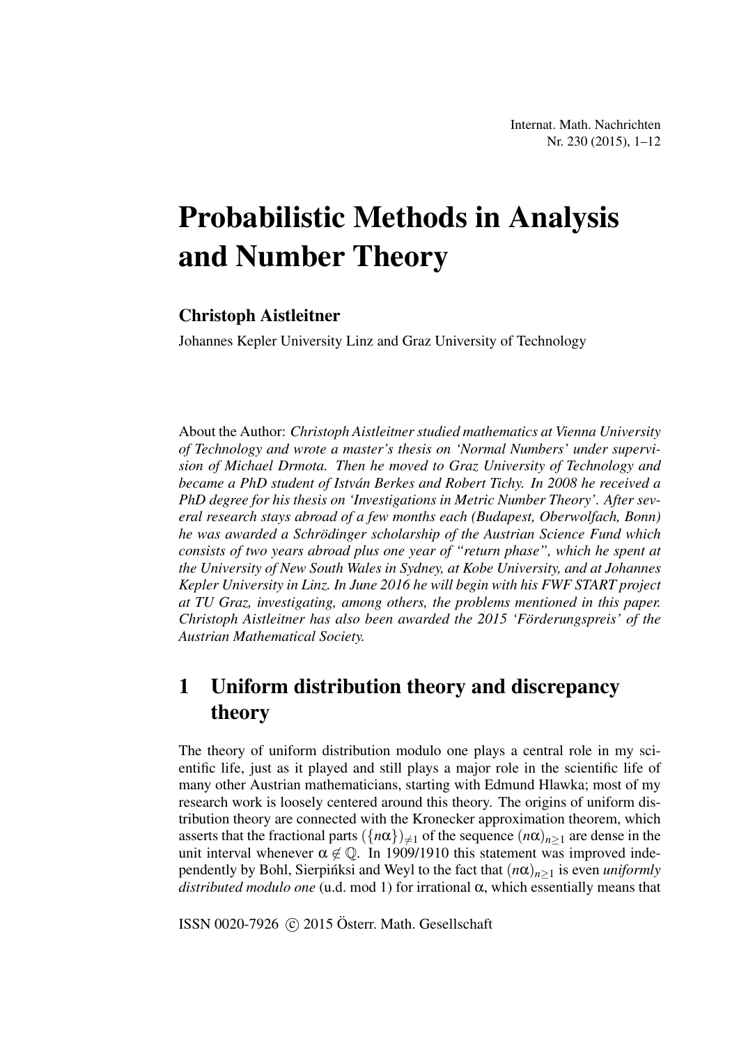# Probabilistic Methods in Analysis and Number Theory

## Christoph Aistleitner

Johannes Kepler University Linz and Graz University of Technology

About the Author: *Christoph Aistleitner studied mathematics at Vienna University of Technology and wrote a master's thesis on 'Normal Numbers' under supervision of Michael Drmota. Then he moved to Graz University of Technology and became a PhD student of István Berkes and Robert Tichy. In 2008 he received a PhD degree for his thesis on 'Investigations in Metric Number Theory'. After several research stays abroad of a few months each (Budapest, Oberwolfach, Bonn) he was awarded a Schrödinger scholarship of the Austrian Science Fund which consists of two years abroad plus one year of "return phase", which he spent at the University of New South Wales in Sydney, at Kobe University, and at Johannes Kepler University in Linz. In June 2016 he will begin with his FWF START project at TU Graz, investigating, among others, the problems mentioned in this paper. Christoph Aistleitner has also been awarded the 2015 'Förderungspreis' of the Austrian Mathematical Society.*

## 1 Uniform distribution theory and discrepancy theory

The theory of uniform distribution modulo one plays a central role in my scientific life, just as it played and still plays a major role in the scientific life of many other Austrian mathematicians, starting with Edmund Hlawka; most of my research work is loosely centered around this theory. The origins of uniform distribution theory are connected with the Kronecker approximation theorem, which asserts that the fractional parts $(\{n\alpha\})_{\neq 1}$ of the sequence $(n\alpha)_{n\geq 1}$ are dense in the unit interval whenever $\alpha \not\in \mathbb{Q}$. In 1909/1910 this statement was improved independently by Bohl, Sierpińksi and Weyl to the fact that $(n\alpha)_{n\geq 1}$ is even *uniformly distributed modulo one* (u.d. mod 1) for irrational $\alpha$, which essentially means that

ISSN 0020-7926 © 2015 Österr. Math. Gesellschaft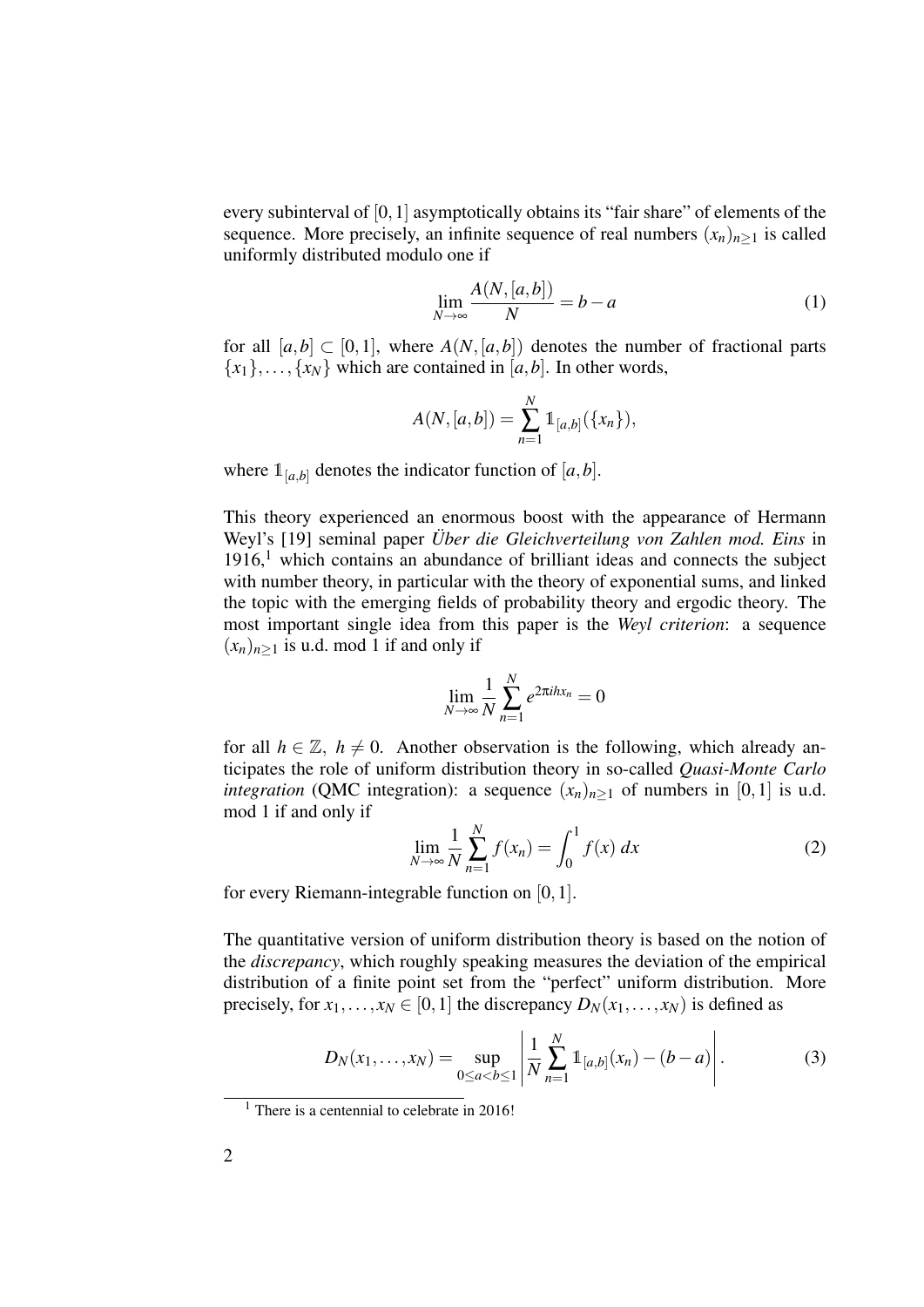every subinterval of $[0,1]$ asymptotically obtains its "fair share" of elements of the sequence. More precisely, an infinite sequence of real numbers $(x_n)_{n\geq 1}$ is called uniformly distributed modulo one if

$$\lim_{N\to\infty} \frac{A(N,[a,b])}{N} = b-a \tag{1}$$

for all $[a,b] \subset [0,1]$, where $A(N,[a,b])$ denotes the number of fractional parts $\{x_1\},\ldots,\{x_N\}$ which are contained in $[a,b]$. In other words,

$$A(N,[a,b]) = \sum_{n=1}^{N} \mathbb{1}_{[a,b]}(\{x_n\}),$$

where $\mathbb{1}_{[a,b]}$ denotes the indicator function of $[a,b]$.

This theory experienced an enormous boost with the appearance of Hermann Weyl's [19] seminal paper *Über die Gleichverteilung von Zahlen mod. Eins* in 1916,[1] which contains an abundance of brilliant ideas and connects the subject with number theory, in particular with the theory of exponential sums, and linked the topic with the emerging fields of probability theory and ergodic theory. The most important single idea from this paper is the *Weyl criterion*: a sequence $(x_n)_{n\geq 1}$ is u.d. mod 1 if and only if

$$\lim_{N\to\infty} \frac{1}{N} \sum_{n=1}^{N} e^{2\pi i h x_n} = 0$$

for all $h \in \mathbb{Z},\ h \neq 0$. Another observation is the following, which already anticipates the role of uniform distribution theory in so-called *Quasi-Monte Carlo integration* (QMC integration): a sequence $(x_n)_{n\geq 1}$ of numbers in $[0,1]$ is u.d. mod 1 if and only if

$$\lim_{N\to\infty} \frac{1}{N} \sum_{n=1}^{N} f(x_n) = \int_0^1 f(x)\,dx \tag{2}$$

for every Riemann-integrable function on $[0,1]$.

The quantitative version of uniform distribution theory is based on the notion of the *discrepancy*, which roughly speaking measures the deviation of the empirical distribution of a finite point set from the "perfect" uniform distribution. More precisely, for $x_1,\ldots,x_N \in [0,1]$ the discrepancy $D_N(x_1,\ldots,x_N)$ is defined as

$$D_N(x_1,\ldots,x_N) = \sup_{0\leq a<b\leq 1} \left| \frac{1}{N} \sum_{n=1}^{N} \mathbb{1}_{[a,b]}(x_n) - (b-a) \right|. \tag{3}$$

[1] There is a centennial to celebrate in 2016!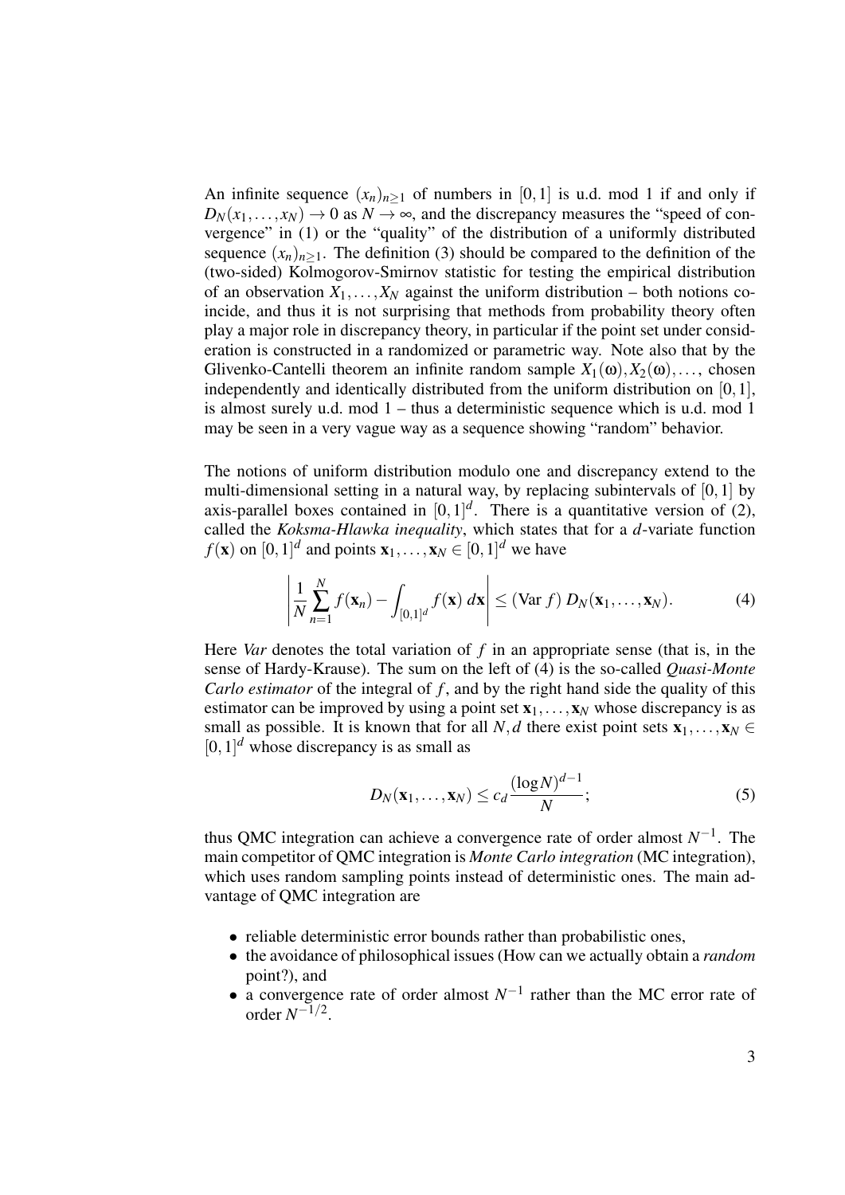An infinite sequence $(x_n)_{n \geq 1}$ of numbers in $[0,1]$ is u.d. mod 1 if and only if $D_N(x_1, \ldots, x_N) \to 0$ as $N \to \infty$, and the discrepancy measures the "speed of convergence" in (1) or the "quality" of the distribution of a uniformly distributed sequence $(x_n)_{n \geq 1}$. The definition (3) should be compared to the definition of the (two-sided) Kolmogorov-Smirnov statistic for testing the empirical distribution of an observation $X_1, \ldots, X_N$ against the uniform distribution – both notions coincide, and thus it is not surprising that methods from probability theory often play a major role in discrepancy theory, in particular if the point set under consideration is constructed in a randomized or parametric way. Note also that by the Glivenko-Cantelli theorem an infinite random sample $X_1(\omega), X_2(\omega), \ldots,$ chosen independently and identically distributed from the uniform distribution on $[0,1]$, is almost surely u.d. mod 1 – thus a deterministic sequence which is u.d. mod 1 may be seen in a very vague way as a sequence showing "random" behavior.

The notions of uniform distribution modulo one and discrepancy extend to the multi-dimensional setting in a natural way, by replacing subintervals of $[0,1]$ by axis-parallel boxes contained in $[0,1]^d$. There is a quantitative version of (2), called the *Koksma-Hlawka inequality*, which states that for a $d$-variate function $f(\mathbf{x})$ on $[0,1]^d$ and points $\mathbf{x}_1, \ldots, \mathbf{x}_N \in [0,1]^d$ we have

$$\left| \frac{1}{N} \sum_{n=1}^{N} f(\mathbf{x}_n) - \int_{[0,1]^d} f(\mathbf{x}) \, d\mathbf{x} \right| \leq (\text{Var } f) \, D_N(\mathbf{x}_1, \ldots, \mathbf{x}_N). \tag{4}$$

Here *Var* denotes the total variation of $f$ in an appropriate sense (that is, in the sense of Hardy-Krause). The sum on the left of (4) is the so-called *Quasi-Monte Carlo estimator* of the integral of $f$, and by the right hand side the quality of this estimator can be improved by using a point set $\mathbf{x}_1, \ldots, \mathbf{x}_N$ whose discrepancy is as small as possible. It is known that for all $N, d$ there exist point sets $\mathbf{x}_1, \ldots, \mathbf{x}_N \in [0,1]^d$ whose discrepancy is as small as

$$D_N(\mathbf{x}_1, \ldots, \mathbf{x}_N) \leq c_d \frac{(\log N)^{d-1}}{N}; \tag{5}$$

thus QMC integration can achieve a convergence rate of order almost $N^{-1}$. The main competitor of QMC integration is *Monte Carlo integration* (MC integration), which uses random sampling points instead of deterministic ones. The main advantage of QMC integration are

- reliable deterministic error bounds rather than probabilistic ones,
- the avoidance of philosophical issues (How can we actually obtain a *random* point?), and
- a convergence rate of order almost $N^{-1}$ rather than the MC error rate of order $N^{-1/2}$.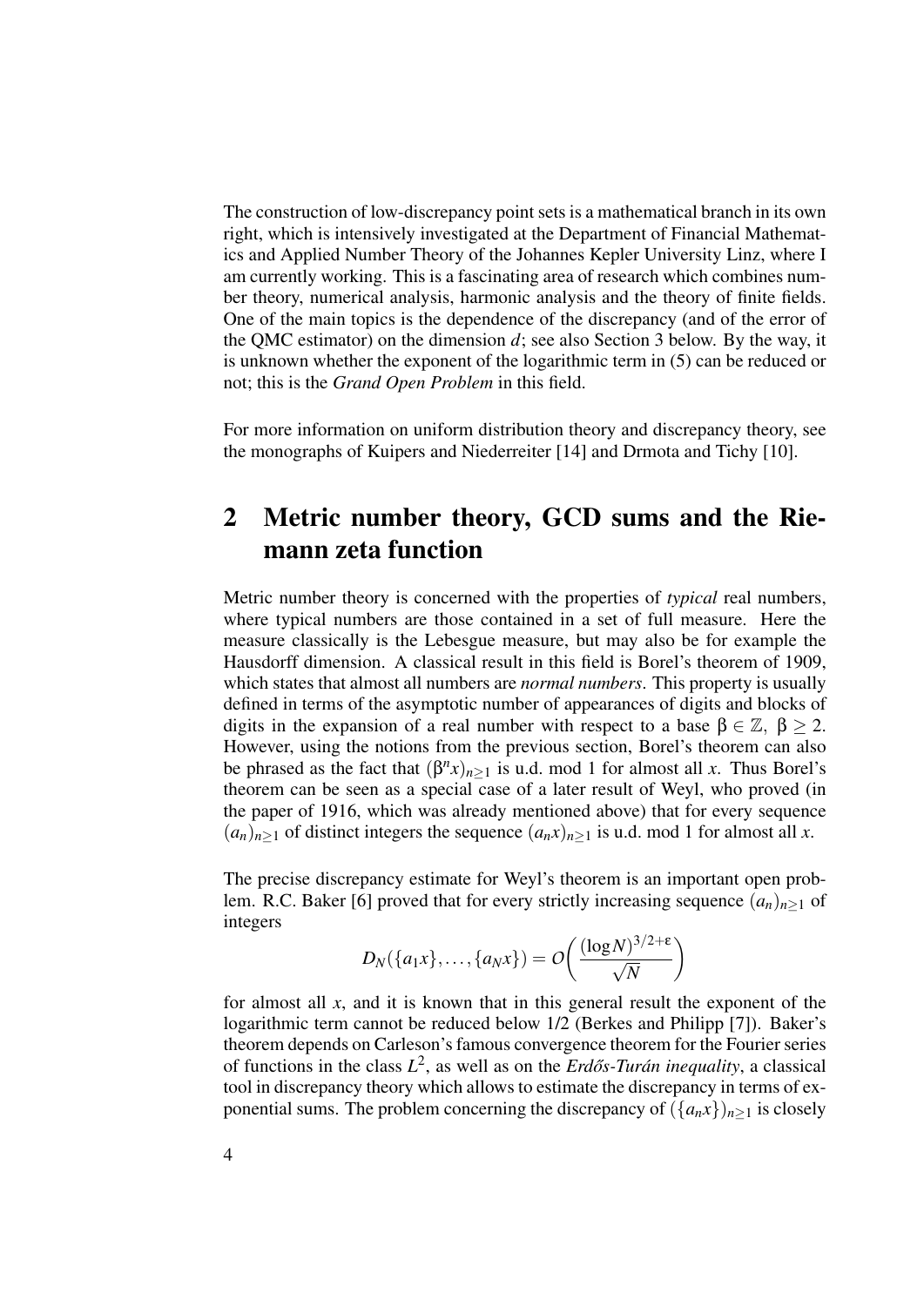The construction of low-discrepancy point sets is a mathematical branch in its own right, which is intensively investigated at the Department of Financial Mathematics and Applied Number Theory of the Johannes Kepler University Linz, where I am currently working. This is a fascinating area of research which combines number theory, numerical analysis, harmonic analysis and the theory of finite fields. One of the main topics is the dependence of the discrepancy (and of the error of the QMC estimator) on the dimension $d$; see also Section 3 below. By the way, it is unknown whether the exponent of the logarithmic term in (5) can be reduced or not; this is the *Grand Open Problem* in this field.

For more information on uniform distribution theory and discrepancy theory, see the monographs of Kuipers and Niederreiter [14] and Drmota and Tichy [10].

## 2 Metric number theory, GCD sums and the Riemann zeta function

Metric number theory is concerned with the properties of *typical* real numbers, where typical numbers are those contained in a set of full measure. Here the measure classically is the Lebesgue measure, but may also be for example the Hausdorff dimension. A classical result in this field is Borel's theorem of 1909, which states that almost all numbers are *normal numbers*. This property is usually defined in terms of the asymptotic number of appearances of digits and blocks of digits in the expansion of a real number with respect to a base $\beta \in \mathbb{Z},\ \beta \geq 2$. However, using the notions from the previous section, Borel's theorem can also be phrased as the fact that $(\beta^n x)_{n \geq 1}$ is u.d. mod 1 for almost all $x$. Thus Borel's theorem can be seen as a special case of a later result of Weyl, who proved (in the paper of 1916, which was already mentioned above) that for every sequence $(a_n)_{n \geq 1}$ of distinct integers the sequence $(a_n x)_{n \geq 1}$ is u.d. mod 1 for almost all $x$.

The precise discrepancy estimate for Weyl's theorem is an important open problem. R.C. Baker [6] proved that for every strictly increasing sequence $(a_n)_{n \geq 1}$ of integers

$$D_N(\{a_1 x\}, \ldots, \{a_N x\}) = O\left( \frac{(\log N)^{3/2+\varepsilon}}{\sqrt{N}} \right)$$

for almost all $x$, and it is known that in this general result the exponent of the logarithmic term cannot be reduced below 1/2 (Berkes and Philipp [7]). Baker's theorem depends on Carleson's famous convergence theorem for the Fourier series of functions in the class $L^2$, as well as on the *Erdős-Turán inequality*, a classical tool in discrepancy theory which allows to estimate the discrepancy in terms of exponential sums. The problem concerning the discrepancy of $(\{a_n x\})_{n \geq 1}$ is closely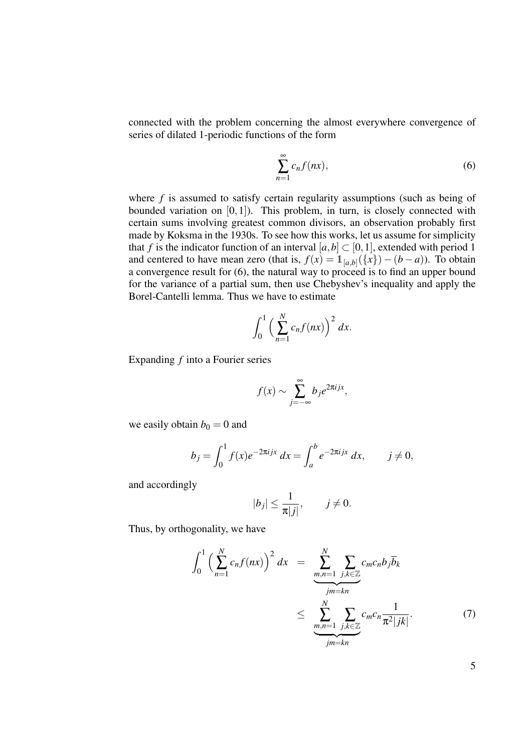connected with the problem concerning the almost everywhere convergence of series of dilated 1-periodic functions of the form

$$\sum_{n=1}^{\infty} c_n f(nx), \tag{6}$$

where $f$ is assumed to satisfy certain regularity assumptions (such as being of bounded variation on $[0,1]$). This problem, in turn, is closely connected with certain sums involving greatest common divisors, an observation probably first made by Koksma in the 1930s. To see how this works, let us assume for simplicity that $f$ is the indicator function of an interval $[a,b] \subset [0,1]$, extended with period 1 and centered to have mean zero (that is, $f(x) = \mathbb{1}_{[a,b]}(\{x\}) - (b-a)$). To obtain a convergence result for (6), the natural way to proceed is to find an upper bound for the variance of a partial sum, then use Chebyshev's inequality and apply the Borel-Cantelli lemma. Thus we have to estimate

$$\int_0^1 \Big( \sum_{n=1}^{N} c_n f(nx) \Big)^2 \, dx.$$

Expanding $f$ into a Fourier series

$$f(x) \sim \sum_{j=-\infty}^{\infty} b_j e^{2\pi i j x},$$

we easily obtain $b_0 = 0$ and

$$b_j = \int_0^1 f(x) e^{-2\pi i j x} \, dx = \int_a^b e^{-2\pi i j x} \, dx, \qquad j \neq 0,$$

and accordingly

$$|b_j| \leq \frac{1}{\pi |j|}, \qquad j \neq 0.$$

Thus, by orthogonality, we have

$$\begin{aligned} \int_0^1 \Big( \sum_{n=1}^{N} c_n f(nx) \Big)^2 \, dx &= \underbrace{\sum_{m,n=1}^{N} \sum_{j,k \in \mathbb{Z}}}_{jm=kn} c_m c_n b_j \overline{b}_k \\ &\leq \underbrace{\sum_{m,n=1}^{N} \sum_{j,k \in \mathbb{Z}}}_{jm=kn} c_m c_n \frac{1}{\pi^2 |jk|}. \end{aligned} \tag{7}$$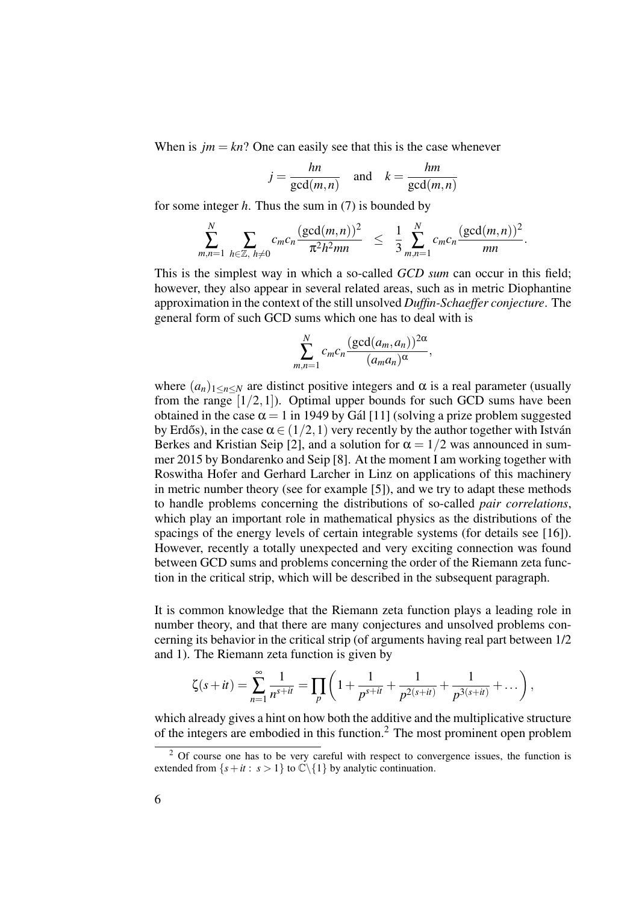When is $jm = kn$? One can easily see that this is the case whenever

$$j = \frac{hn}{\gcd(m,n)} \quad \text{and} \quad k = \frac{hm}{\gcd(m,n)}$$

for some integer $h$. Thus the sum in (7) is bounded by

$$\sum_{m,n=1}^{N} \sum_{h \in \mathbb{Z},\, h \neq 0} c_m c_n \frac{(\gcd(m,n))^2}{\pi^2 h^2 mn} \quad \leq \quad \frac{1}{3} \sum_{m,n=1}^{N} c_m c_n \frac{(\gcd(m,n))^2}{mn}.$$

This is the simplest way in which a so-called *GCD sum* can occur in this field; however, they also appear in several related areas, such as in metric Diophantine approximation in the context of the still unsolved *Duffin-Schaeffer conjecture*. The general form of such GCD sums which one has to deal with is

$$\sum_{m,n=1}^{N} c_m c_n \frac{(\gcd(a_m,a_n))^{2\alpha}}{(a_m a_n)^{\alpha}},$$

where $(a_n)_{1 \leq n \leq N}$ are distinct positive integers and $\alpha$ is a real parameter (usually from the range $[1/2,1]$). Optimal upper bounds for such GCD sums have been obtained in the case $\alpha = 1$ in 1949 by Gál [11] (solving a prize problem suggested by Erdős), in the case $\alpha \in (1/2,1)$ very recently by the author together with István Berkes and Kristian Seip [2], and a solution for $\alpha = 1/2$ was announced in summer 2015 by Bondarenko and Seip [8]. At the moment I am working together with Roswitha Hofer and Gerhard Larcher in Linz on applications of this machinery in metric number theory (see for example [5]), and we try to adapt these methods to handle problems concerning the distributions of so-called *pair correlations*, which play an important role in mathematical physics as the distributions of the spacings of the energy levels of certain integrable systems (for details see [16]). However, recently a totally unexpected and very exciting connection was found between GCD sums and problems concerning the order of the Riemann zeta function in the critical strip, which will be described in the subsequent paragraph.

It is common knowledge that the Riemann zeta function plays a leading role in number theory, and that there are many conjectures and unsolved problems concerning its behavior in the critical strip (of arguments having real part between 1/2 and 1). The Riemann zeta function is given by

$$\zeta(s+it) = \sum_{n=1}^{\infty} \frac{1}{n^{s+it}} = \prod_{p} \left(1 + \frac{1}{p^{s+it}} + \frac{1}{p^{2(s+it)}} + \frac{1}{p^{3(s+it)}} + \dots \right),$$

which already gives a hint on how both the additive and the multiplicative structure of the integers are embodied in this function.[2] The most prominent open problem

[2] Of course one has to be very careful with respect to convergence issues, the function is extended from $\{s+it : s > 1\}$ to $\mathbb{C}\backslash\{1\}$ by analytic continuation.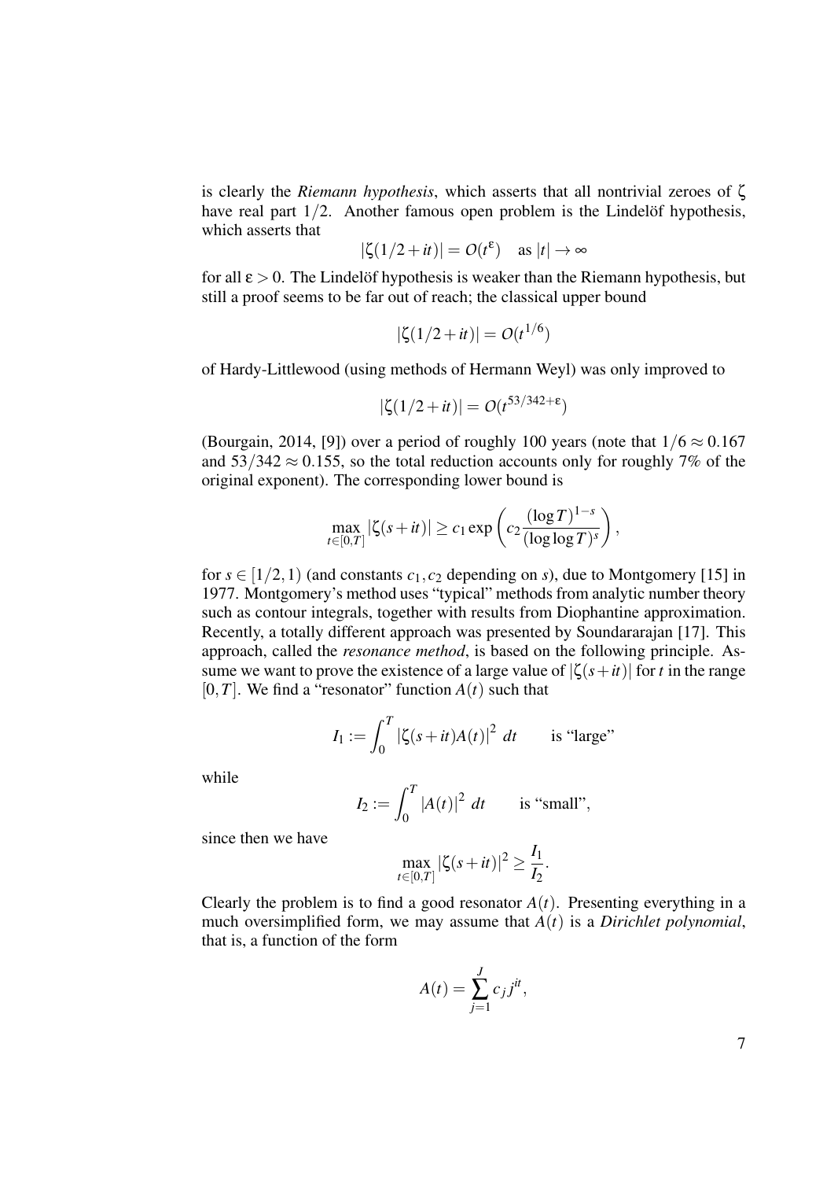is clearly the *Riemann hypothesis*, which asserts that all nontrivial zeroes of $\zeta$ have real part $1/2$. Another famous open problem is the Lindelöf hypothesis, which asserts that

$$|\zeta(1/2+it)| = O(t^{\varepsilon}) \quad \text{as } |t| \to \infty$$

for all $\varepsilon > 0$. The Lindelöf hypothesis is weaker than the Riemann hypothesis, but still a proof seems to be far out of reach; the classical upper bound

$$|\zeta(1/2+it)| = O(t^{1/6})$$

of Hardy-Littlewood (using methods of Hermann Weyl) was only improved to

$$|\zeta(1/2+it)| = O(t^{53/342+\varepsilon})$$

(Bourgain, 2014, [9]) over a period of roughly 100 years (note that $1/6 \approx 0.167$ and $53/342 \approx 0.155$, so the total reduction accounts only for roughly 7% of the original exponent). The corresponding lower bound is

$$\max_{t \in [0,T]} |\zeta(s+it)| \geq c_1 \exp\left( c_2 \frac{(\log T)^{1-s}}{(\log \log T)^s} \right),$$

for $s \in [1/2, 1)$ (and constants $c_1, c_2$ depending on $s$), due to Montgomery [15] in 1977. Montgomery's method uses "typical" methods from analytic number theory such as contour integrals, together with results from Diophantine approximation. Recently, a totally different approach was presented by Soundararajan [17]. This approach, called the *resonance method*, is based on the following principle. Assume we want to prove the existence of a large value of $|\zeta(s+it)|$ for $t$ in the range $[0,T]$. We find a "resonator" function $A(t)$ such that

$$I_1 := \int_0^T |\zeta(s+it)A(t)|^2 \, dt \qquad \text{is "large"}$$

while

$$I_2 := \int_0^T |A(t)|^2 \, dt \qquad \text{is "small"},$$

since then we have

$$\max_{t \in [0,T]} |\zeta(s+it)|^2 \geq \frac{I_1}{I_2}.$$

Clearly the problem is to find a good resonator $A(t)$. Presenting everything in a much oversimplified form, we may assume that $A(t)$ is a *Dirichlet polynomial*, that is, a function of the form

$$A(t) = \sum_{j=1}^{J} c_j j^{it},$$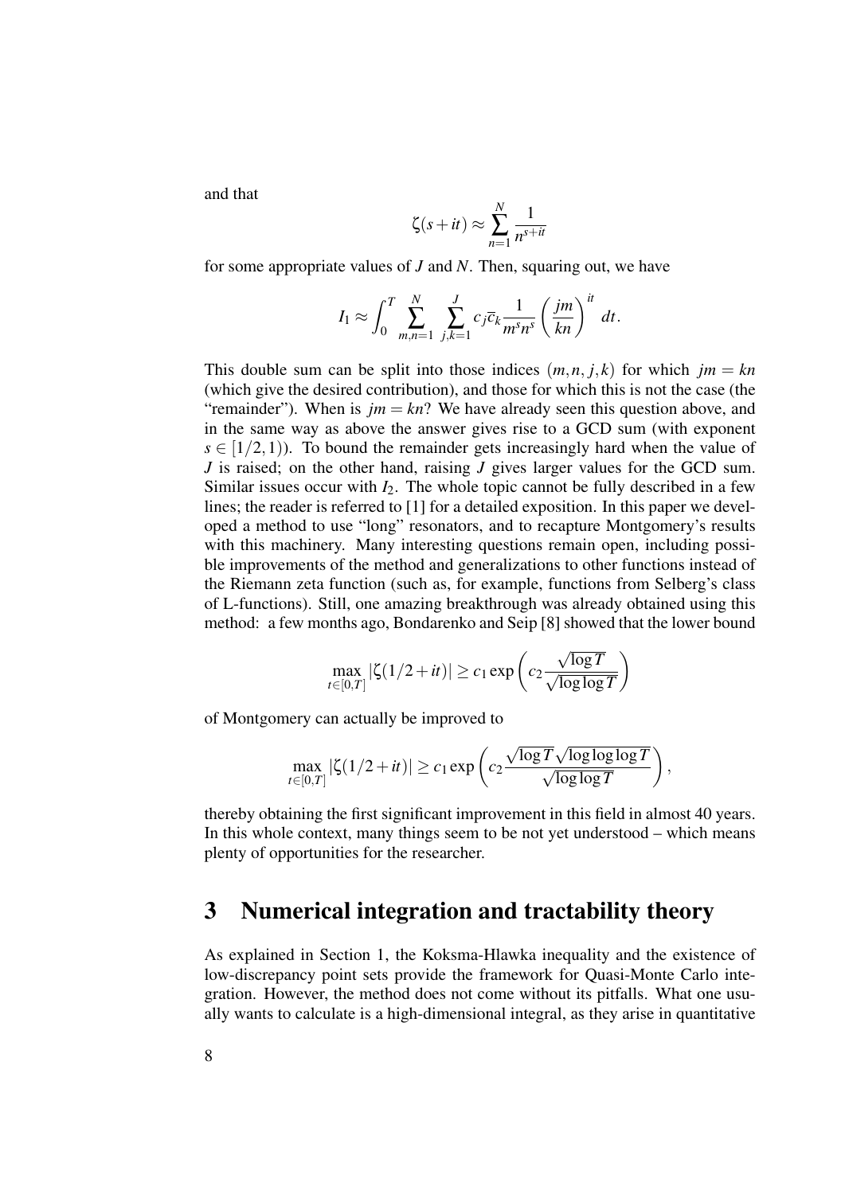and that

$$\zeta(s+it) \approx \sum_{n=1}^{N} \frac{1}{n^{s+it}}$$

for some appropriate values of $J$ and $N$. Then, squaring out, we have

$$I_1 \approx \int_0^T \sum_{m,n=1}^{N} \sum_{j,k=1}^{J} c_j \overline{c}_k \frac{1}{m^s n^s} \left( \frac{jm}{kn} \right)^{it} dt.$$

This double sum can be split into those indices $(m,n,j,k)$ for which $jm = kn$ (which give the desired contribution), and those for which this is not the case (the "remainder"). When is $jm = kn$? We have already seen this question above, and in the same way as above the answer gives rise to a GCD sum (with exponent $s \in [1/2, 1)$). To bound the remainder gets increasingly hard when the value of $J$ is raised; on the other hand, raising $J$ gives larger values for the GCD sum. Similar issues occur with $I_2$. The whole topic cannot be fully described in a few lines; the reader is referred to [1] for a detailed exposition. In this paper we developed a method to use "long" resonators, and to recapture Montgomery's results with this machinery. Many interesting questions remain open, including possible improvements of the method and generalizations to other functions instead of the Riemann zeta function (such as, for example, functions from Selberg's class of L-functions). Still, one amazing breakthrough was already obtained using this method: a few months ago, Bondarenko and Seip [8] showed that the lower bound

$$\max_{t \in [0,T]} |\zeta(1/2+it)| \geq c_1 \exp\left( c_2 \frac{\sqrt{\log T}}{\sqrt{\log\log T}} \right)$$

of Montgomery can actually be improved to

$$\max_{t \in [0,T]} |\zeta(1/2+it)| \geq c_1 \exp\left( c_2 \frac{\sqrt{\log T}\sqrt{\log\log\log T}}{\sqrt{\log\log T}} \right),$$

thereby obtaining the first significant improvement in this field in almost 40 years. In this whole context, many things seem to be not yet understood – which means plenty of opportunities for the researcher.

# 3 Numerical integration and tractability theory

As explained in Section 1, the Koksma-Hlawka inequality and the existence of low-discrepancy point sets provide the framework for Quasi-Monte Carlo integration. However, the method does not come without its pitfalls. What one usually wants to calculate is a high-dimensional integral, as they arise in quantitative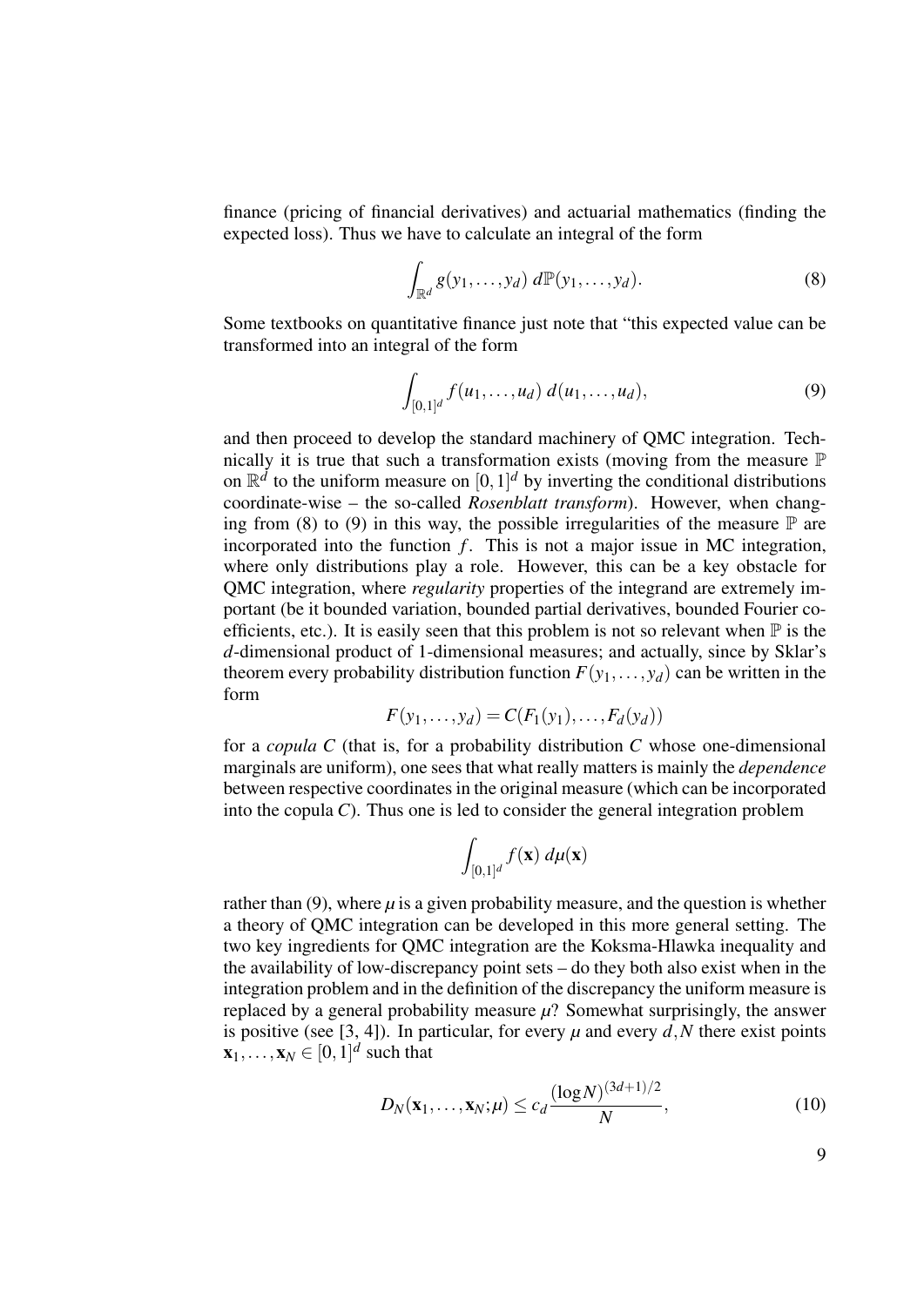finance (pricing of financial derivatives) and actuarial mathematics (finding the expected loss). Thus we have to calculate an integral of the form

$$\int_{\mathbb{R}^d} g(y_1,\ldots,y_d)\; d\mathbb{P}(y_1,\ldots,y_d). \tag{8}$$

Some textbooks on quantitative finance just note that "this expected value can be transformed into an integral of the form

$$\int_{[0,1]^d} f(u_1,\ldots,u_d)\; d(u_1,\ldots,u_d), \tag{9}$$

and then proceed to develop the standard machinery of QMC integration. Technically it is true that such a transformation exists (moving from the measure $\mathbb{P}$ on $\mathbb{R}^d$ to the uniform measure on $[0,1]^d$ by inverting the conditional distributions coordinate-wise – the so-called *Rosenblatt transform*). However, when changing from (8) to (9) in this way, the possible irregularities of the measure $\mathbb{P}$ are incorporated into the function $f$. This is not a major issue in MC integration, where only distributions play a role. However, this can be a key obstacle for QMC integration, where *regularity* properties of the integrand are extremely important (be it bounded variation, bounded partial derivatives, bounded Fourier coefficients, etc.). It is easily seen that this problem is not so relevant when $\mathbb{P}$ is the $d$-dimensional product of 1-dimensional measures; and actually, since by Sklar's theorem every probability distribution function $F(y_1,\ldots,y_d)$ can be written in the form

$$F(y_1,\ldots,y_d) = C(F_1(y_1),\ldots,F_d(y_d))$$

for a *copula* $C$ (that is, for a probability distribution $C$ whose one-dimensional marginals are uniform), one sees that what really matters is mainly the *dependence* between respective coordinates in the original measure (which can be incorporated into the copula $C$). Thus one is led to consider the general integration problem

$$\int_{[0,1]^d} f(\mathbf{x})\; d\mu(\mathbf{x})$$

rather than (9), where $\mu$ is a given probability measure, and the question is whether a theory of QMC integration can be developed in this more general setting. The two key ingredients for QMC integration are the Koksma-Hlawka inequality and the availability of low-discrepancy point sets – do they both also exist when in the integration problem and in the definition of the discrepancy the uniform measure is replaced by a general probability measure $\mu$? Somewhat surprisingly, the answer is positive (see [3, 4]). In particular, for every $\mu$ and every $d,N$ there exist points $\mathbf{x}_1,\ldots,\mathbf{x}_N \in [0,1]^d$ such that

$$D_N(\mathbf{x}_1,\ldots,\mathbf{x}_N;\mu) \leq c_d \frac{(\log N)^{(3d+1)/2}}{N}, \tag{10}$$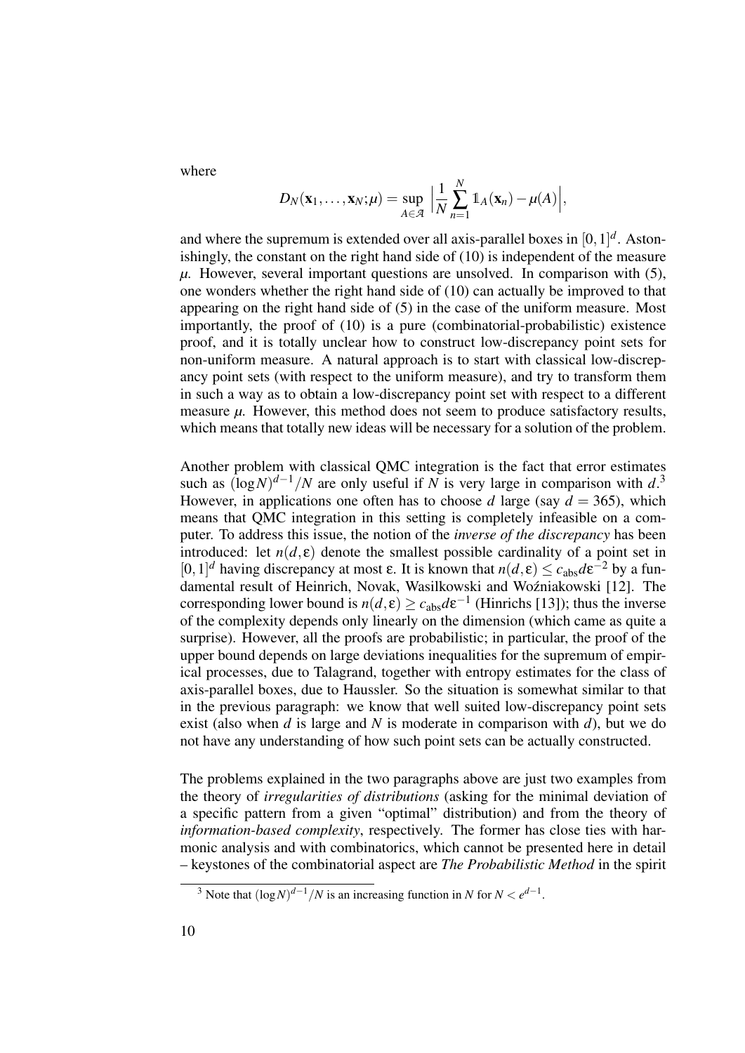where

$$D_N(\mathbf{x}_1,\ldots,\mathbf{x}_N;\mu) = \sup_{A\in\mathcal{A}} \Big|\frac{1}{N}\sum_{n=1}^{N} \mathbb{1}_A(\mathbf{x}_n) - \mu(A)\Big|,$$

and where the supremum is extended over all axis-parallel boxes in $[0,1]^d$. Astonishingly, the constant on the right hand side of (10) is independent of the measure $\mu$. However, several important questions are unsolved. In comparison with (5), one wonders whether the right hand side of (10) can actually be improved to that appearing on the right hand side of (5) in the case of the uniform measure. Most importantly, the proof of (10) is a pure (combinatorial-probabilistic) existence proof, and it is totally unclear how to construct low-discrepancy point sets for non-uniform measure. A natural approach is to start with classical low-discrepancy point sets (with respect to the uniform measure), and try to transform them in such a way as to obtain a low-discrepancy point set with respect to a different measure $\mu$. However, this method does not seem to produce satisfactory results, which means that totally new ideas will be necessary for a solution of the problem.

Another problem with classical QMC integration is the fact that error estimates such as $(\log N)^{d-1}/N$ are only useful if $N$ is very large in comparison with $d$.[3] However, in applications one often has to choose $d$ large (say $d = 365$), which means that QMC integration in this setting is completely infeasible on a computer. To address this issue, the notion of the *inverse of the discrepancy* has been introduced: let $n(d,\varepsilon)$ denote the smallest possible cardinality of a point set in $[0,1]^d$ having discrepancy at most $\varepsilon$. It is known that $n(d,\varepsilon) \leq c_{\text{abs}} d\varepsilon^{-2}$ by a fundamental result of Heinrich, Novak, Wasilkowski and Woźniakowski [12]. The corresponding lower bound is $n(d,\varepsilon) \geq c_{\text{abs}} d\varepsilon^{-1}$ (Hinrichs [13]); thus the inverse of the complexity depends only linearly on the dimension (which came as quite a surprise). However, all the proofs are probabilistic; in particular, the proof of the upper bound depends on large deviations inequalities for the supremum of empirical processes, due to Talagrand, together with entropy estimates for the class of axis-parallel boxes, due to Haussler. So the situation is somewhat similar to that in the previous paragraph: we know that well suited low-discrepancy point sets exist (also when $d$ is large and $N$ is moderate in comparison with $d$), but we do not have any understanding of how such point sets can be actually constructed.

The problems explained in the two paragraphs above are just two examples from the theory of *irregularities of distributions* (asking for the minimal deviation of a specific pattern from a given "optimal" distribution) and from the theory of *information-based complexity*, respectively. The former has close ties with harmonic analysis and with combinatorics, which cannot be presented here in detail – keystones of the combinatorial aspect are *The Probabilistic Method* in the spirit

[3] Note that $(\log N)^{d-1}/N$ is an increasing function in $N$ for $N < e^{d-1}$.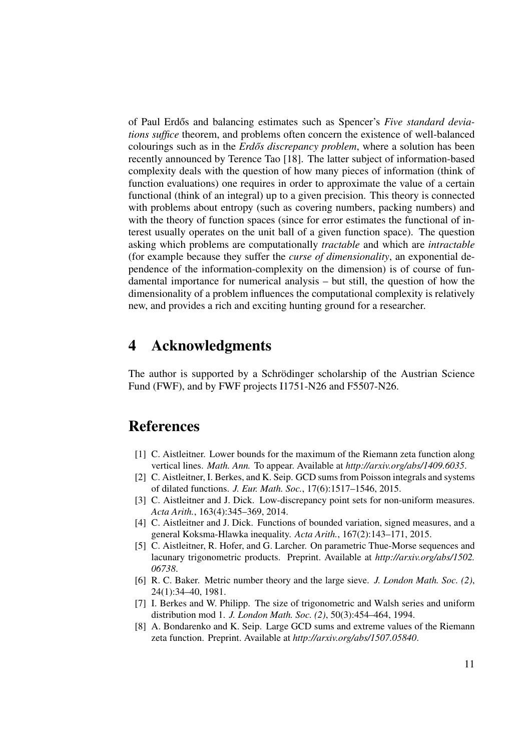of Paul Erdős and balancing estimates such as Spencer's *Five standard deviations suffice* theorem, and problems often concern the existence of well-balanced colourings such as in the *Erdős discrepancy problem*, where a solution has been recently announced by Terence Tao [18]. The latter subject of information-based complexity deals with the question of how many pieces of information (think of function evaluations) one requires in order to approximate the value of a certain functional (think of an integral) up to a given precision. This theory is connected with problems about entropy (such as covering numbers, packing numbers) and with the theory of function spaces (since for error estimates the functional of interest usually operates on the unit ball of a given function space). The question asking which problems are computationally *tractable* and which are *intractable* (for example because they suffer the *curse of dimensionality*, an exponential dependence of the information-complexity on the dimension) is of course of fundamental importance for numerical analysis – but still, the question of how the dimensionality of a problem influences the computational complexity is relatively new, and provides a rich and exciting hunting ground for a researcher.

# 4 Acknowledgments

The author is supported by a Schrödinger scholarship of the Austrian Science Fund (FWF), and by FWF projects I1751-N26 and F5507-N26.

# References

[1] C. Aistleitner. Lower bounds for the maximum of the Riemann zeta function along vertical lines. *Math. Ann.* To appear. Available at *http://arxiv.org/abs/1409.6035*.

[2] C. Aistleitner, I. Berkes, and K. Seip. GCD sums from Poisson integrals and systems of dilated functions. *J. Eur. Math. Soc.*, 17(6):1517–1546, 2015.

[3] C. Aistleitner and J. Dick. Low-discrepancy point sets for non-uniform measures. *Acta Arith.*, 163(4):345–369, 2014.

[4] C. Aistleitner and J. Dick. Functions of bounded variation, signed measures, and a general Koksma-Hlawka inequality. *Acta Arith.*, 167(2):143–171, 2015.

[5] C. Aistleitner, R. Hofer, and G. Larcher. On parametric Thue-Morse sequences and lacunary trigonometric products. Preprint. Available at *http://arxiv.org/abs/1502.06738*.

[6] R. C. Baker. Metric number theory and the large sieve. *J. London Math. Soc. (2)*, 24(1):34–40, 1981.

[7] I. Berkes and W. Philipp. The size of trigonometric and Walsh series and uniform distribution mod 1. *J. London Math. Soc. (2)*, 50(3):454–464, 1994.

[8] A. Bondarenko and K. Seip. Large GCD sums and extreme values of the Riemann zeta function. Preprint. Available at *http://arxiv.org/abs/1507.05840*.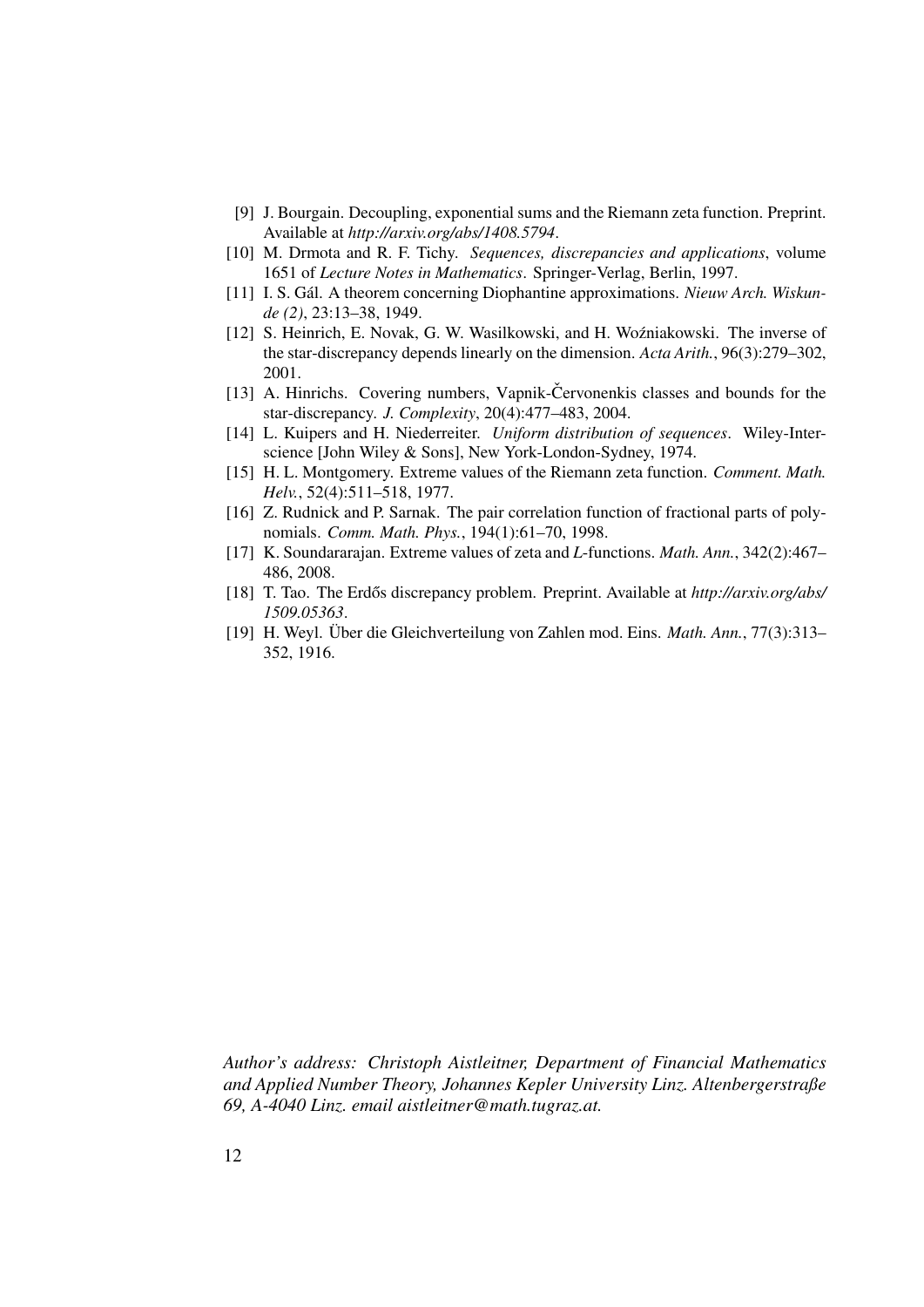[9] J. Bourgain. Decoupling, exponential sums and the Riemann zeta function. Preprint. Available at *http://arxiv.org/abs/1408.5794*.

[10] M. Drmota and R. F. Tichy. *Sequences, discrepancies and applications*, volume 1651 of *Lecture Notes in Mathematics*. Springer-Verlag, Berlin, 1997.

[11] I. S. Gál. A theorem concerning Diophantine approximations. *Nieuw Arch. Wiskunde (2)*, 23:13–38, 1949.

[12] S. Heinrich, E. Novak, G. W. Wasilkowski, and H. Woźniakowski. The inverse of the star-discrepancy depends linearly on the dimension. *Acta Arith.*, 96(3):279–302, 2001.

[13] A. Hinrichs. Covering numbers, Vapnik-Červonenkis classes and bounds for the star-discrepancy. *J. Complexity*, 20(4):477–483, 2004.

[14] L. Kuipers and H. Niederreiter. *Uniform distribution of sequences*. Wiley-Interscience [John Wiley & Sons], New York-London-Sydney, 1974.

[15] H. L. Montgomery. Extreme values of the Riemann zeta function. *Comment. Math. Helv.*, 52(4):511–518, 1977.

[16] Z. Rudnick and P. Sarnak. The pair correlation function of fractional parts of polynomials. *Comm. Math. Phys.*, 194(1):61–70, 1998.

[17] K. Soundararajan. Extreme values of zeta and *L*-functions. *Math. Ann.*, 342(2):467–486, 2008.

[18] T. Tao. The Erdős discrepancy problem. Preprint. Available at *http://arxiv.org/abs/1509.05363*.

[19] H. Weyl. Über die Gleichverteilung von Zahlen mod. Eins. *Math. Ann.*, 77(3):313–352, 1916.

*Author's address: Christoph Aistleitner, Department of Financial Mathematics and Applied Number Theory, Johannes Kepler University Linz. Altenbergerstraße 69, A-4040 Linz. email aistleitner@math.tugraz.at.*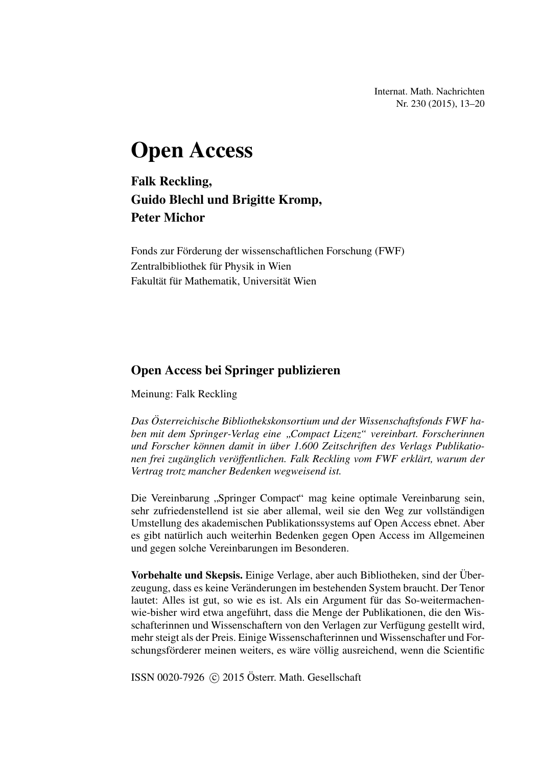# Open Access

**Falk Reckling,**
**Guido Blechl und Brigitte Kromp,**
**Peter Michor**

Fonds zur Förderung der wissenschaftlichen Forschung (FWF)
Zentralbibliothek für Physik in Wien
Fakultät für Mathematik, Universität Wien

## Open Access bei Springer publizieren

Meinung: Falk Reckling

*Das Österreichische Bibliothekskonsortium und der Wissenschaftsfonds FWF haben mit dem Springer-Verlag eine „Compact Lizenz" vereinbart. Forscherinnen und Forscher können damit in über 1.600 Zeitschriften des Verlags Publikationen frei zugänglich veröffentlichen. Falk Reckling vom FWF erklärt, warum der Vertrag trotz mancher Bedenken wegweisend ist.*

Die Vereinbarung „Springer Compact" mag keine optimale Vereinbarung sein, sehr zufriedenstellend ist sie aber allemal, weil sie den Weg zur vollständigen Umstellung des akademischen Publikationssystems auf Open Access ebnet. Aber es gibt natürlich auch weiterhin Bedenken gegen Open Access im Allgemeinen und gegen solche Vereinbarungen im Besonderen.

**Vorbehalte und Skepsis.** Einige Verlage, aber auch Bibliotheken, sind der Überzeugung, dass es keine Veränderungen im bestehenden System braucht. Der Tenor lautet: Alles ist gut, so wie es ist. Als ein Argument für das So-weitermachen-wie-bisher wird etwa angeführt, dass die Menge der Publikationen, die den Wisschafterinnen und Wissenschaftern von den Verlagen zur Verfügung gestellt wird, mehr steigt als der Preis. Einige Wissenschafterinnen und Wissenschafter und Forschungsförderer meinen weiters, es wäre völlig ausreichend, wenn die Scientific

ISSN 0020-7926 © 2015 Österr. Math. Gesellschaft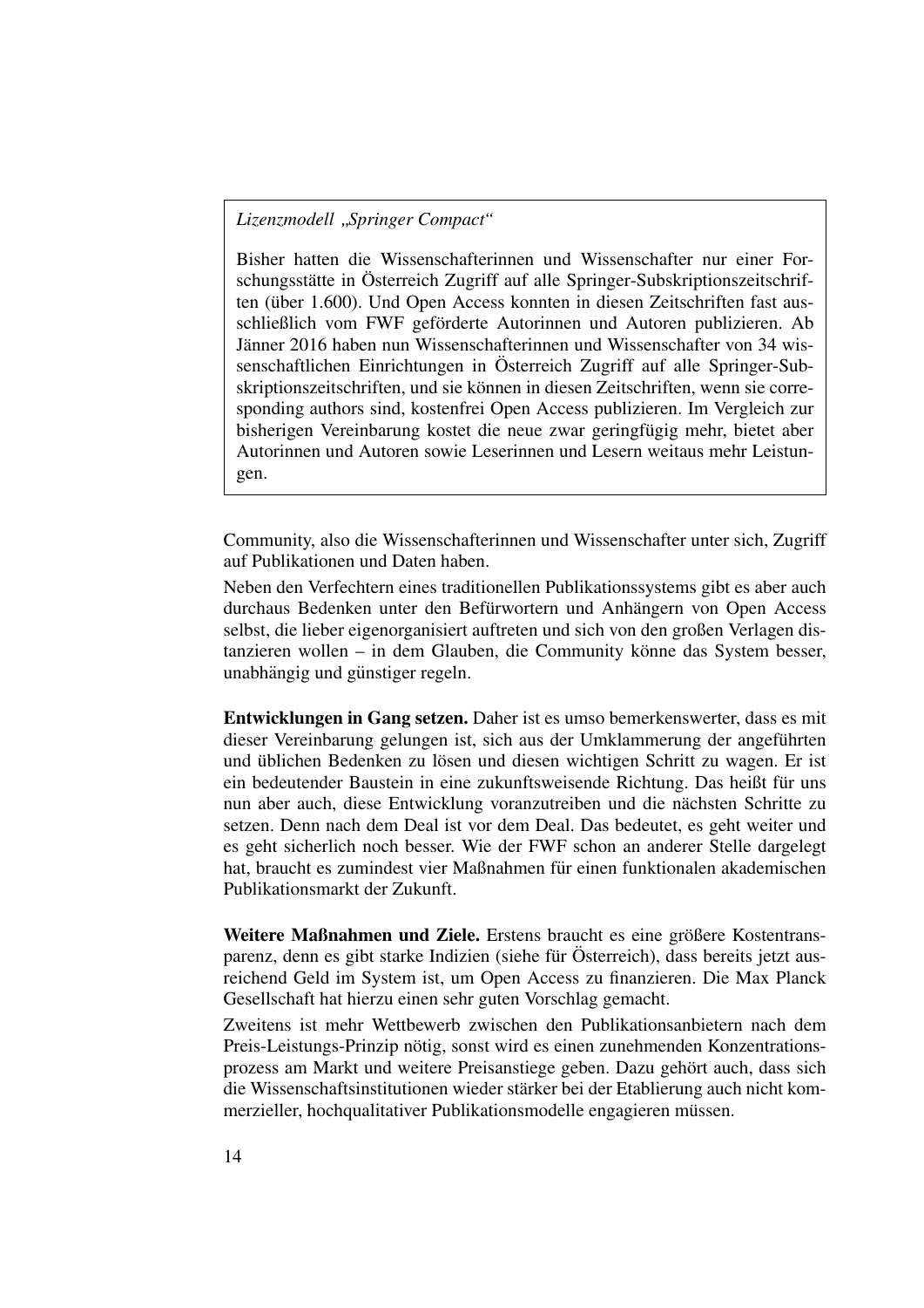*Lizenzmodell „Springer Compact“*

Bisher hatten die Wissenschafterinnen und Wissenschafter nur einer Forschungsstätte in Österreich Zugriff auf alle Springer-Subskriptionszeitschriften (über 1.600). Und Open Access konnten in diesen Zeitschriften fast ausschließlich vom FWF geförderte Autorinnen und Autoren publizieren. Ab Jänner 2016 haben nun Wissenschafterinnen und Wissenschafter von 34 wissenschaftlichen Einrichtungen in Österreich Zugriff auf alle Springer-Subskriptionszeitschriften, und sie können in diesen Zeitschriften, wenn sie corresponding authors sind, kostenfrei Open Access publizieren. Im Vergleich zur bisherigen Vereinbarung kostet die neue zwar geringfügig mehr, bietet aber Autorinnen und Autoren sowie Leserinnen und Lesern weitaus mehr Leistungen.

Community, also die Wissenschafterinnen und Wissenschafter unter sich, Zugriff auf Publikationen und Daten haben.

Neben den Verfechtern eines traditionellen Publikationssystems gibt es aber auch durchaus Bedenken unter den Befürwortern und Anhängern von Open Access selbst, die lieber eigenorganisiert auftreten und sich von den großen Verlagen distanzieren wollen – in dem Glauben, die Community könne das System besser, unabhängig und günstiger regeln.

**Entwicklungen in Gang setzen.** Daher ist es umso bemerkenswerter, dass es mit dieser Vereinbarung gelungen ist, sich aus der Umklammerung der angeführten und üblichen Bedenken zu lösen und diesen wichtigen Schritt zu wagen. Er ist ein bedeutender Baustein in eine zukunftsweisende Richtung. Das heißt für uns nun aber auch, diese Entwicklung voranzutreiben und die nächsten Schritte zu setzen. Denn nach dem Deal ist vor dem Deal. Das bedeutet, es geht weiter und es geht sicherlich noch besser. Wie der FWF schon an anderer Stelle dargelegt hat, braucht es zumindest vier Maßnahmen für einen funktionalen akademischen Publikationsmarkt der Zukunft.

**Weitere Maßnahmen und Ziele.** Erstens braucht es eine größere Kostentransparenz, denn es gibt starke Indizien (siehe für Österreich), dass bereits jetzt ausreichend Geld im System ist, um Open Access zu finanzieren. Die Max Planck Gesellschaft hat hierzu einen sehr guten Vorschlag gemacht.

Zweitens ist mehr Wettbewerb zwischen den Publikationsanbietern nach dem Preis-Leistungs-Prinzip nötig, sonst wird es einen zunehmenden Konzentrationsprozess am Markt und weitere Preisanstiege geben. Dazu gehört auch, dass sich die Wissenschaftsinstitutionen wieder stärker bei der Etablierung auch nicht kommerzieller, hochqualitativer Publikationsmodelle engagieren müssen.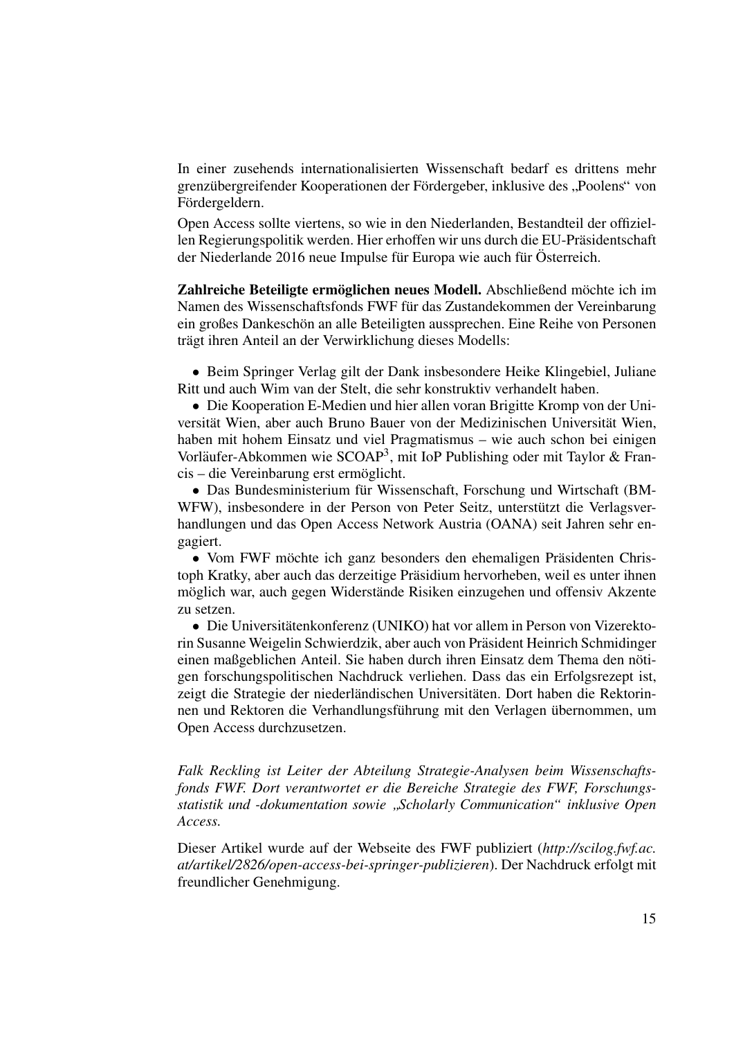In einer zusehends internationalisierten Wissenschaft bedarf es drittens mehr grenzübergreifender Kooperationen der Fördergeber, inklusive des „Poolens" von Fördergeldern.

Open Access sollte viertens, so wie in den Niederlanden, Bestandteil der offiziellen Regierungspolitik werden. Hier erhoffen wir uns durch die EU-Präsidentschaft der Niederlande 2016 neue Impulse für Europa wie auch für Österreich.

**Zahlreiche Beteiligte ermöglichen neues Modell.** Abschließend möchte ich im Namen des Wissenschaftsfonds FWF für das Zustandekommen der Vereinbarung ein großes Dankeschön an alle Beteiligten aussprechen. Eine Reihe von Personen trägt ihren Anteil an der Verwirklichung dieses Modells:

- Beim Springer Verlag gilt der Dank insbesondere Heike Klingebiel, Juliane Ritt und auch Wim van der Stelt, die sehr konstruktiv verhandelt haben.
- Die Kooperation E-Medien und hier allen voran Brigitte Kromp von der Universität Wien, aber auch Bruno Bauer von der Medizinischen Universität Wien, haben mit hohem Einsatz und viel Pragmatismus – wie auch schon bei einigen Vorläufer-Abkommen wie SCOAP[3], mit IoP Publishing oder mit Taylor & Francis – die Vereinbarung erst ermöglicht.
- Das Bundesministerium für Wissenschaft, Forschung und Wirtschaft (BMWFW), insbesondere in der Person von Peter Seitz, unterstützt die Verlagsverhandlungen und das Open Access Network Austria (OANA) seit Jahren sehr engagiert.
- Vom FWF möchte ich ganz besonders den ehemaligen Präsidenten Christoph Kratky, aber auch das derzeitige Präsidium hervorheben, weil es unter ihnen möglich war, auch gegen Widerstände Risiken einzugehen und offensiv Akzente zu setzen.
- Die Universitätenkonferenz (UNIKO) hat vor allem in Person von Vizerektorin Susanne Weigelin Schwierdzik, aber auch von Präsident Heinrich Schmidinger einen maßgeblichen Anteil. Sie haben durch ihren Einsatz dem Thema den nötigen forschungspolitischen Nachdruck verliehen. Dass das ein Erfolgsrezept ist, zeigt die Strategie der niederländischen Universitäten. Dort haben die Rektorinnen und Rektoren die Verhandlungsführung mit den Verlagen übernommen, um Open Access durchzusetzen.

*Falk Reckling ist Leiter der Abteilung Strategie-Analysen beim Wissenschaftsfonds FWF. Dort verantwortet er die Bereiche Strategie des FWF, Forschungsstatistik und -dokumentation sowie „Scholarly Communication" inklusive Open Access.*

Dieser Artikel wurde auf der Webseite des FWF publiziert (*http://scilog.fwf.ac.at/artikel/2826/open-access-bei-springer-publizieren*). Der Nachdruck erfolgt mit freundlicher Genehmigung.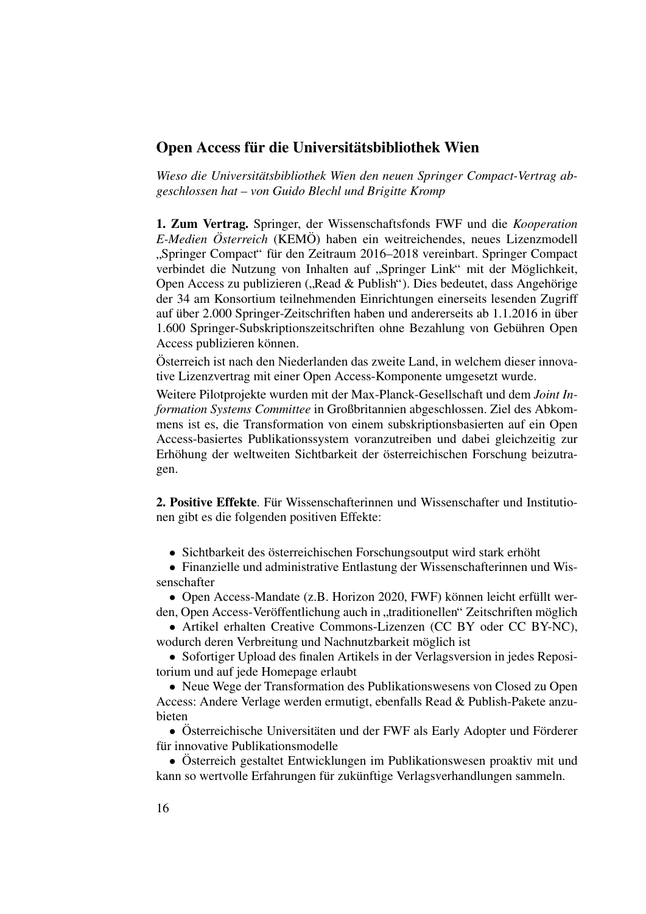## Open Access für die Universitätsbibliothek Wien

*Wieso die Universitätsbibliothek Wien den neuen Springer Compact-Vertrag abgeschlossen hat – von Guido Blechl und Brigitte Kromp*

**1. Zum Vertrag.** Springer, der Wissenschaftsfonds FWF und die *Kooperation E-Medien Österreich* (KEMÖ) haben ein weitreichendes, neues Lizenzmodell „Springer Compact" für den Zeitraum 2016–2018 vereinbart. Springer Compact verbindet die Nutzung von Inhalten auf „Springer Link" mit der Möglichkeit, Open Access zu publizieren („Read & Publish"). Dies bedeutet, dass Angehörige der 34 am Konsortium teilnehmenden Einrichtungen einerseits lesenden Zugriff auf über 2.000 Springer-Zeitschriften haben und andererseits ab 1.1.2016 in über 1.600 Springer-Subskriptionszeitschriften ohne Bezahlung von Gebühren Open Access publizieren können.

Österreich ist nach den Niederlanden das zweite Land, in welchem dieser innovative Lizenzvertrag mit einer Open Access-Komponente umgesetzt wurde.

Weitere Pilotprojekte wurden mit der Max-Planck-Gesellschaft und dem *Joint Information Systems Committee* in Großbritannien abgeschlossen. Ziel des Abkommens ist es, die Transformation von einem subskriptionsbasierten auf ein Open Access-basiertes Publikationssystem voranzutreiben und dabei gleichzeitig zur Erhöhung der weltweiten Sichtbarkeit der österreichischen Forschung beizutragen.

**2. Positive Effekte**. Für Wissenschafterinnen und Wissenschafter und Institutionen gibt es die folgenden positiven Effekte:

- Sichtbarkeit des österreichischen Forschungsoutput wird stark erhöht
- Finanzielle und administrative Entlastung der Wissenschafterinnen und Wissenschafter
- Open Access-Mandate (z.B. Horizon 2020, FWF) können leicht erfüllt werden, Open Access-Veröffentlichung auch in „traditionellen" Zeitschriften möglich
- Artikel erhalten Creative Commons-Lizenzen (CC BY oder CC BY-NC), wodurch deren Verbreitung und Nachnutzbarkeit möglich ist
- Sofortiger Upload des finalen Artikels in der Verlagsversion in jedes Repositorium und auf jede Homepage erlaubt
- Neue Wege der Transformation des Publikationswesens von Closed zu Open Access: Andere Verlage werden ermutigt, ebenfalls Read & Publish-Pakete anzubieten
- Österreichische Universitäten und der FWF als Early Adopter und Förderer für innovative Publikationsmodelle
- Österreich gestaltet Entwicklungen im Publikationswesen proaktiv mit und kann so wertvolle Erfahrungen für zukünftige Verlagsverhandlungen sammeln.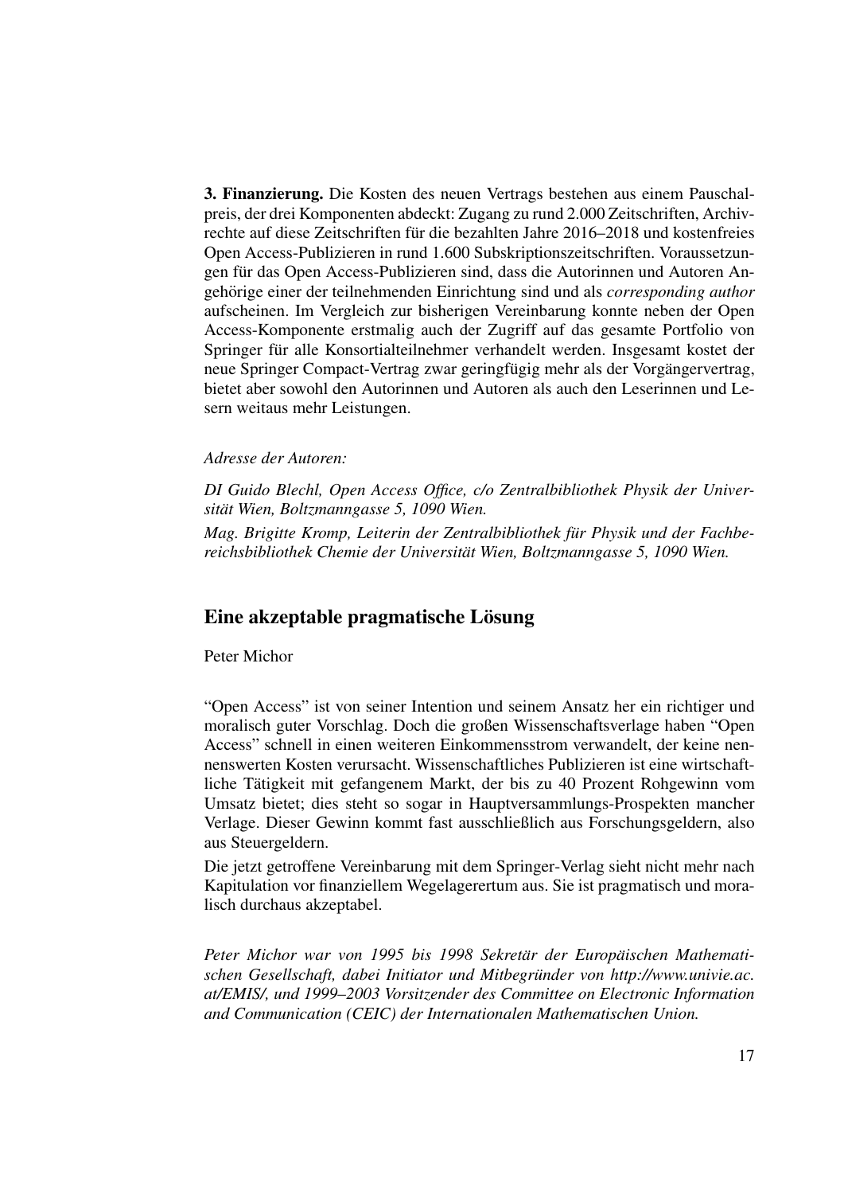**3. Finanzierung.** Die Kosten des neuen Vertrags bestehen aus einem Pauschalpreis, der drei Komponenten abdeckt: Zugang zu rund 2.000 Zeitschriften, Archivrechte auf diese Zeitschriften für die bezahlten Jahre 2016–2018 und kostenfreies Open Access-Publizieren in rund 1.600 Subskriptionszeitschriften. Voraussetzungen für das Open Access-Publizieren sind, dass die Autorinnen und Autoren Angehörige einer der teilnehmenden Einrichtung sind und als *corresponding author* aufscheinen. Im Vergleich zur bisherigen Vereinbarung konnte neben der Open Access-Komponente erstmalig auch der Zugriff auf das gesamte Portfolio von Springer für alle Konsortialteilnehmer verhandelt werden. Insgesamt kostet der neue Springer Compact-Vertrag zwar geringfügig mehr als der Vorgängervertrag, bietet aber sowohl den Autorinnen und Autoren als auch den Leserinnen und Lesern weitaus mehr Leistungen.

*Adresse der Autoren:*

*DI Guido Blechl, Open Access Office, c/o Zentralbibliothek Physik der Universität Wien, Boltzmanngasse 5, 1090 Wien.*

*Mag. Brigitte Kromp, Leiterin der Zentralbibliothek für Physik und der Fachbereichsbibliothek Chemie der Universität Wien, Boltzmanngasse 5, 1090 Wien.*

## Eine akzeptable pragmatische Lösung

Peter Michor

"Open Access" ist von seiner Intention und seinem Ansatz her ein richtiger und moralisch guter Vorschlag. Doch die großen Wissenschaftsverlage haben "Open Access" schnell in einen weiteren Einkommensstrom verwandelt, der keine nennenswerten Kosten verursacht. Wissenschaftliches Publizieren ist eine wirtschaftliche Tätigkeit mit gefangenem Markt, der bis zu 40 Prozent Rohgewinn vom Umsatz bietet; dies steht so sogar in Hauptversammlungs-Prospekten mancher Verlage. Dieser Gewinn kommt fast ausschließlich aus Forschungsgeldern, also aus Steuergeldern.

Die jetzt getroffene Vereinbarung mit dem Springer-Verlag sieht nicht mehr nach Kapitulation vor finanziellem Wegelagerertum aus. Sie ist pragmatisch und moralisch durchaus akzeptabel.

*Peter Michor war von 1995 bis 1998 Sekretär der Europäischen Mathematischen Gesellschaft, dabei Initiator und Mitbegründer von http://www.univie.ac.at/EMIS/, und 1999–2003 Vorsitzender des Committee on Electronic Information and Communication (CEIC) der Internationalen Mathematischen Union.*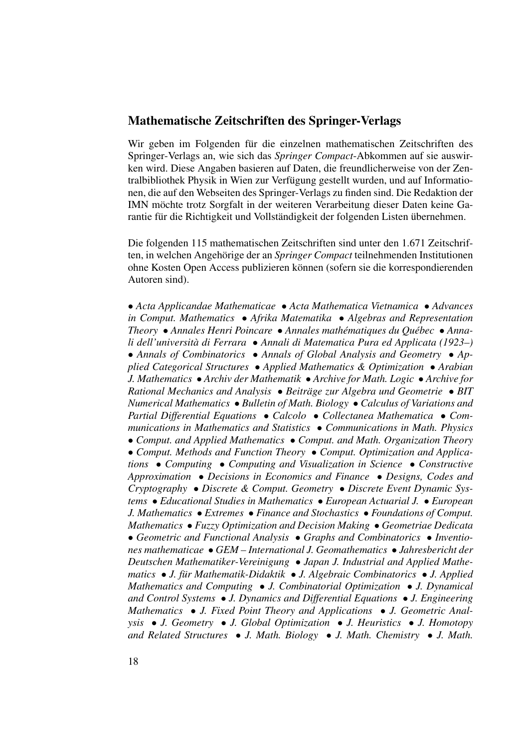## Mathematische Zeitschriften des Springer-Verlags

Wir geben im Folgenden für die einzelnen mathematischen Zeitschriften des Springer-Verlags an, wie sich das *Springer Compact*-Abkommen auf sie auswirken wird. Diese Angaben basieren auf Daten, die freundlicherweise von der Zentralbibliothek Physik in Wien zur Verfügung gestellt wurden, und auf Informationen, die auf den Webseiten des Springer-Verlags zu finden sind. Die Redaktion der IMN möchte trotz Sorgfalt in der weiteren Verarbeitung dieser Daten keine Garantie für die Richtigkeit und Vollständigkeit der folgenden Listen übernehmen.

Die folgenden 115 mathematischen Zeitschriften sind unter den 1.671 Zeitschriften, in welchen Angehörige der an *Springer Compact* teilnehmenden Institutionen ohne Kosten Open Access publizieren können (sofern sie die korrespondierenden Autoren sind).

• *Acta Applicandae Mathematicae* • *Acta Mathematica Vietnamica* • *Advances in Comput. Mathematics* • *Afrika Matematika* • *Algebras and Representation Theory* • *Annales Henri Poincare* • *Annales mathématiques du Québec* • *Annali dell'università di Ferrara* • *Annali di Matematica Pura ed Applicata (1923–)* • *Annals of Combinatorics* • *Annals of Global Analysis and Geometry* • *Applied Categorical Structures* • *Applied Mathematics & Optimization* • *Arabian J. Mathematics* • *Archiv der Mathematik* • *Archive for Math. Logic* • *Archive for Rational Mechanics and Analysis* • *Beiträge zur Algebra und Geometrie* • *BIT Numerical Mathematics* • *Bulletin of Math. Biology* • *Calculus of Variations and Partial Differential Equations* • *Calcolo* • *Collectanea Mathematica* • *Communications in Mathematics and Statistics* • *Communications in Math. Physics* • *Comput. and Applied Mathematics* • *Comput. and Math. Organization Theory* • *Comput. Methods and Function Theory* • *Comput. Optimization and Applications* • *Computing* • *Computing and Visualization in Science* • *Constructive Approximation* • *Decisions in Economics and Finance* • *Designs, Codes and Cryptography* • *Discrete & Comput. Geometry* • *Discrete Event Dynamic Systems* • *Educational Studies in Mathematics* • *European Actuarial J.* • *European J. Mathematics* • *Extremes* • *Finance and Stochastics* • *Foundations of Comput. Mathematics* • *Fuzzy Optimization and Decision Making* • *Geometriae Dedicata* • *Geometric and Functional Analysis* • *Graphs and Combinatorics* • *Inventiones mathematicae* • *GEM – International J. Geomathematics* • *Jahresbericht der Deutschen Mathematiker-Vereinigung* • *Japan J. Industrial and Applied Mathematics* • *J. für Mathematik-Didaktik* • *J. Algebraic Combinatorics* • *J. Applied Mathematics and Computing* • *J. Combinatorial Optimization* • *J. Dynamical and Control Systems* • *J. Dynamics and Differential Equations* • *J. Engineering Mathematics* • *J. Fixed Point Theory and Applications* • *J. Geometric Analysis* • *J. Geometry* • *J. Global Optimization* • *J. Heuristics* • *J. Homotopy and Related Structures* • *J. Math. Biology* • *J. Math. Chemistry* • *J. Math.*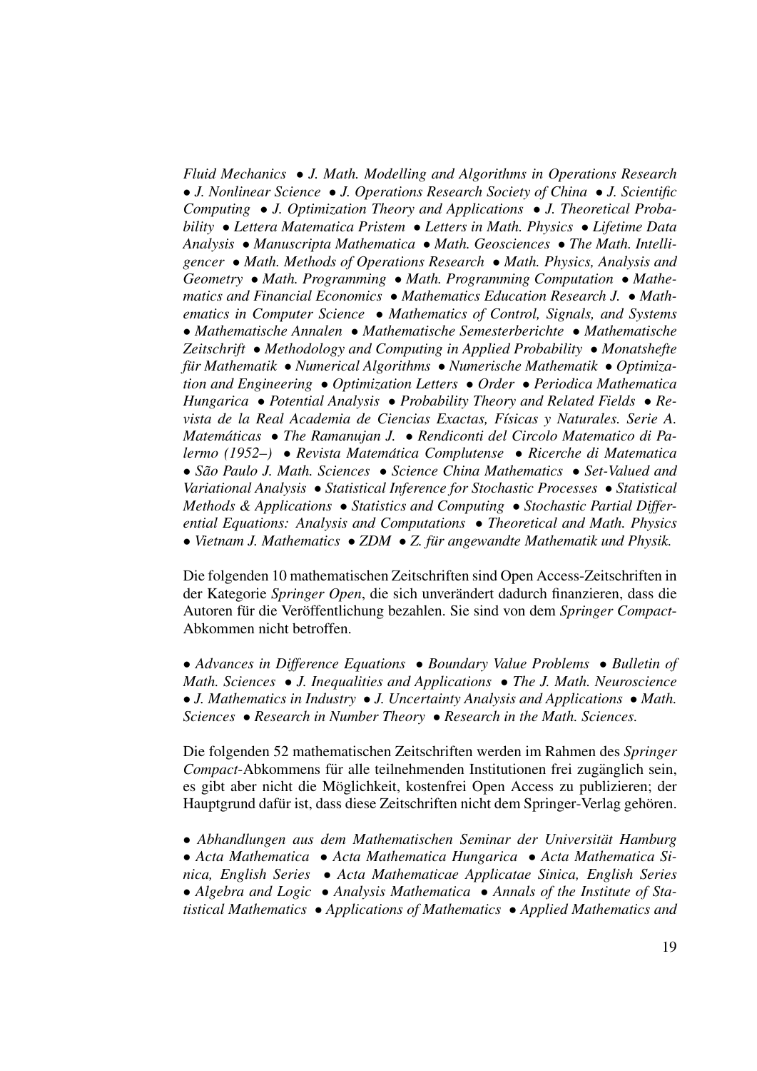*Fluid Mechanics* • *J. Math. Modelling and Algorithms in Operations Research* • *J. Nonlinear Science* • *J. Operations Research Society of China* • *J. Scientific Computing* • *J. Optimization Theory and Applications* • *J. Theoretical Probability* • *Lettera Matematica Pristem* • *Letters in Math. Physics* • *Lifetime Data Analysis* • *Manuscripta Mathematica* • *Math. Geosciences* • *The Math. Intelligencer* • *Math. Methods of Operations Research* • *Math. Physics, Analysis and Geometry* • *Math. Programming* • *Math. Programming Computation* • *Mathematics and Financial Economics* • *Mathematics Education Research J.* • *Mathematics in Computer Science* • *Mathematics of Control, Signals, and Systems* • *Mathematische Annalen* • *Mathematische Semesterberichte* • *Mathematische Zeitschrift* • *Methodology and Computing in Applied Probability* • *Monatshefte für Mathematik* • *Numerical Algorithms* • *Numerische Mathematik* • *Optimization and Engineering* • *Optimization Letters* • *Order* • *Periodica Mathematica Hungarica* • *Potential Analysis* • *Probability Theory and Related Fields* • *Revista de la Real Academia de Ciencias Exactas, Físicas y Naturales. Serie A. Matemáticas* • *The Ramanujan J.* • *Rendiconti del Circolo Matematico di Palermo (1952–)* • *Revista Matemática Complutense* • *Ricerche di Matematica* • *São Paulo J. Math. Sciences* • *Science China Mathematics* • *Set-Valued and Variational Analysis* • *Statistical Inference for Stochastic Processes* • *Statistical Methods & Applications* • *Statistics and Computing* • *Stochastic Partial Differential Equations: Analysis and Computations* • *Theoretical and Math. Physics* • *Vietnam J. Mathematics* • *ZDM* • *Z. für angewandte Mathematik und Physik.*

Die folgenden 10 mathematischen Zeitschriften sind Open Access-Zeitschriften in der Kategorie *Springer Open*, die sich unverändert dadurch finanzieren, dass die Autoren für die Veröffentlichung bezahlen. Sie sind von dem *Springer Compact*-Abkommen nicht betroffen.

• *Advances in Difference Equations* • *Boundary Value Problems* • *Bulletin of Math. Sciences* • *J. Inequalities and Applications* • *The J. Math. Neuroscience* • *J. Mathematics in Industry* • *J. Uncertainty Analysis and Applications* • *Math. Sciences* • *Research in Number Theory* • *Research in the Math. Sciences.*

Die folgenden 52 mathematischen Zeitschriften werden im Rahmen des *Springer Compact*-Abkommens für alle teilnehmenden Institutionen frei zugänglich sein, es gibt aber nicht die Möglichkeit, kostenfrei Open Access zu publizieren; der Hauptgrund dafür ist, dass diese Zeitschriften nicht dem Springer-Verlag gehören.

• *Abhandlungen aus dem Mathematischen Seminar der Universität Hamburg* • *Acta Mathematica* • *Acta Mathematica Hungarica* • *Acta Mathematica Sinica, English Series* • *Acta Mathematicae Applicatae Sinica, English Series* • *Algebra and Logic* • *Analysis Mathematica* • *Annals of the Institute of Statistical Mathematics* • *Applications of Mathematics* • *Applied Mathematics and*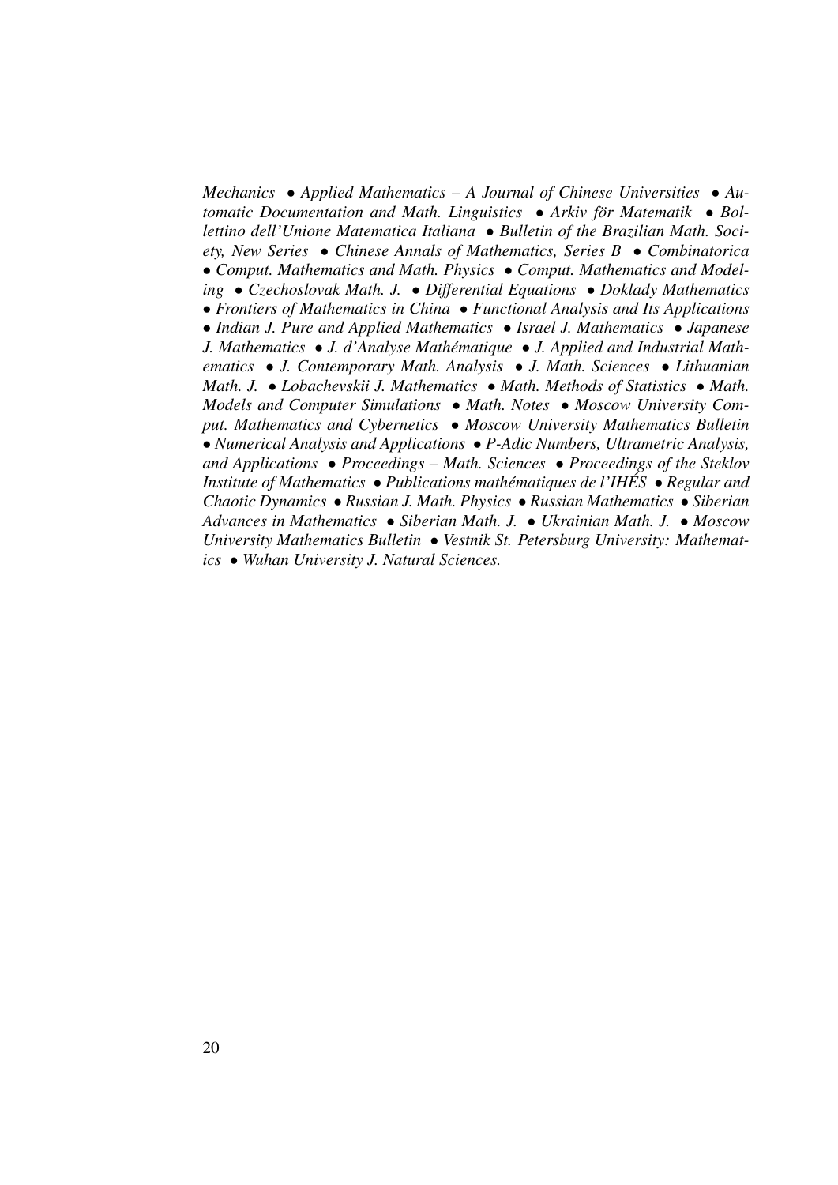*Mechanics • Applied Mathematics – A Journal of Chinese Universities • Automatic Documentation and Math. Linguistics • Arkiv för Matematik • Bollettino dell'Unione Matematica Italiana • Bulletin of the Brazilian Math. Society, New Series • Chinese Annals of Mathematics, Series B • Combinatorica • Comput. Mathematics and Math. Physics • Comput. Mathematics and Modeling • Czechoslovak Math. J. • Differential Equations • Doklady Mathematics • Frontiers of Mathematics in China • Functional Analysis and Its Applications • Indian J. Pure and Applied Mathematics • Israel J. Mathematics • Japanese J. Mathematics • J. d'Analyse Mathématique • J. Applied and Industrial Mathematics • J. Contemporary Math. Analysis • J. Math. Sciences • Lithuanian Math. J. • Lobachevskii J. Mathematics • Math. Methods of Statistics • Math. Models and Computer Simulations • Math. Notes • Moscow University Comput. Mathematics and Cybernetics • Moscow University Mathematics Bulletin • Numerical Analysis and Applications • P-Adic Numbers, Ultrametric Analysis, and Applications • Proceedings – Math. Sciences • Proceedings of the Steklov Institute of Mathematics • Publications mathématiques de l'IHÉS • Regular and Chaotic Dynamics • Russian J. Math. Physics • Russian Mathematics • Siberian Advances in Mathematics • Siberian Math. J. • Ukrainian Math. J. • Moscow University Mathematics Bulletin • Vestnik St. Petersburg University: Mathematics • Wuhan University J. Natural Sciences.*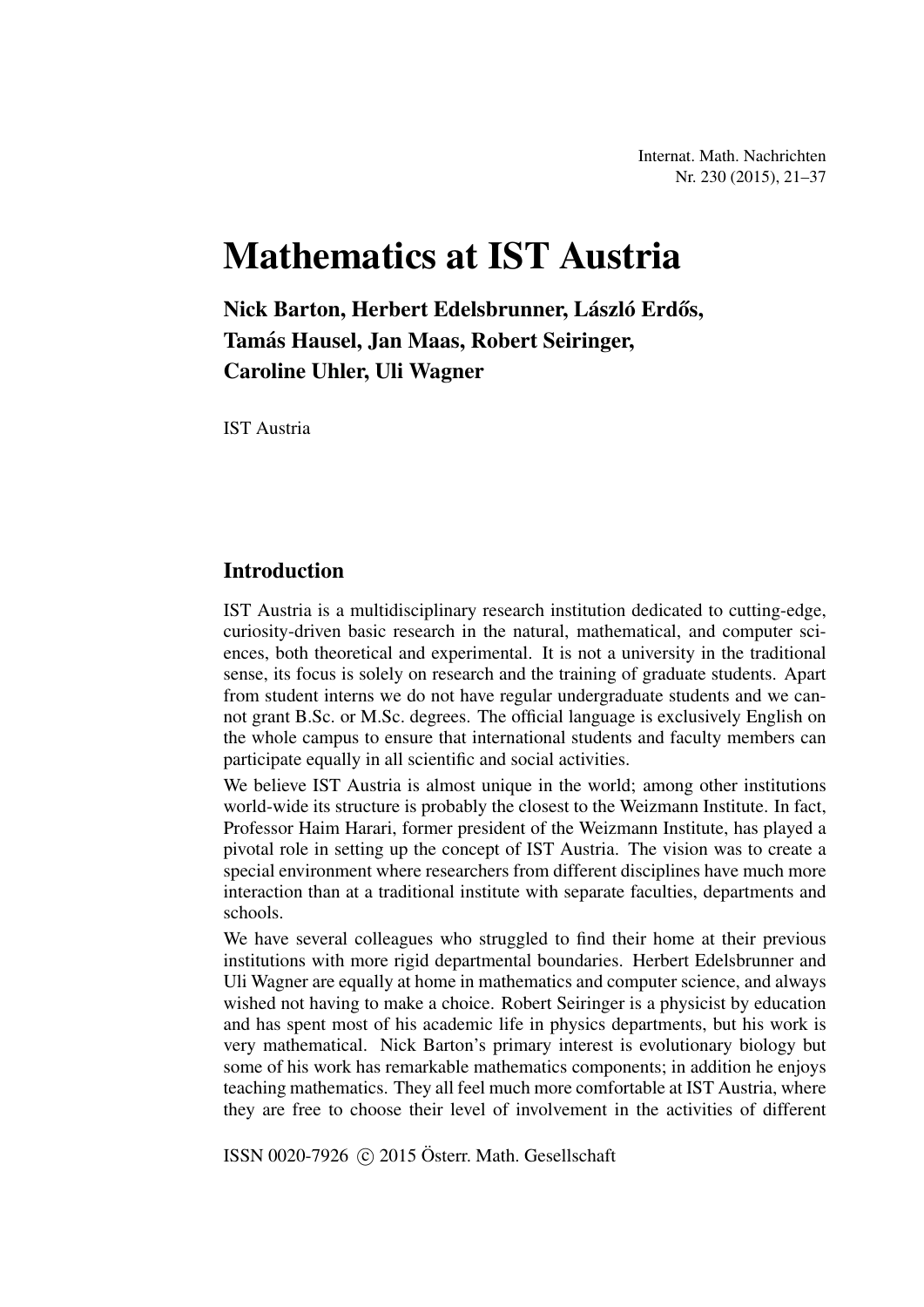# Mathematics at IST Austria

**Nick Barton, Herbert Edelsbrunner, László Erdős, Tamás Hausel, Jan Maas, Robert Seiringer, Caroline Uhler, Uli Wagner**

IST Austria

## Introduction

IST Austria is a multidisciplinary research institution dedicated to cutting-edge, curiosity-driven basic research in the natural, mathematical, and computer sciences, both theoretical and experimental. It is not a university in the traditional sense, its focus is solely on research and the training of graduate students. Apart from student interns we do not have regular undergraduate students and we cannot grant B.Sc. or M.Sc. degrees. The official language is exclusively English on the whole campus to ensure that international students and faculty members can participate equally in all scientific and social activities.

We believe IST Austria is almost unique in the world; among other institutions world-wide its structure is probably the closest to the Weizmann Institute. In fact, Professor Haim Harari, former president of the Weizmann Institute, has played a pivotal role in setting up the concept of IST Austria. The vision was to create a special environment where researchers from different disciplines have much more interaction than at a traditional institute with separate faculties, departments and schools.

We have several colleagues who struggled to find their home at their previous institutions with more rigid departmental boundaries. Herbert Edelsbrunner and Uli Wagner are equally at home in mathematics and computer science, and always wished not having to make a choice. Robert Seiringer is a physicist by education and has spent most of his academic life in physics departments, but his work is very mathematical. Nick Barton's primary interest is evolutionary biology but some of his work has remarkable mathematics components; in addition he enjoys teaching mathematics. They all feel much more comfortable at IST Austria, where they are free to choose their level of involvement in the activities of different

ISSN 0020-7926 © 2015 Österr. Math. Gesellschaft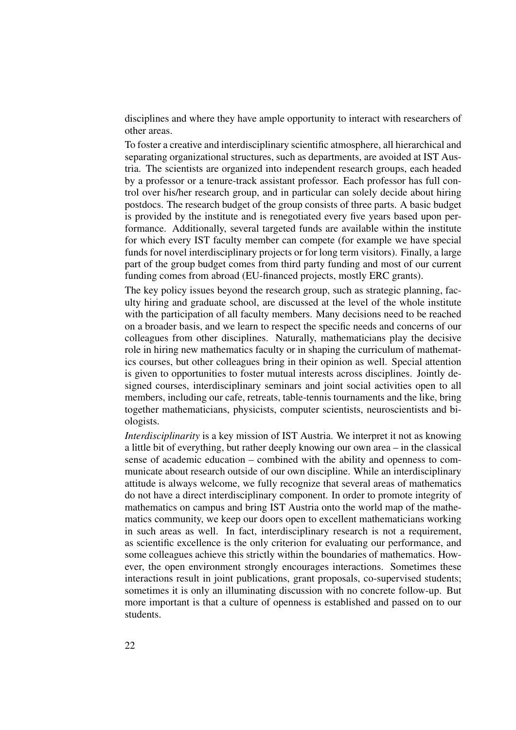disciplines and where they have ample opportunity to interact with researchers of other areas.

To foster a creative and interdisciplinary scientific atmosphere, all hierarchical and separating organizational structures, such as departments, are avoided at IST Austria. The scientists are organized into independent research groups, each headed by a professor or a tenure-track assistant professor. Each professor has full control over his/her research group, and in particular can solely decide about hiring postdocs. The research budget of the group consists of three parts. A basic budget is provided by the institute and is renegotiated every five years based upon performance. Additionally, several targeted funds are available within the institute for which every IST faculty member can compete (for example we have special funds for novel interdisciplinary projects or for long term visitors). Finally, a large part of the group budget comes from third party funding and most of our current funding comes from abroad (EU-financed projects, mostly ERC grants).

The key policy issues beyond the research group, such as strategic planning, faculty hiring and graduate school, are discussed at the level of the whole institute with the participation of all faculty members. Many decisions need to be reached on a broader basis, and we learn to respect the specific needs and concerns of our colleagues from other disciplines. Naturally, mathematicians play the decisive role in hiring new mathematics faculty or in shaping the curriculum of mathematics courses, but other colleagues bring in their opinion as well. Special attention is given to opportunities to foster mutual interests across disciplines. Jointly designed courses, interdisciplinary seminars and joint social activities open to all members, including our cafe, retreats, table-tennis tournaments and the like, bring together mathematicians, physicists, computer scientists, neuroscientists and biologists.

*Interdisciplinarity* is a key mission of IST Austria. We interpret it not as knowing a little bit of everything, but rather deeply knowing our own area – in the classical sense of academic education – combined with the ability and openness to communicate about research outside of our own discipline. While an interdisciplinary attitude is always welcome, we fully recognize that several areas of mathematics do not have a direct interdisciplinary component. In order to promote integrity of mathematics on campus and bring IST Austria onto the world map of the mathematics community, we keep our doors open to excellent mathematicians working in such areas as well. In fact, interdisciplinary research is not a requirement, as scientific excellence is the only criterion for evaluating our performance, and some colleagues achieve this strictly within the boundaries of mathematics. However, the open environment strongly encourages interactions. Sometimes these interactions result in joint publications, grant proposals, co-supervised students; sometimes it is only an illuminating discussion with no concrete follow-up. But more important is that a culture of openness is established and passed on to our students.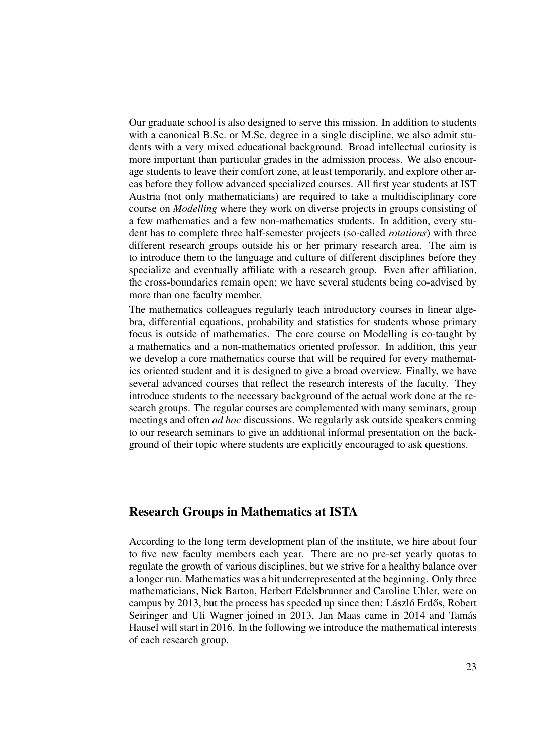Our graduate school is also designed to serve this mission. In addition to students with a canonical B.Sc. or M.Sc. degree in a single discipline, we also admit students with a very mixed educational background. Broad intellectual curiosity is more important than particular grades in the admission process. We also encourage students to leave their comfort zone, at least temporarily, and explore other areas before they follow advanced specialized courses. All first year students at IST Austria (not only mathematicians) are required to take a multidisciplinary core course on *Modelling* where they work on diverse projects in groups consisting of a few mathematics and a few non-mathematics students. In addition, every student has to complete three half-semester projects (so-called *rotations*) with three different research groups outside his or her primary research area. The aim is to introduce them to the language and culture of different disciplines before they specialize and eventually affiliate with a research group. Even after affiliation, the cross-boundaries remain open; we have several students being co-advised by more than one faculty member.

The mathematics colleagues regularly teach introductory courses in linear algebra, differential equations, probability and statistics for students whose primary focus is outside of mathematics. The core course on Modelling is co-taught by a mathematics and a non-mathematics oriented professor. In addition, this year we develop a core mathematics course that will be required for every mathematics oriented student and it is designed to give a broad overview. Finally, we have several advanced courses that reflect the research interests of the faculty. They introduce students to the necessary background of the actual work done at the research groups. The regular courses are complemented with many seminars, group meetings and often *ad hoc* discussions. We regularly ask outside speakers coming to our research seminars to give an additional informal presentation on the background of their topic where students are explicitly encouraged to ask questions.

## Research Groups in Mathematics at ISTA

According to the long term development plan of the institute, we hire about four to five new faculty members each year. There are no pre-set yearly quotas to regulate the growth of various disciplines, but we strive for a healthy balance over a longer run. Mathematics was a bit underrepresented at the beginning. Only three mathematicians, Nick Barton, Herbert Edelsbrunner and Caroline Uhler, were on campus by 2013, but the process has speeded up since then: László Erdős, Robert Seiringer and Uli Wagner joined in 2013, Jan Maas came in 2014 and Tamás Hausel will start in 2016. In the following we introduce the mathematical interests of each research group.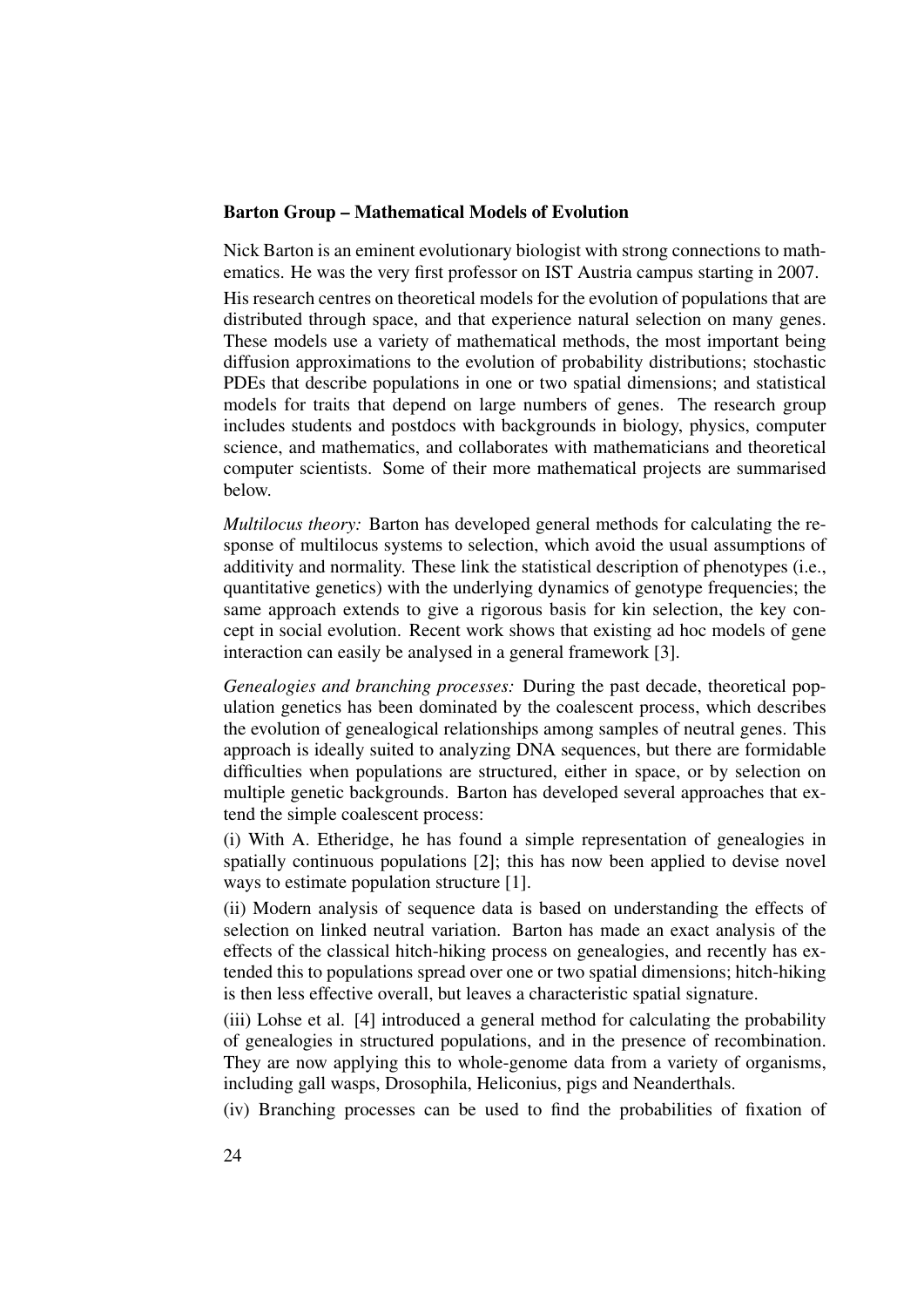## Barton Group – Mathematical Models of Evolution

Nick Barton is an eminent evolutionary biologist with strong connections to mathematics. He was the very first professor on IST Austria campus starting in 2007.

His research centres on theoretical models for the evolution of populations that are distributed through space, and that experience natural selection on many genes. These models use a variety of mathematical methods, the most important being diffusion approximations to the evolution of probability distributions; stochastic PDEs that describe populations in one or two spatial dimensions; and statistical models for traits that depend on large numbers of genes. The research group includes students and postdocs with backgrounds in biology, physics, computer science, and mathematics, and collaborates with mathematicians and theoretical computer scientists. Some of their more mathematical projects are summarised below.

*Multilocus theory:* Barton has developed general methods for calculating the response of multilocus systems to selection, which avoid the usual assumptions of additivity and normality. These link the statistical description of phenotypes (i.e., quantitative genetics) with the underlying dynamics of genotype frequencies; the same approach extends to give a rigorous basis for kin selection, the key concept in social evolution. Recent work shows that existing ad hoc models of gene interaction can easily be analysed in a general framework [3].

*Genealogies and branching processes:* During the past decade, theoretical population genetics has been dominated by the coalescent process, which describes the evolution of genealogical relationships among samples of neutral genes. This approach is ideally suited to analyzing DNA sequences, but there are formidable difficulties when populations are structured, either in space, or by selection on multiple genetic backgrounds. Barton has developed several approaches that extend the simple coalescent process:

(i) With A. Etheridge, he has found a simple representation of genealogies in spatially continuous populations [2]; this has now been applied to devise novel ways to estimate population structure [1].

(ii) Modern analysis of sequence data is based on understanding the effects of selection on linked neutral variation. Barton has made an exact analysis of the effects of the classical hitch-hiking process on genealogies, and recently has extended this to populations spread over one or two spatial dimensions; hitch-hiking is then less effective overall, but leaves a characteristic spatial signature.

(iii) Lohse et al. [4] introduced a general method for calculating the probability of genealogies in structured populations, and in the presence of recombination. They are now applying this to whole-genome data from a variety of organisms, including gall wasps, Drosophila, Heliconius, pigs and Neanderthals.

(iv) Branching processes can be used to find the probabilities of fixation of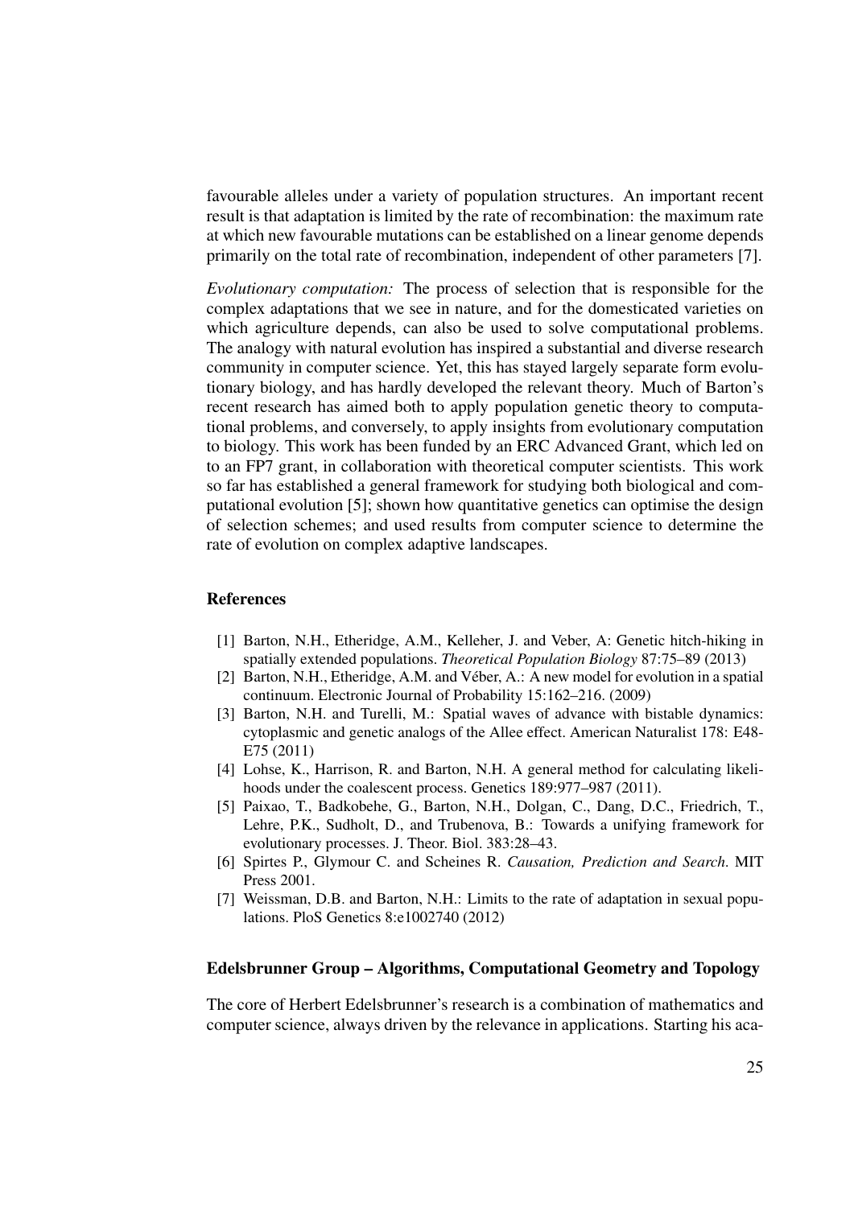favourable alleles under a variety of population structures. An important recent result is that adaptation is limited by the rate of recombination: the maximum rate at which new favourable mutations can be established on a linear genome depends primarily on the total rate of recombination, independent of other parameters [7].

*Evolutionary computation:* The process of selection that is responsible for the complex adaptations that we see in nature, and for the domesticated varieties on which agriculture depends, can also be used to solve computational problems. The analogy with natural evolution has inspired a substantial and diverse research community in computer science. Yet, this has stayed largely separate form evolutionary biology, and has hardly developed the relevant theory. Much of Barton's recent research has aimed both to apply population genetic theory to computational problems, and conversely, to apply insights from evolutionary computation to biology. This work has been funded by an ERC Advanced Grant, which led on to an FP7 grant, in collaboration with theoretical computer scientists. This work so far has established a general framework for studying both biological and computational evolution [5]; shown how quantitative genetics can optimise the design of selection schemes; and used results from computer science to determine the rate of evolution on complex adaptive landscapes.

### References

[1] Barton, N.H., Etheridge, A.M., Kelleher, J. and Veber, A: Genetic hitch-hiking in spatially extended populations. *Theoretical Population Biology* 87:75–89 (2013)

[2] Barton, N.H., Etheridge, A.M. and Véber, A.: A new model for evolution in a spatial continuum. Electronic Journal of Probability 15:162–216. (2009)

[3] Barton, N.H. and Turelli, M.: Spatial waves of advance with bistable dynamics: cytoplasmic and genetic analogs of the Allee effect. American Naturalist 178: E48-E75 (2011)

[4] Lohse, K., Harrison, R. and Barton, N.H. A general method for calculating likelihoods under the coalescent process. Genetics 189:977–987 (2011).

[5] Paixao, T., Badkobehe, G., Barton, N.H., Dolgan, C., Dang, D.C., Friedrich, T., Lehre, P.K., Sudholt, D., and Trubenova, B.: Towards a unifying framework for evolutionary processes. J. Theor. Biol. 383:28–43.

[6] Spirtes P., Glymour C. and Scheines R. *Causation, Prediction and Search*. MIT Press 2001.

[7] Weissman, D.B. and Barton, N.H.: Limits to the rate of adaptation in sexual populations. PloS Genetics 8:e1002740 (2012)

### Edelsbrunner Group – Algorithms, Computational Geometry and Topology

The core of Herbert Edelsbrunner's research is a combination of mathematics and computer science, always driven by the relevance in applications. Starting his aca-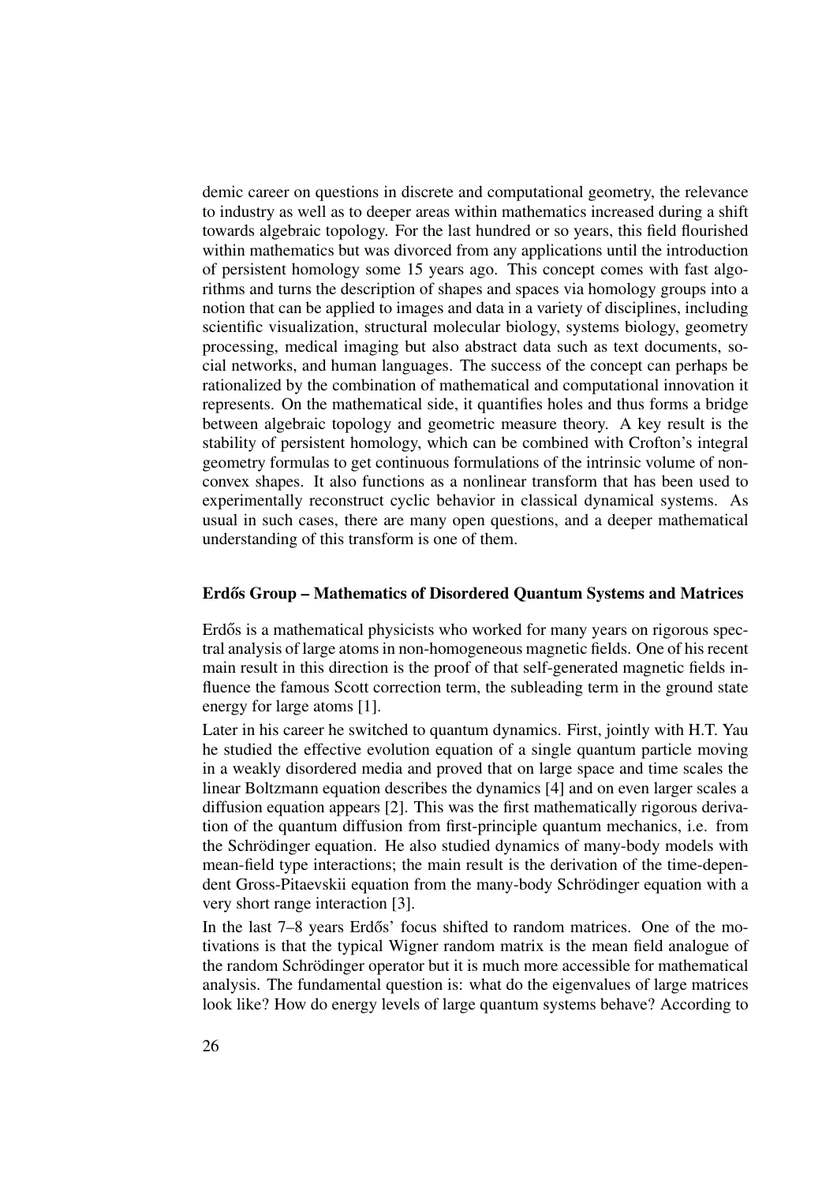demic career on questions in discrete and computational geometry, the relevance to industry as well as to deeper areas within mathematics increased during a shift towards algebraic topology. For the last hundred or so years, this field flourished within mathematics but was divorced from any applications until the introduction of persistent homology some 15 years ago. This concept comes with fast algorithms and turns the description of shapes and spaces via homology groups into a notion that can be applied to images and data in a variety of disciplines, including scientific visualization, structural molecular biology, systems biology, geometry processing, medical imaging but also abstract data such as text documents, social networks, and human languages. The success of the concept can perhaps be rationalized by the combination of mathematical and computational innovation it represents. On the mathematical side, it quantifies holes and thus forms a bridge between algebraic topology and geometric measure theory. A key result is the stability of persistent homology, which can be combined with Crofton's integral geometry formulas to get continuous formulations of the intrinsic volume of non-convex shapes. It also functions as a nonlinear transform that has been used to experimentally reconstruct cyclic behavior in classical dynamical systems. As usual in such cases, there are many open questions, and a deeper mathematical understanding of this transform is one of them.

### Erdős Group – Mathematics of Disordered Quantum Systems and Matrices

Erdős is a mathematical physicists who worked for many years on rigorous spectral analysis of large atoms in non-homogeneous magnetic fields. One of his recent main result in this direction is the proof of that self-generated magnetic fields influence the famous Scott correction term, the subleading term in the ground state energy for large atoms [1].

Later in his career he switched to quantum dynamics. First, jointly with H.T. Yau he studied the effective evolution equation of a single quantum particle moving in a weakly disordered media and proved that on large space and time scales the linear Boltzmann equation describes the dynamics [4] and on even larger scales a diffusion equation appears [2]. This was the first mathematically rigorous derivation of the quantum diffusion from first-principle quantum mechanics, i.e. from the Schrödinger equation. He also studied dynamics of many-body models with mean-field type interactions; the main result is the derivation of the time-dependent Gross-Pitaevskii equation from the many-body Schrödinger equation with a very short range interaction [3].

In the last 7–8 years Erdős' focus shifted to random matrices. One of the motivations is that the typical Wigner random matrix is the mean field analogue of the random Schrödinger operator but it is much more accessible for mathematical analysis. The fundamental question is: what do the eigenvalues of large matrices look like? How do energy levels of large quantum systems behave? According to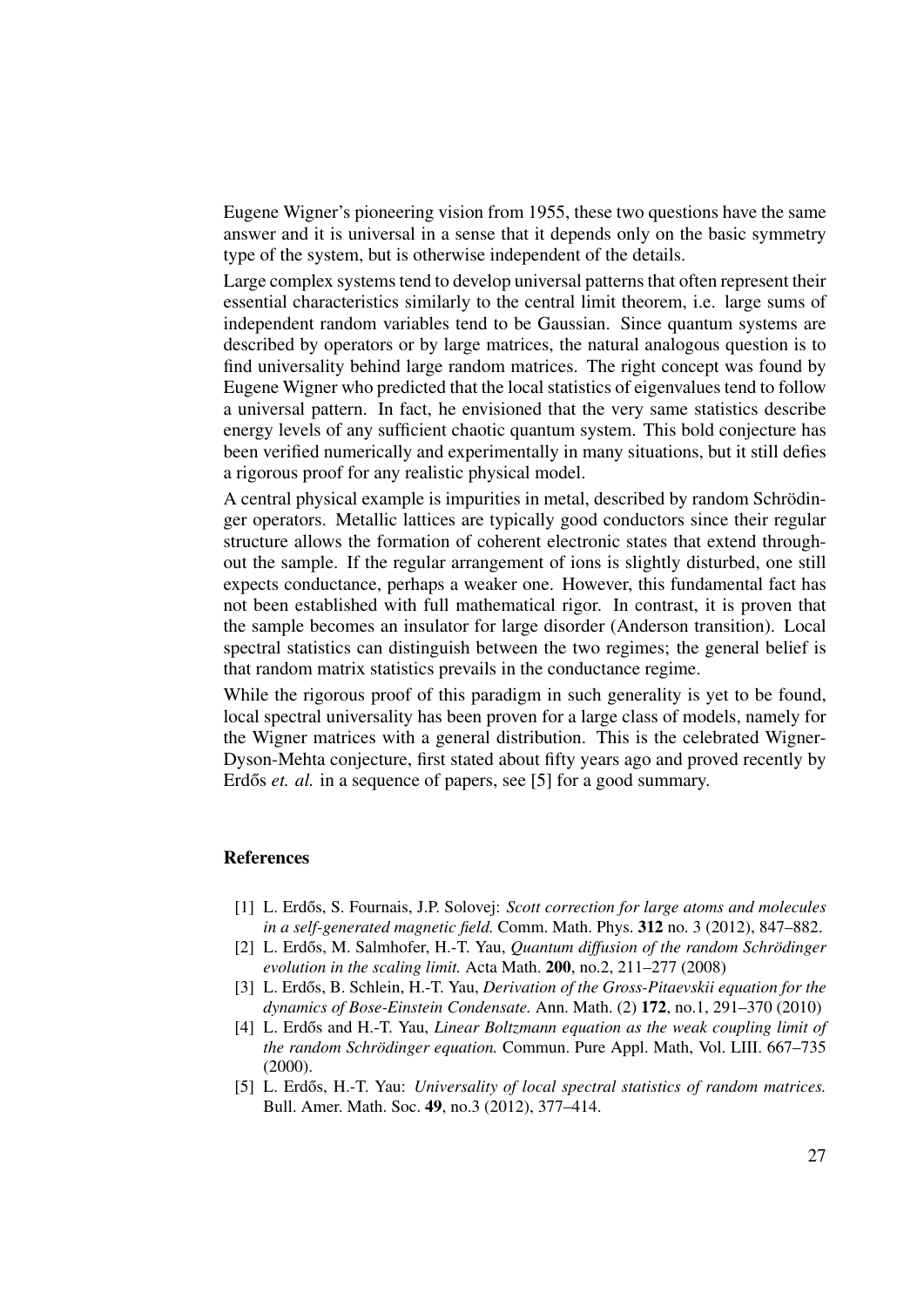Eugene Wigner's pioneering vision from 1955, these two questions have the same answer and it is universal in a sense that it depends only on the basic symmetry type of the system, but is otherwise independent of the details.

Large complex systems tend to develop universal patterns that often represent their essential characteristics similarly to the central limit theorem, i.e. large sums of independent random variables tend to be Gaussian. Since quantum systems are described by operators or by large matrices, the natural analogous question is to find universality behind large random matrices. The right concept was found by Eugene Wigner who predicted that the local statistics of eigenvalues tend to follow a universal pattern. In fact, he envisioned that the very same statistics describe energy levels of any sufficient chaotic quantum system. This bold conjecture has been verified numerically and experimentally in many situations, but it still defies a rigorous proof for any realistic physical model.

A central physical example is impurities in metal, described by random Schrödinger operators. Metallic lattices are typically good conductors since their regular structure allows the formation of coherent electronic states that extend throughout the sample. If the regular arrangement of ions is slightly disturbed, one still expects conductance, perhaps a weaker one. However, this fundamental fact has not been established with full mathematical rigor. In contrast, it is proven that the sample becomes an insulator for large disorder (Anderson transition). Local spectral statistics can distinguish between the two regimes; the general belief is that random matrix statistics prevails in the conductance regime.

While the rigorous proof of this paradigm in such generality is yet to be found, local spectral universality has been proven for a large class of models, namely for the Wigner matrices with a general distribution. This is the celebrated Wigner-Dyson-Mehta conjecture, first stated about fifty years ago and proved recently by Erdős *et. al.* in a sequence of papers, see [5] for a good summary.

### References

[1] L. Erdős, S. Fournais, J.P. Solovej: *Scott correction for large atoms and molecules in a self-generated magnetic field.* Comm. Math. Phys. **312** no. 3 (2012), 847–882.

[2] L. Erdős, M. Salmhofer, H.-T. Yau, *Quantum diffusion of the random Schrödinger evolution in the scaling limit.* Acta Math. **200**, no.2, 211–277 (2008)

[3] L. Erdős, B. Schlein, H.-T. Yau, *Derivation of the Gross-Pitaevskii equation for the dynamics of Bose-Einstein Condensate.* Ann. Math. (2) **172**, no.1, 291–370 (2010)

[4] L. Erdős and H.-T. Yau, *Linear Boltzmann equation as the weak coupling limit of the random Schrödinger equation.* Commun. Pure Appl. Math, Vol. LIII. 667–735 (2000).

[5] L. Erdős, H.-T. Yau: *Universality of local spectral statistics of random matrices.* Bull. Amer. Math. Soc. **49**, no.3 (2012), 377–414.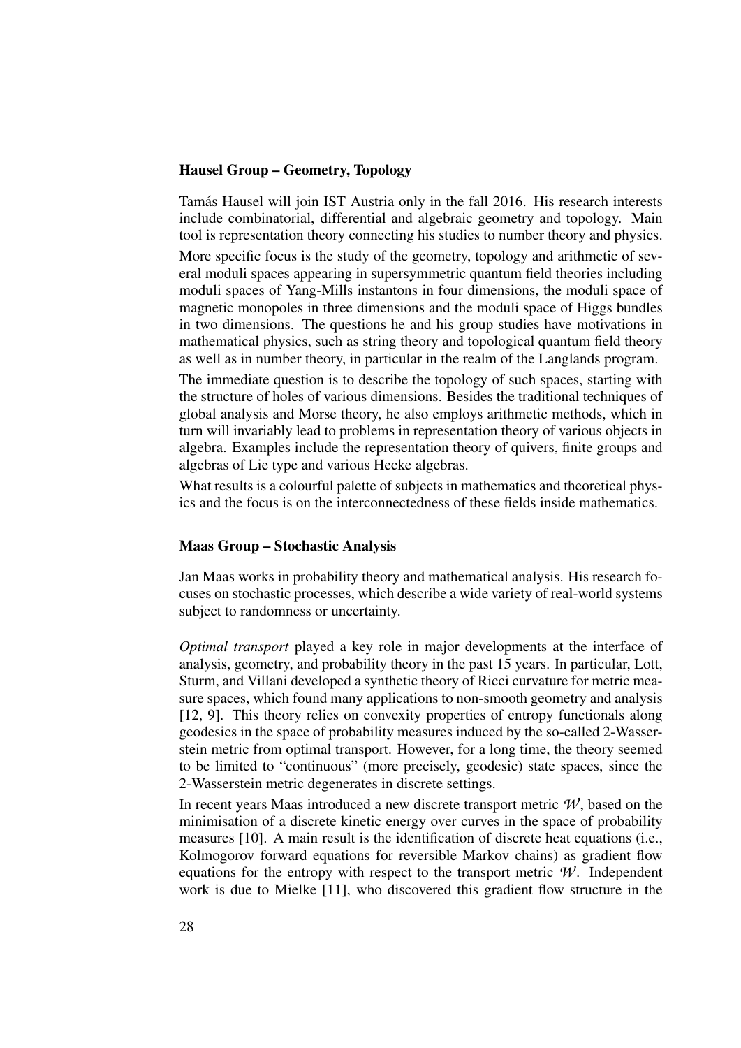### Hausel Group – Geometry, Topology

Tamás Hausel will join IST Austria only in the fall 2016. His research interests include combinatorial, differential and algebraic geometry and topology. Main tool is representation theory connecting his studies to number theory and physics.

More specific focus is the study of the geometry, topology and arithmetic of several moduli spaces appearing in supersymmetric quantum field theories including moduli spaces of Yang-Mills instantons in four dimensions, the moduli space of magnetic monopoles in three dimensions and the moduli space of Higgs bundles in two dimensions. The questions he and his group studies have motivations in mathematical physics, such as string theory and topological quantum field theory as well as in number theory, in particular in the realm of the Langlands program.

The immediate question is to describe the topology of such spaces, starting with the structure of holes of various dimensions. Besides the traditional techniques of global analysis and Morse theory, he also employs arithmetic methods, which in turn will invariably lead to problems in representation theory of various objects in algebra. Examples include the representation theory of quivers, finite groups and algebras of Lie type and various Hecke algebras.

What results is a colourful palette of subjects in mathematics and theoretical physics and the focus is on the interconnectedness of these fields inside mathematics.

### Maas Group – Stochastic Analysis

Jan Maas works in probability theory and mathematical analysis. His research focuses on stochastic processes, which describe a wide variety of real-world systems subject to randomness or uncertainty.

*Optimal transport* played a key role in major developments at the interface of analysis, geometry, and probability theory in the past 15 years. In particular, Lott, Sturm, and Villani developed a synthetic theory of Ricci curvature for metric measure spaces, which found many applications to non-smooth geometry and analysis [12, 9]. This theory relies on convexity properties of entropy functionals along geodesics in the space of probability measures induced by the so-called 2-Wasserstein metric from optimal transport. However, for a long time, the theory seemed to be limited to "continuous" (more precisely, geodesic) state spaces, since the 2-Wasserstein metric degenerates in discrete settings.

In recent years Maas introduced a new discrete transport metric $\mathcal{W}$, based on the minimisation of a discrete kinetic energy over curves in the space of probability measures [10]. A main result is the identification of discrete heat equations (i.e., Kolmogorov forward equations for reversible Markov chains) as gradient flow equations for the entropy with respect to the transport metric $\mathcal{W}$. Independent work is due to Mielke [11], who discovered this gradient flow structure in the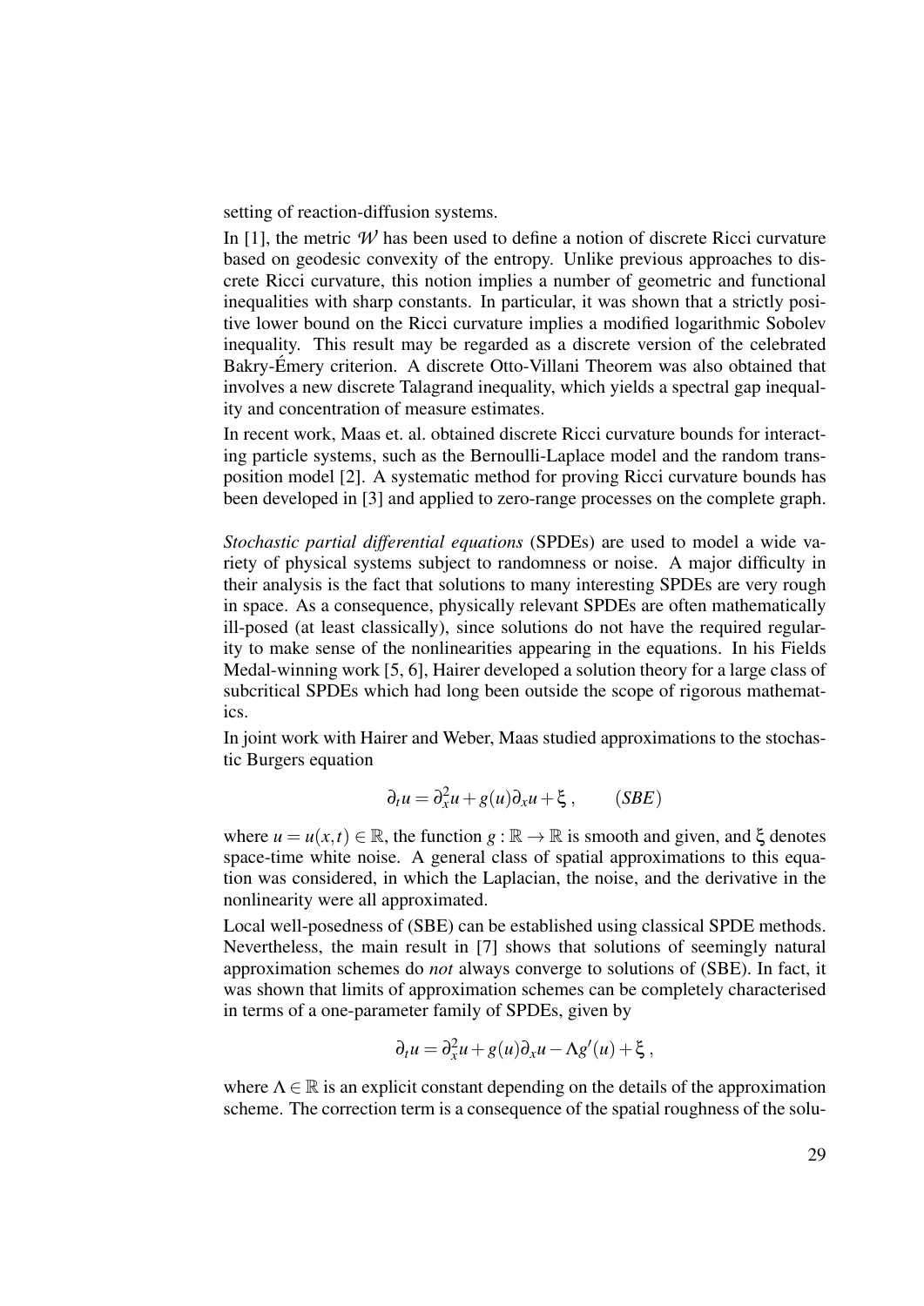setting of reaction-diffusion systems.

In [1], the metric $\mathcal{W}$ has been used to define a notion of discrete Ricci curvature based on geodesic convexity of the entropy. Unlike previous approaches to discrete Ricci curvature, this notion implies a number of geometric and functional inequalities with sharp constants. In particular, it was shown that a strictly positive lower bound on the Ricci curvature implies a modified logarithmic Sobolev inequality. This result may be regarded as a discrete version of the celebrated Bakry-Émery criterion. A discrete Otto-Villani Theorem was also obtained that involves a new discrete Talagrand inequality, which yields a spectral gap inequality and concentration of measure estimates.

In recent work, Maas et. al. obtained discrete Ricci curvature bounds for interacting particle systems, such as the Bernoulli-Laplace model and the random transposition model [2]. A systematic method for proving Ricci curvature bounds has been developed in [3] and applied to zero-range processes on the complete graph.

*Stochastic partial differential equations* (SPDEs) are used to model a wide variety of physical systems subject to randomness or noise. A major difficulty in their analysis is the fact that solutions to many interesting SPDEs are very rough in space. As a consequence, physically relevant SPDEs are often mathematically ill-posed (at least classically), since solutions do not have the required regularity to make sense of the nonlinearities appearing in the equations. In his Fields Medal-winning work [5, 6], Hairer developed a solution theory for a large class of subcritical SPDEs which had long been outside the scope of rigorous mathematics.

In joint work with Hairer and Weber, Maas studied approximations to the stochastic Burgers equation

$$\partial_t u = \partial_x^2 u + g(u)\partial_x u + \xi \,, \qquad (SBE)$$

where $u = u(x,t) \in \mathbb{R}$, the function $g : \mathbb{R} \to \mathbb{R}$ is smooth and given, and $\xi$ denotes space-time white noise. A general class of spatial approximations to this equation was considered, in which the Laplacian, the noise, and the derivative in the nonlinearity were all approximated.

Local well-posedness of (SBE) can be established using classical SPDE methods. Nevertheless, the main result in [7] shows that solutions of seemingly natural approximation schemes do *not* always converge to solutions of (SBE). In fact, it was shown that limits of approximation schemes can be completely characterised in terms of a one-parameter family of SPDEs, given by

$$\partial_t u = \partial_x^2 u + g(u)\partial_x u - \Lambda g'(u) + \xi \,,$$

where $\Lambda \in \mathbb{R}$ is an explicit constant depending on the details of the approximation scheme. The correction term is a consequence of the spatial roughness of the solu-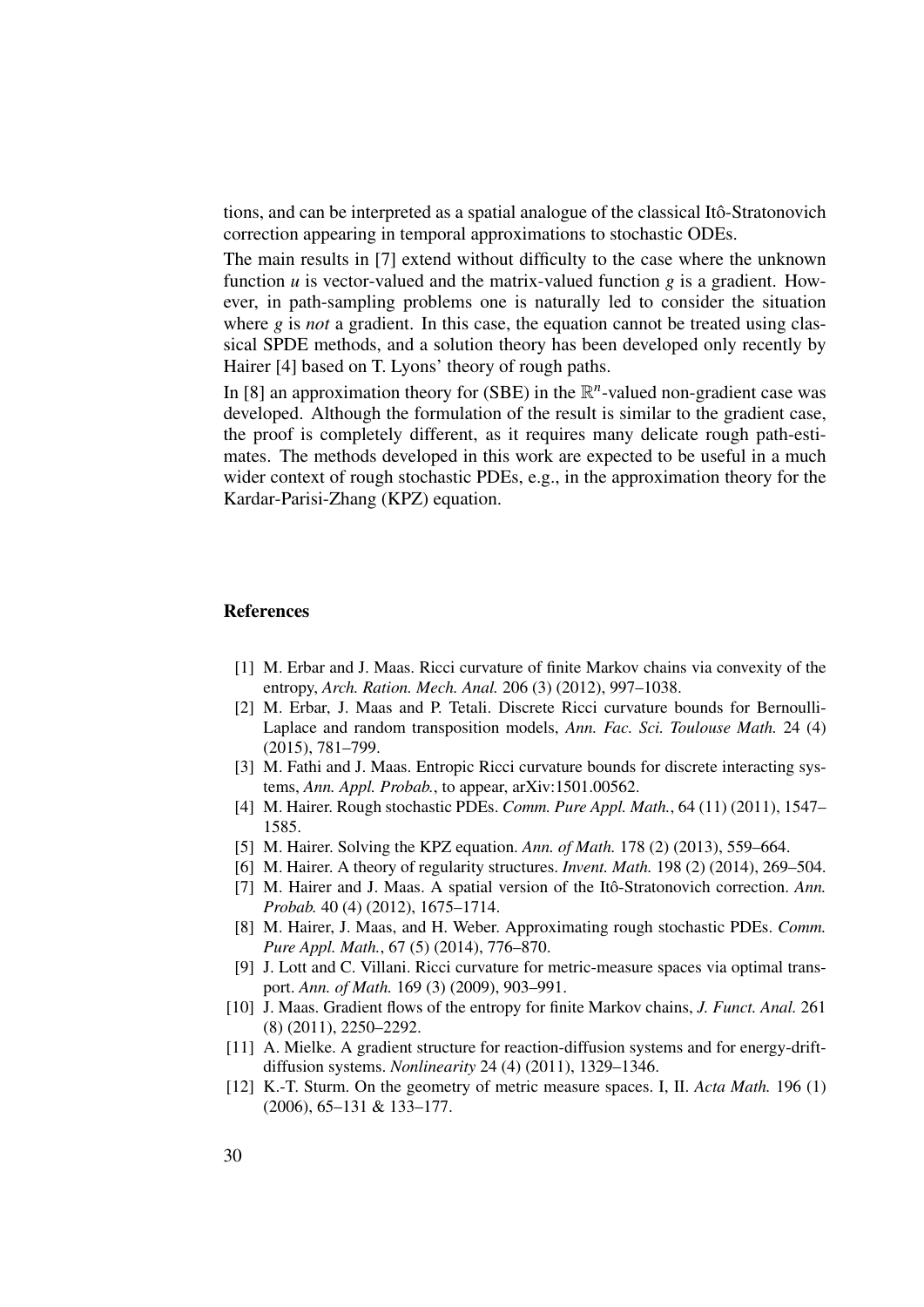tions, and can be interpreted as a spatial analogue of the classical Itô-Stratonovich correction appearing in temporal approximations to stochastic ODEs.

The main results in [7] extend without difficulty to the case where the unknown function $u$ is vector-valued and the matrix-valued function $g$ is a gradient. However, in path-sampling problems one is naturally led to consider the situation where $g$ is *not* a gradient. In this case, the equation cannot be treated using classical SPDE methods, and a solution theory has been developed only recently by Hairer [4] based on T. Lyons' theory of rough paths.

In [8] an approximation theory for (SBE) in the $\mathbb{R}^n$-valued non-gradient case was developed. Although the formulation of the result is similar to the gradient case, the proof is completely different, as it requires many delicate rough path-estimates. The methods developed in this work are expected to be useful in a much wider context of rough stochastic PDEs, e.g., in the approximation theory for the Kardar-Parisi-Zhang (KPZ) equation.

## References

[1] M. Erbar and J. Maas. Ricci curvature of finite Markov chains via convexity of the entropy, *Arch. Ration. Mech. Anal.* 206 (3) (2012), 997–1038.

[2] M. Erbar, J. Maas and P. Tetali. Discrete Ricci curvature bounds for Bernoulli-Laplace and random transposition models, *Ann. Fac. Sci. Toulouse Math.* 24 (4) (2015), 781–799.

[3] M. Fathi and J. Maas. Entropic Ricci curvature bounds for discrete interacting systems, *Ann. Appl. Probab.*, to appear, arXiv:1501.00562.

[4] M. Hairer. Rough stochastic PDEs. *Comm. Pure Appl. Math.*, 64 (11) (2011), 1547–1585.

[5] M. Hairer. Solving the KPZ equation. *Ann. of Math.* 178 (2) (2013), 559–664.

[6] M. Hairer. A theory of regularity structures. *Invent. Math.* 198 (2) (2014), 269–504.

[7] M. Hairer and J. Maas. A spatial version of the Itô-Stratonovich correction. *Ann. Probab.* 40 (4) (2012), 1675–1714.

[8] M. Hairer, J. Maas, and H. Weber. Approximating rough stochastic PDEs. *Comm. Pure Appl. Math.*, 67 (5) (2014), 776–870.

[9] J. Lott and C. Villani. Ricci curvature for metric-measure spaces via optimal transport. *Ann. of Math.* 169 (3) (2009), 903–991.

[10] J. Maas. Gradient flows of the entropy for finite Markov chains, *J. Funct. Anal.* 261 (8) (2011), 2250–2292.

[11] A. Mielke. A gradient structure for reaction-diffusion systems and for energy-drift-diffusion systems. *Nonlinearity* 24 (4) (2011), 1329–1346.

[12] K.-T. Sturm. On the geometry of metric measure spaces. I, II. *Acta Math.* 196 (1) (2006), 65–131 & 133–177.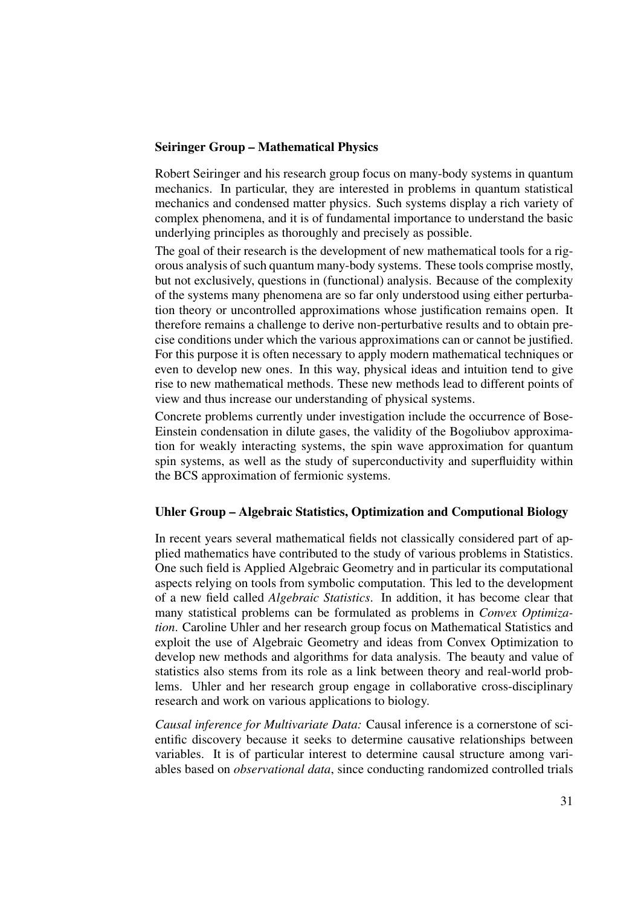### Seiringer Group – Mathematical Physics

Robert Seiringer and his research group focus on many-body systems in quantum mechanics. In particular, they are interested in problems in quantum statistical mechanics and condensed matter physics. Such systems display a rich variety of complex phenomena, and it is of fundamental importance to understand the basic underlying principles as thoroughly and precisely as possible.

The goal of their research is the development of new mathematical tools for a rigorous analysis of such quantum many-body systems. These tools comprise mostly, but not exclusively, questions in (functional) analysis. Because of the complexity of the systems many phenomena are so far only understood using either perturbation theory or uncontrolled approximations whose justification remains open. It therefore remains a challenge to derive non-perturbative results and to obtain precise conditions under which the various approximations can or cannot be justified. For this purpose it is often necessary to apply modern mathematical techniques or even to develop new ones. In this way, physical ideas and intuition tend to give rise to new mathematical methods. These new methods lead to different points of view and thus increase our understanding of physical systems.

Concrete problems currently under investigation include the occurrence of Bose-Einstein condensation in dilute gases, the validity of the Bogoliubov approximation for weakly interacting systems, the spin wave approximation for quantum spin systems, as well as the study of superconductivity and superfluidity within the BCS approximation of fermionic systems.

### Uhler Group – Algebraic Statistics, Optimization and Computional Biology

In recent years several mathematical fields not classically considered part of applied mathematics have contributed to the study of various problems in Statistics. One such field is Applied Algebraic Geometry and in particular its computational aspects relying on tools from symbolic computation. This led to the development of a new field called *Algebraic Statistics*. In addition, it has become clear that many statistical problems can be formulated as problems in *Convex Optimization*. Caroline Uhler and her research group focus on Mathematical Statistics and exploit the use of Algebraic Geometry and ideas from Convex Optimization to develop new methods and algorithms for data analysis. The beauty and value of statistics also stems from its role as a link between theory and real-world problems. Uhler and her research group engage in collaborative cross-disciplinary research and work on various applications to biology.

*Causal inference for Multivariate Data:* Causal inference is a cornerstone of scientific discovery because it seeks to determine causative relationships between variables. It is of particular interest to determine causal structure among variables based on *observational data*, since conducting randomized controlled trials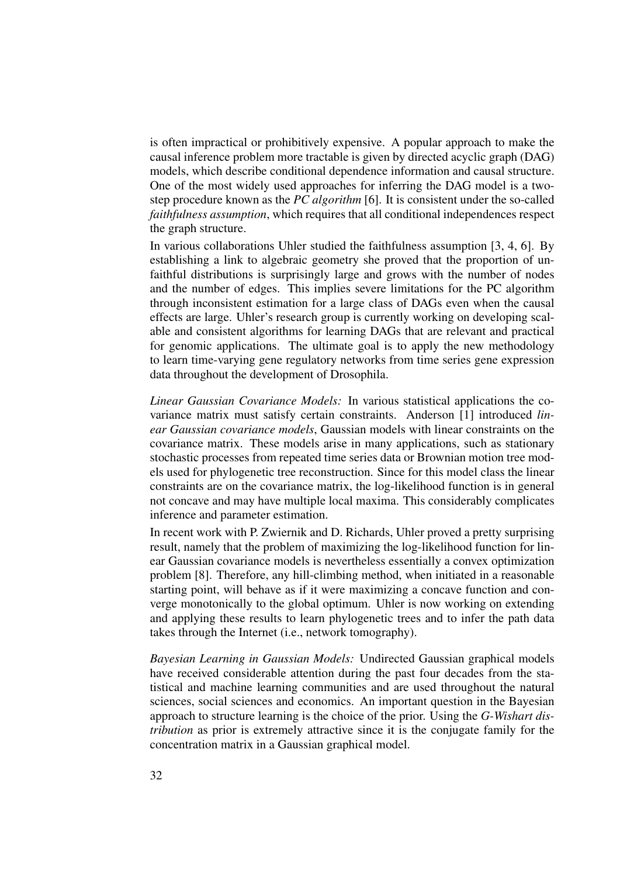is often impractical or prohibitively expensive. A popular approach to make the causal inference problem more tractable is given by directed acyclic graph (DAG) models, which describe conditional dependence information and causal structure. One of the most widely used approaches for inferring the DAG model is a two-step procedure known as the *PC algorithm* [6]. It is consistent under the so-called *faithfulness assumption*, which requires that all conditional independences respect the graph structure.

In various collaborations Uhler studied the faithfulness assumption [3, 4, 6]. By establishing a link to algebraic geometry she proved that the proportion of unfaithful distributions is surprisingly large and grows with the number of nodes and the number of edges. This implies severe limitations for the PC algorithm through inconsistent estimation for a large class of DAGs even when the causal effects are large. Uhler's research group is currently working on developing scalable and consistent algorithms for learning DAGs that are relevant and practical for genomic applications. The ultimate goal is to apply the new methodology to learn time-varying gene regulatory networks from time series gene expression data throughout the development of Drosophila.

*Linear Gaussian Covariance Models:* In various statistical applications the covariance matrix must satisfy certain constraints. Anderson [1] introduced *linear Gaussian covariance models*, Gaussian models with linear constraints on the covariance matrix. These models arise in many applications, such as stationary stochastic processes from repeated time series data or Brownian motion tree models used for phylogenetic tree reconstruction. Since for this model class the linear constraints are on the covariance matrix, the log-likelihood function is in general not concave and may have multiple local maxima. This considerably complicates inference and parameter estimation.

In recent work with P. Zwiernik and D. Richards, Uhler proved a pretty surprising result, namely that the problem of maximizing the log-likelihood function for linear Gaussian covariance models is nevertheless essentially a convex optimization problem [8]. Therefore, any hill-climbing method, when initiated in a reasonable starting point, will behave as if it were maximizing a concave function and converge monotonically to the global optimum. Uhler is now working on extending and applying these results to learn phylogenetic trees and to infer the path data takes through the Internet (i.e., network tomography).

*Bayesian Learning in Gaussian Models:* Undirected Gaussian graphical models have received considerable attention during the past four decades from the statistical and machine learning communities and are used throughout the natural sciences, social sciences and economics. An important question in the Bayesian approach to structure learning is the choice of the prior. Using the *G-Wishart distribution* as prior is extremely attractive since it is the conjugate family for the concentration matrix in a Gaussian graphical model.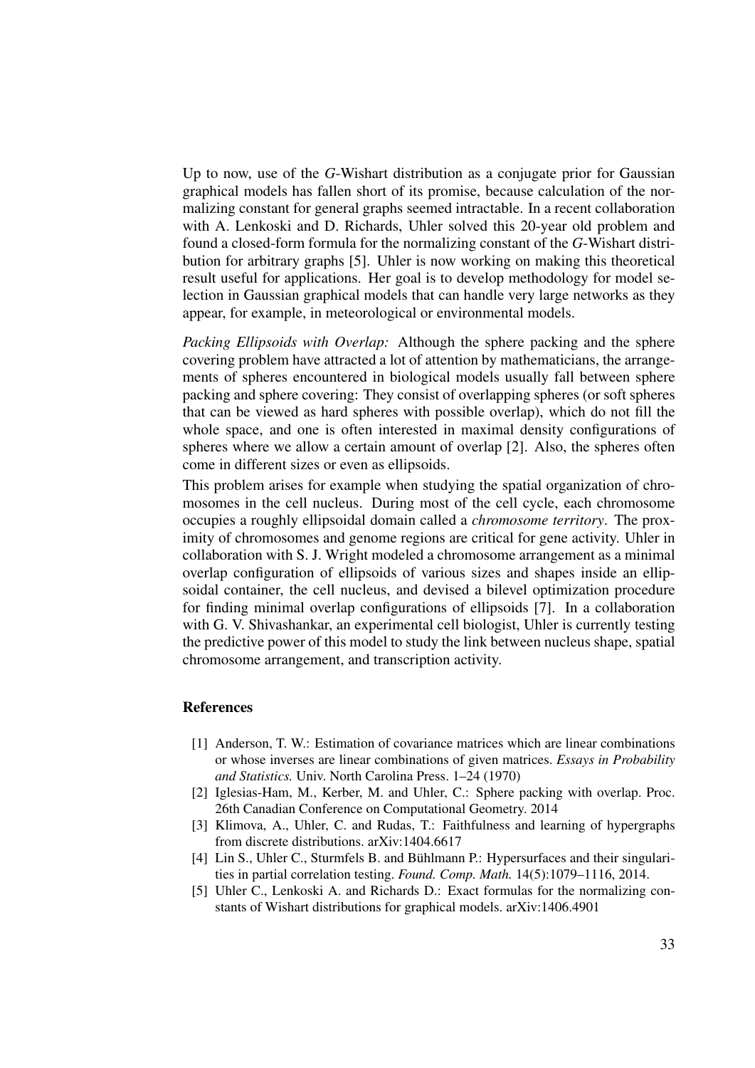Up to now, use of the $G$-Wishart distribution as a conjugate prior for Gaussian graphical models has fallen short of its promise, because calculation of the normalizing constant for general graphs seemed intractable. In a recent collaboration with A. Lenkoski and D. Richards, Uhler solved this 20-year old problem and found a closed-form formula for the normalizing constant of the $G$-Wishart distribution for arbitrary graphs [5]. Uhler is now working on making this theoretical result useful for applications. Her goal is to develop methodology for model selection in Gaussian graphical models that can handle very large networks as they appear, for example, in meteorological or environmental models.

*Packing Ellipsoids with Overlap:* Although the sphere packing and the sphere covering problem have attracted a lot of attention by mathematicians, the arrangements of spheres encountered in biological models usually fall between sphere packing and sphere covering: They consist of overlapping spheres (or soft spheres that can be viewed as hard spheres with possible overlap), which do not fill the whole space, and one is often interested in maximal density configurations of spheres where we allow a certain amount of overlap [2]. Also, the spheres often come in different sizes or even as ellipsoids.

This problem arises for example when studying the spatial organization of chromosomes in the cell nucleus. During most of the cell cycle, each chromosome occupies a roughly ellipsoidal domain called a *chromosome territory*. The proximity of chromosomes and genome regions are critical for gene activity. Uhler in collaboration with S. J. Wright modeled a chromosome arrangement as a minimal overlap configuration of ellipsoids of various sizes and shapes inside an ellipsoidal container, the cell nucleus, and devised a bilevel optimization procedure for finding minimal overlap configurations of ellipsoids [7]. In a collaboration with G. V. Shivashankar, an experimental cell biologist, Uhler is currently testing the predictive power of this model to study the link between nucleus shape, spatial chromosome arrangement, and transcription activity.

### References

[1] Anderson, T. W.: Estimation of covariance matrices which are linear combinations or whose inverses are linear combinations of given matrices. *Essays in Probability and Statistics.* Univ. North Carolina Press. 1–24 (1970)

[2] Iglesias-Ham, M., Kerber, M. and Uhler, C.: Sphere packing with overlap. Proc. 26th Canadian Conference on Computational Geometry. 2014

[3] Klimova, A., Uhler, C. and Rudas, T.: Faithfulness and learning of hypergraphs from discrete distributions. arXiv:1404.6617

[4] Lin S., Uhler C., Sturmfels B. and Bühlmann P.: Hypersurfaces and their singularities in partial correlation testing. *Found. Comp. Math.* 14(5):1079–1116, 2014.

[5] Uhler C., Lenkoski A. and Richards D.: Exact formulas for the normalizing constants of Wishart distributions for graphical models. arXiv:1406.4901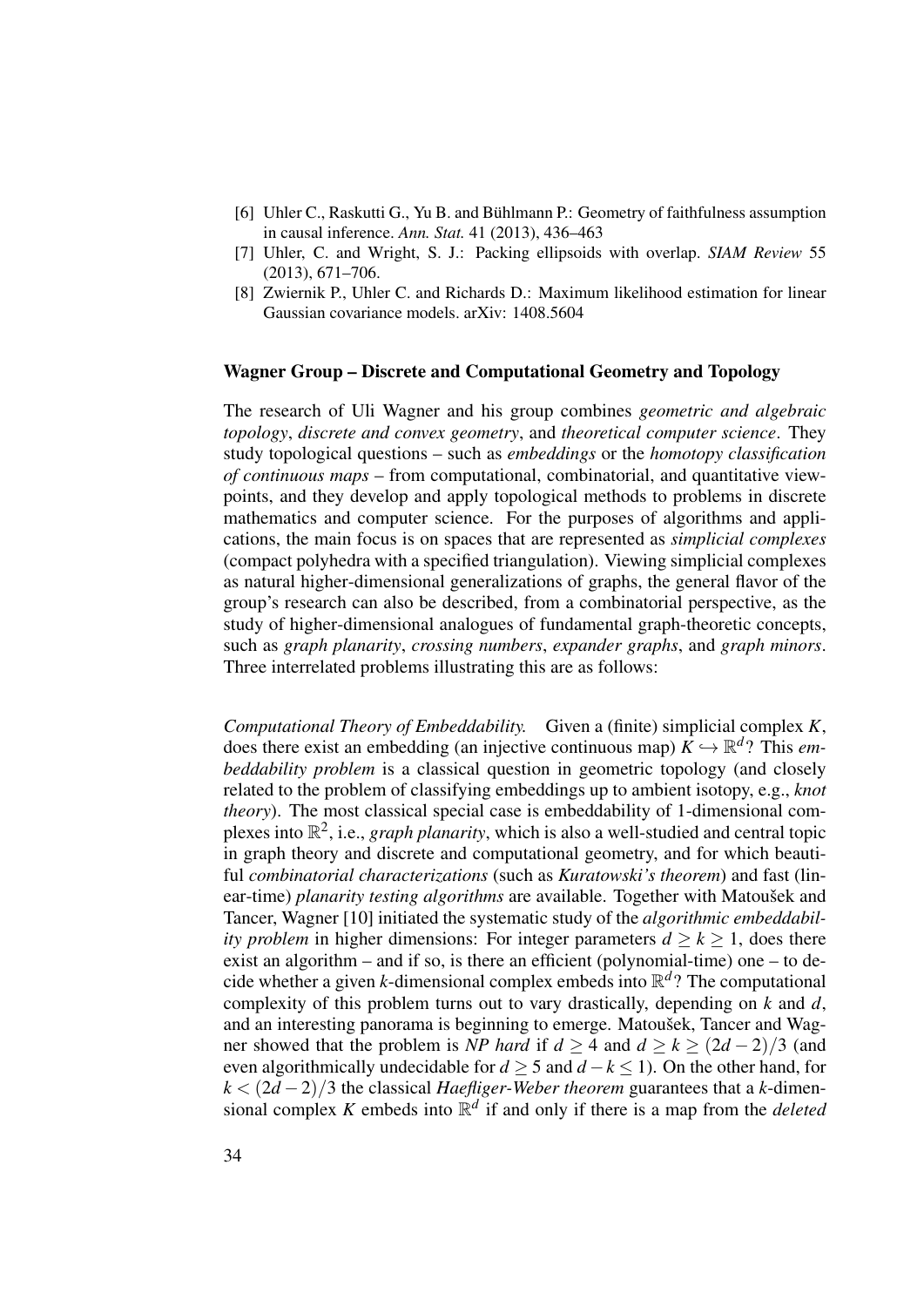[6] Uhler C., Raskutti G., Yu B. and Bühlmann P.: Geometry of faithfulness assumption in causal inference. *Ann. Stat.* 41 (2013), 436–463

[7] Uhler, C. and Wright, S. J.: Packing ellipsoids with overlap. *SIAM Review* 55 (2013), 671–706.

[8] Zwiernik P., Uhler C. and Richards D.: Maximum likelihood estimation for linear Gaussian covariance models. arXiv: 1408.5604

### Wagner Group – Discrete and Computational Geometry and Topology

The research of Uli Wagner and his group combines *geometric and algebraic topology*, *discrete and convex geometry*, and *theoretical computer science*. They study topological questions – such as *embeddings* or the *homotopy classification of continuous maps* – from computational, combinatorial, and quantitative viewpoints, and they develop and apply topological methods to problems in discrete mathematics and computer science. For the purposes of algorithms and applications, the main focus is on spaces that are represented as *simplicial complexes* (compact polyhedra with a specified triangulation). Viewing simplicial complexes as natural higher-dimensional generalizations of graphs, the general flavor of the group's research can also be described, from a combinatorial perspective, as the study of higher-dimensional analogues of fundamental graph-theoretic concepts, such as *graph planarity*, *crossing numbers*, *expander graphs*, and *graph minors*. Three interrelated problems illustrating this are as follows:

*Computational Theory of Embeddability.* Given a (finite) simplicial complex $K$, does there exist an embedding (an injective continuous map) $K \hookrightarrow \mathbb{R}^d$? This *embeddability problem* is a classical question in geometric topology (and closely related to the problem of classifying embeddings up to ambient isotopy, e.g., *knot theory*). The most classical special case is embeddability of 1-dimensional complexes into $\mathbb{R}^2$, i.e., *graph planarity*, which is also a well-studied and central topic in graph theory and discrete and computational geometry, and for which beautiful *combinatorial characterizations* (such as *Kuratowski's theorem*) and fast (linear-time) *planarity testing algorithms* are available. Together with Matoušek and Tancer, Wagner [10] initiated the systematic study of the *algorithmic embeddability problem* in higher dimensions: For integer parameters $d \geq k \geq 1$, does there exist an algorithm – and if so, is there an efficient (polynomial-time) one – to decide whether a given $k$-dimensional complex embeds into $\mathbb{R}^d$? The computational complexity of this problem turns out to vary drastically, depending on $k$ and $d$, and an interesting panorama is beginning to emerge. Matoušek, Tancer and Wagner showed that the problem is *NP hard* if $d \geq 4$ and $d \geq k \geq (2d-2)/3$ (and even algorithmically undecidable for $d \geq 5$ and $d - k \leq 1$). On the other hand, for $k < (2d-2)/3$ the classical *Haefliger-Weber theorem* guarantees that a $k$-dimensional complex $K$ embeds into $\mathbb{R}^d$ if and only if there is a map from the *deleted*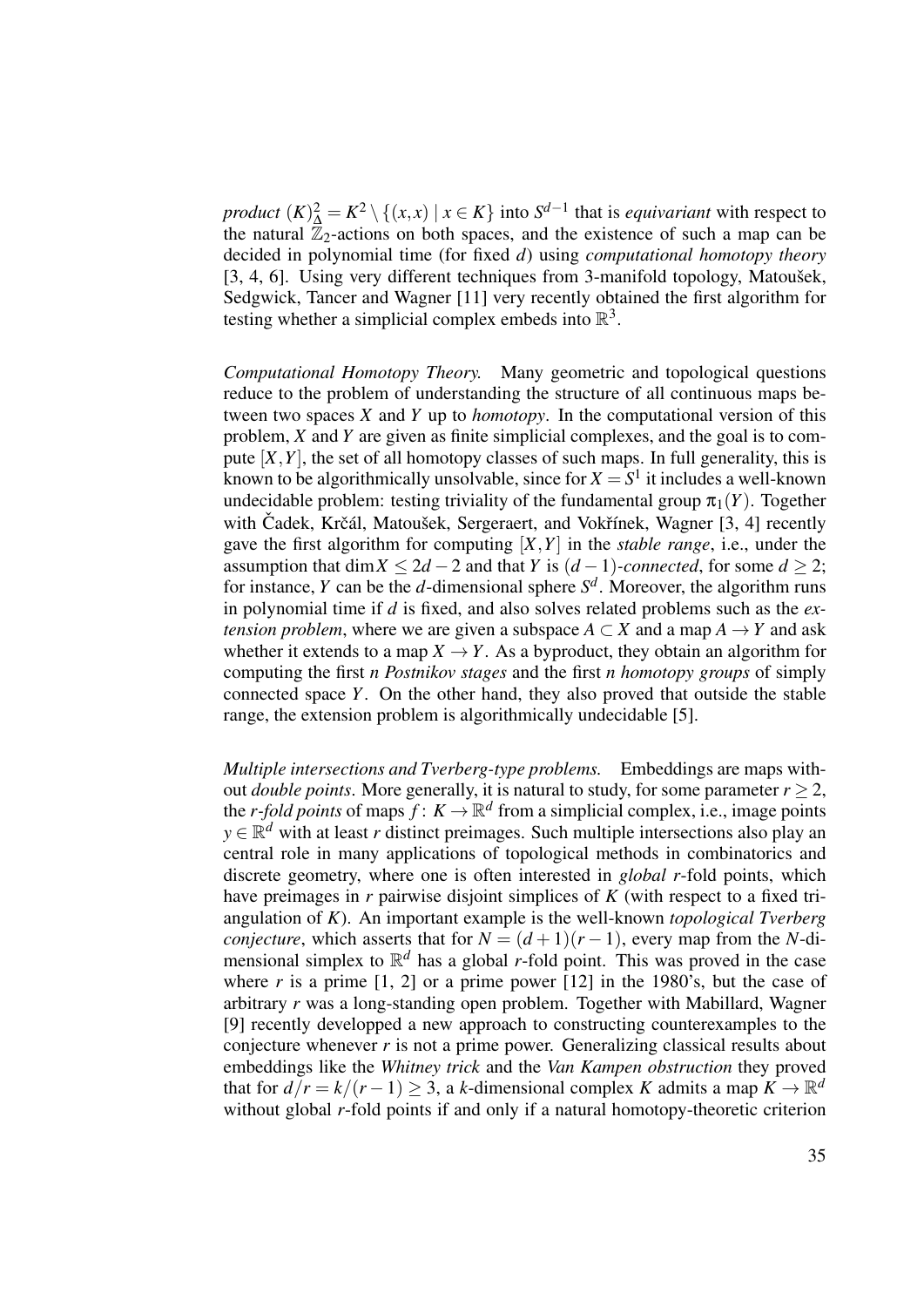*product* $(K)^2_\Delta = K^2 \setminus \{(x,x) \mid x \in K\}$ into $S^{d-1}$ that is *equivariant* with respect to the natural $\mathbb{Z}_2$-actions on both spaces, and the existence of such a map can be decided in polynomial time (for fixed $d$) using *computational homotopy theory* [3, 4, 6]. Using very different techniques from 3-manifold topology, Matoušek, Sedgwick, Tancer and Wagner [11] very recently obtained the first algorithm for testing whether a simplicial complex embeds into $\mathbb{R}^3$.

*Computational Homotopy Theory.* Many geometric and topological questions reduce to the problem of understanding the structure of all continuous maps between two spaces $X$ and $Y$ up to *homotopy*. In the computational version of this problem, $X$ and $Y$ are given as finite simplicial complexes, and the goal is to compute $[X,Y]$, the set of all homotopy classes of such maps. In full generality, this is known to be algorithmically unsolvable, since for $X = S^1$ it includes a well-known undecidable problem: testing triviality of the fundamental group $\pi_1(Y)$. Together with Čadek, Krčál, Matoušek, Sergeraert, and Vokřínek, Wagner [3, 4] recently gave the first algorithm for computing $[X,Y]$ in the *stable range*, i.e., under the assumption that $\dim X \leq 2d-2$ and that $Y$ is $(d-1)$-*connected*, for some $d \geq 2$; for instance, $Y$ can be the $d$-dimensional sphere $S^d$. Moreover, the algorithm runs in polynomial time if $d$ is fixed, and also solves related problems such as the *extension problem*, where we are given a subspace $A \subset X$ and a map $A \to Y$ and ask whether it extends to a map $X \to Y$. As a byproduct, they obtain an algorithm for computing the first $n$ *Postnikov stages* and the first $n$ *homotopy groups* of simply connected space $Y$. On the other hand, they also proved that outside the stable range, the extension problem is algorithmically undecidable [5].

*Multiple intersections and Tverberg-type problems.* Embeddings are maps without *double points*. More generally, it is natural to study, for some parameter $r \geq 2$, the $r$-*fold points* of maps $f \colon K \to \mathbb{R}^d$ from a simplicial complex, i.e., image points $y \in \mathbb{R}^d$ with at least $r$ distinct preimages. Such multiple intersections also play an central role in many applications of topological methods in combinatorics and discrete geometry, where one is often interested in *global* $r$-fold points, which have preimages in $r$ pairwise disjoint simplices of $K$ (with respect to a fixed triangulation of $K$). An important example is the well-known *topological Tverberg conjecture*, which asserts that for $N = (d+1)(r-1)$, every map from the $N$-dimensional simplex to $\mathbb{R}^d$ has a global $r$-fold point. This was proved in the case where $r$ is a prime [1, 2] or a prime power [12] in the 1980's, but the case of arbitrary $r$ was a long-standing open problem. Together with Mabillard, Wagner [9] recently developped a new approach to constructing counterexamples to the conjecture whenever $r$ is not a prime power. Generalizing classical results about embeddings like the *Whitney trick* and the *Van Kampen obstruction* they proved that for $d/r = k/(r-1) \geq 3$, a $k$-dimensional complex $K$ admits a map $K \to \mathbb{R}^d$ without global $r$-fold points if and only if a natural homotopy-theoretic criterion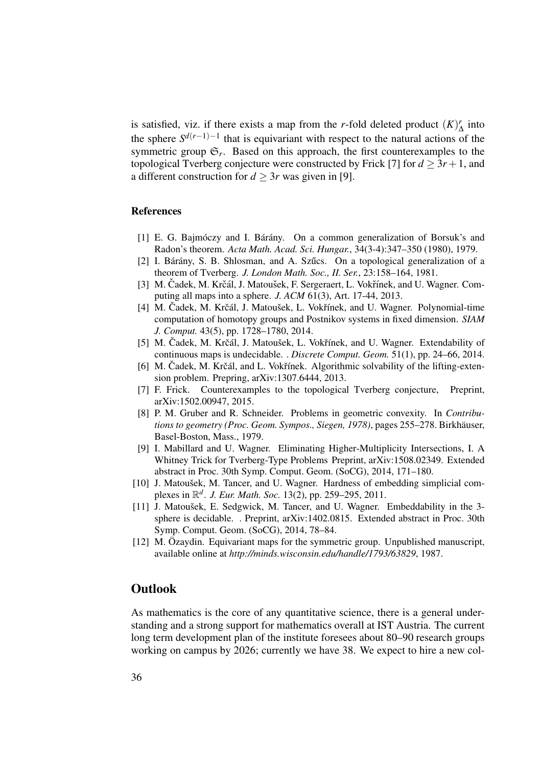is satisfied, viz. if there exists a map from the $r$-fold deleted product $(K)^r_\Delta$ into the sphere $S^{d(r-1)-1}$ that is equivariant with respect to the natural actions of the symmetric group $\mathfrak{S}_r$. Based on this approach, the first counterexamples to the topological Tverberg conjecture were constructed by Frick [7] for $d \geq 3r+1$, and a different construction for $d \geq 3r$ was given in [9].

### References

[1] E. G. Bajmóczy and I. Bárány. On a common generalization of Borsuk's and Radon's theorem. *Acta Math. Acad. Sci. Hungar.*, 34(3-4):347–350 (1980), 1979.

[2] I. Bárány, S. B. Shlosman, and A. Szűcs. On a topological generalization of a theorem of Tverberg. *J. London Math. Soc., II. Ser.*, 23:158–164, 1981.

[3] M. Čadek, M. Krčál, J. Matoušek, F. Sergeraert, L. Vokřínek, and U. Wagner. Computing all maps into a sphere. *J. ACM* 61(3), Art. 17-44, 2013.

[4] M. Čadek, M. Krčál, J. Matoušek, L. Vokřínek, and U. Wagner. Polynomial-time computation of homotopy groups and Postnikov systems in fixed dimension. *SIAM J. Comput.* 43(5), pp. 1728–1780, 2014.

[5] M. Čadek, M. Krčál, J. Matoušek, L. Vokřínek, and U. Wagner. Extendability of continuous maps is undecidable. . *Discrete Comput. Geom.* 51(1), pp. 24–66, 2014.

[6] M. Čadek, M. Krčál, and L. Vokřínek. Algorithmic solvability of the lifting-extension problem. Prepring, arXiv:1307.6444, 2013.

[7] F. Frick. Counterexamples to the topological Tverberg conjecture, Preprint, arXiv:1502.00947, 2015.

[8] P. M. Gruber and R. Schneider. Problems in geometric convexity. In *Contributions to geometry (Proc. Geom. Sympos., Siegen, 1978)*, pages 255–278. Birkhäuser, Basel-Boston, Mass., 1979.

[9] I. Mabillard and U. Wagner. Eliminating Higher-Multiplicity Intersections, I. A Whitney Trick for Tverberg-Type Problems Preprint, arXiv:1508.02349. Extended abstract in Proc. 30th Symp. Comput. Geom. (SoCG), 2014, 171–180.

[10] J. Matoušek, M. Tancer, and U. Wagner. Hardness of embedding simplicial complexes in $\mathbb{R}^d$. *J. Eur. Math. Soc.* 13(2), pp. 259–295, 2011.

[11] J. Matoušek, E. Sedgwick, M. Tancer, and U. Wagner. Embeddability in the 3-sphere is decidable. . Preprint, arXiv:1402.0815. Extended abstract in Proc. 30th Symp. Comput. Geom. (SoCG), 2014, 78–84.

[12] M. Özaydin. Equivariant maps for the symmetric group. Unpublished manuscript, available online at *http://minds.wisconsin.edu/handle/1793/63829*, 1987.

## Outlook

As mathematics is the core of any quantitative science, there is a general understanding and a strong support for mathematics overall at IST Austria. The current long term development plan of the institute foresees about 80–90 research groups working on campus by 2026; currently we have 38. We expect to hire a new col-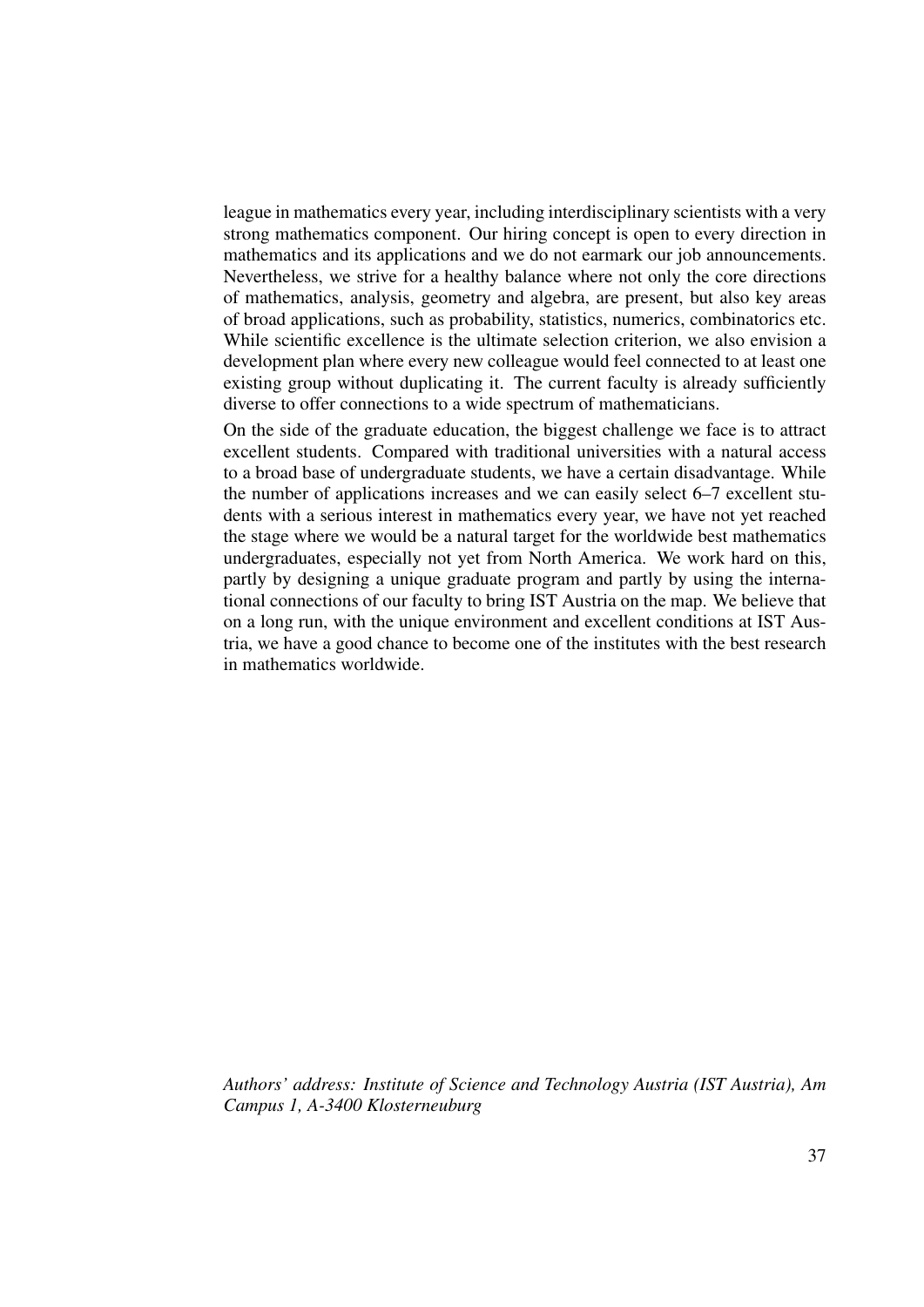league in mathematics every year, including interdisciplinary scientists with a very strong mathematics component. Our hiring concept is open to every direction in mathematics and its applications and we do not earmark our job announcements. Nevertheless, we strive for a healthy balance where not only the core directions of mathematics, analysis, geometry and algebra, are present, but also key areas of broad applications, such as probability, statistics, numerics, combinatorics etc. While scientific excellence is the ultimate selection criterion, we also envision a development plan where every new colleague would feel connected to at least one existing group without duplicating it. The current faculty is already sufficiently diverse to offer connections to a wide spectrum of mathematicians.

On the side of the graduate education, the biggest challenge we face is to attract excellent students. Compared with traditional universities with a natural access to a broad base of undergraduate students, we have a certain disadvantage. While the number of applications increases and we can easily select 6–7 excellent students with a serious interest in mathematics every year, we have not yet reached the stage where we would be a natural target for the worldwide best mathematics undergraduates, especially not yet from North America. We work hard on this, partly by designing a unique graduate program and partly by using the international connections of our faculty to bring IST Austria on the map. We believe that on a long run, with the unique environment and excellent conditions at IST Austria, we have a good chance to become one of the institutes with the best research in mathematics worldwide.

*Authors' address: Institute of Science and Technology Austria (IST Austria), Am Campus 1, A-3400 Klosterneuburg*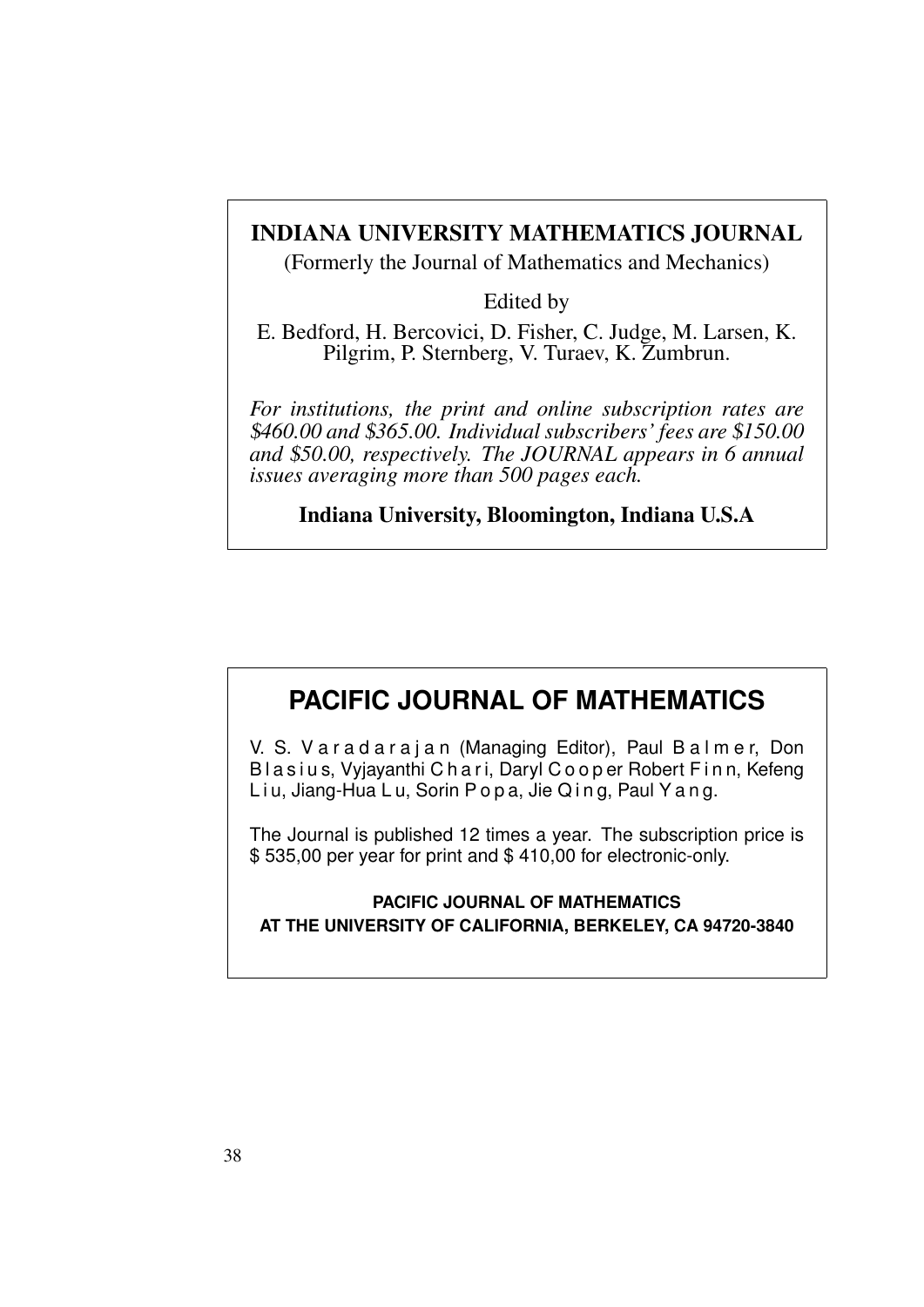**INDIANA UNIVERSITY MATHEMATICS JOURNAL**

(Formerly the Journal of Mathematics and Mechanics)

Edited by

E. Bedford, H. Bercovici, D. Fisher, C. Judge, M. Larsen, K. Pilgrim, P. Sternberg, V. Turaev, K. Zumbrun.

*For institutions, the print and online subscription rates are $460.00 and $365.00. Individual subscribers' fees are $150.00 and $50.00, respectively. The JOURNAL appears in 6 annual issues averaging more than 500 pages each.*

**Indiana University, Bloomington, Indiana U.S.A**

## PACIFIC JOURNAL OF MATHEMATICS

V. S. Varadarajan (Managing Editor), Paul Balmer, Don Blasius, Vyjayanthi Chari, Daryl Cooper Robert Finn, Kefeng Liu, Jiang-Hua Lu, Sorin Popa, Jie Qing, Paul Yang.

The Journal is published 12 times a year. The subscription price is $ 535,00 per year for print and $ 410,00 for electronic-only.

**PACIFIC JOURNAL OF MATHEMATICS**
**AT THE UNIVERSITY OF CALIFORNIA, BERKELEY, CA 94720-3840**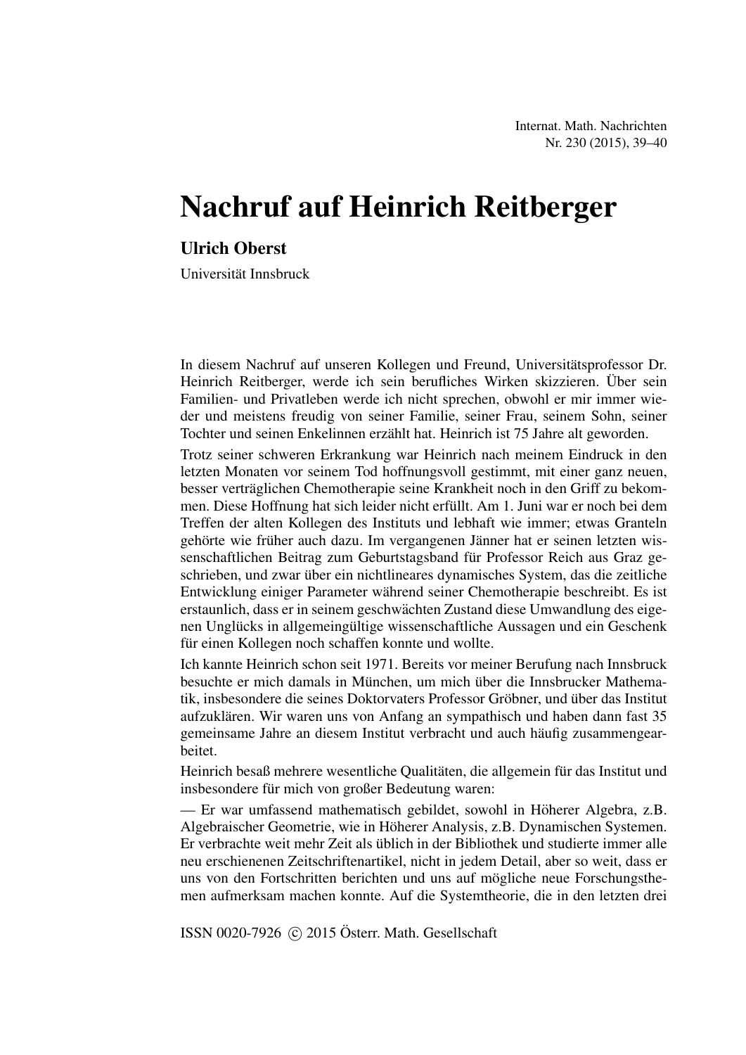# Nachruf auf Heinrich Reitberger

**Ulrich Oberst**

Universität Innsbruck

In diesem Nachruf auf unseren Kollegen und Freund, Universitätsprofessor Dr. Heinrich Reitberger, werde ich sein berufliches Wirken skizzieren. Über sein Familien- und Privatleben werde ich nicht sprechen, obwohl er mir immer wieder und meistens freudig von seiner Familie, seiner Frau, seinem Sohn, seiner Tochter und seinen Enkelinnen erzählt hat. Heinrich ist 75 Jahre alt geworden.

Trotz seiner schweren Erkrankung war Heinrich nach meinem Eindruck in den letzten Monaten vor seinem Tod hoffnungsvoll gestimmt, mit einer ganz neuen, besser verträglichen Chemotherapie seine Krankheit noch in den Griff zu bekommen. Diese Hoffnung hat sich leider nicht erfüllt. Am 1. Juni war er noch bei dem Treffen der alten Kollegen des Instituts und lebhaft wie immer; etwas Granteln gehörte wie früher auch dazu. Im vergangenen Jänner hat er seinen letzten wissenschaftlichen Beitrag zum Geburtstagsband für Professor Reich aus Graz geschrieben, und zwar über ein nichtlineares dynamisches System, das die zeitliche Entwicklung einiger Parameter während seiner Chemotherapie beschreibt. Es ist erstaunlich, dass er in seinem geschwächten Zustand diese Umwandlung des eigenen Unglücks in allgemeingültige wissenschaftliche Aussagen und ein Geschenk für einen Kollegen noch schaffen konnte und wollte.

Ich kannte Heinrich schon seit 1971. Bereits vor meiner Berufung nach Innsbruck besuchte er mich damals in München, um mich über die Innsbrucker Mathematik, insbesondere die seines Doktorvaters Professor Gröbner, und über das Institut aufzuklären. Wir waren uns von Anfang an sympathisch und haben dann fast 35 gemeinsame Jahre an diesem Institut verbracht und auch häufig zusammengearbeitet.

Heinrich besaß mehrere wesentliche Qualitäten, die allgemein für das Institut und insbesondere für mich von großer Bedeutung waren:

— Er war umfassend mathematisch gebildet, sowohl in Höherer Algebra, z.B. Algebraischer Geometrie, wie in Höherer Analysis, z.B. Dynamischen Systemen. Er verbrachte weit mehr Zeit als üblich in der Bibliothek und studierte immer alle neu erschienenen Zeitschriftenartikel, nicht in jedem Detail, aber so weit, dass er uns von den Fortschritten berichten und uns auf mögliche neue Forschungsthemen aufmerksam machen konnte. Auf die Systemtheorie, die in den letzten drei

ISSN 0020-7926 © 2015 Österr. Math. Gesellschaft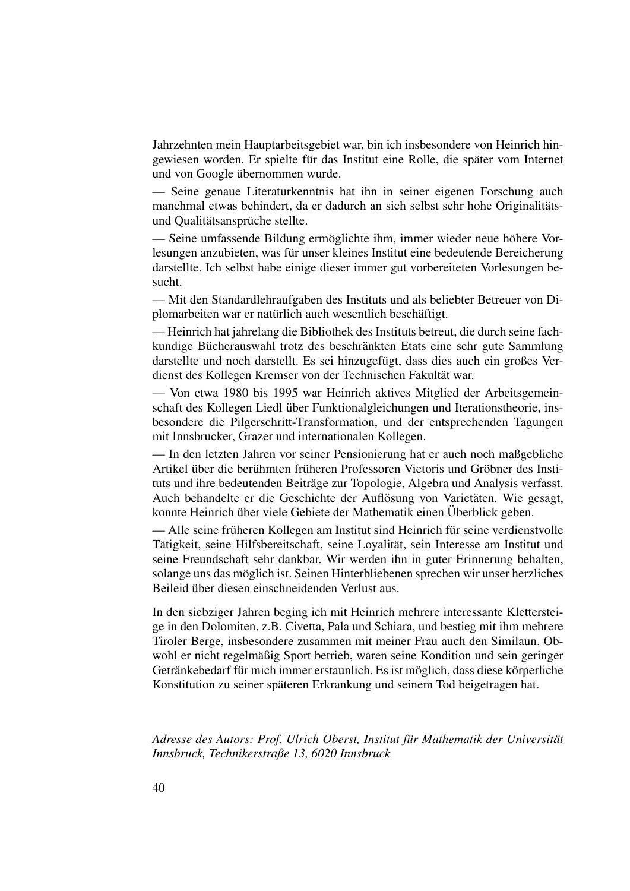Jahrzehnten mein Hauptarbeitsgebiet war, bin ich insbesondere von Heinrich hingewiesen worden. Er spielte für das Institut eine Rolle, die später vom Internet und von Google übernommen wurde.

— Seine genaue Literaturkenntnis hat ihn in seiner eigenen Forschung auch manchmal etwas behindert, da er dadurch an sich selbst sehr hohe Originalitäts- und Qualitätsansprüche stellte.

— Seine umfassende Bildung ermöglichte ihm, immer wieder neue höhere Vorlesungen anzubieten, was für unser kleines Institut eine bedeutende Bereicherung darstellte. Ich selbst habe einige dieser immer gut vorbereiteten Vorlesungen besucht.

— Mit den Standardlehraufgaben des Instituts und als beliebter Betreuer von Diplomarbeiten war er natürlich auch wesentlich beschäftigt.

— Heinrich hat jahrelang die Bibliothek des Instituts betreut, die durch seine fachkundige Bücherauswahl trotz des beschränkten Etats eine sehr gute Sammlung darstellte und noch darstellt. Es sei hinzugefügt, dass dies auch ein großes Verdienst des Kollegen Kremser von der Technischen Fakultät war.

— Von etwa 1980 bis 1995 war Heinrich aktives Mitglied der Arbeitsgemeinschaft des Kollegen Liedl über Funktionalgleichungen und Iterationstheorie, insbesondere die Pilgerschritt-Transformation, und der entsprechenden Tagungen mit Innsbrucker, Grazer und internationalen Kollegen.

— In den letzten Jahren vor seiner Pensionierung hat er auch noch maßgebliche Artikel über die berühmten früheren Professoren Vietoris und Gröbner des Instituts und ihre bedeutenden Beiträge zur Topologie, Algebra und Analysis verfasst. Auch behandelte er die Geschichte der Auflösung von Varietäten. Wie gesagt, konnte Heinrich über viele Gebiete der Mathematik einen Überblick geben.

— Alle seine früheren Kollegen am Institut sind Heinrich für seine verdienstvolle Tätigkeit, seine Hilfsbereitschaft, seine Loyalität, sein Interesse am Institut und seine Freundschaft sehr dankbar. Wir werden ihn in guter Erinnerung behalten, solange uns das möglich ist. Seinen Hinterbliebenen sprechen wir unser herzliches Beileid über diesen einschneidenden Verlust aus.

In den siebziger Jahren beging ich mit Heinrich mehrere interessante Klettersteige in den Dolomiten, z.B. Civetta, Pala und Schiara, und bestieg mit ihm mehrere Tiroler Berge, insbesondere zusammen mit meiner Frau auch den Similaun. Obwohl er nicht regelmäßig Sport betrieb, waren seine Kondition und sein geringer Getränkebedarf für mich immer erstaunlich. Es ist möglich, dass diese körperliche Konstitution zu seiner späteren Erkrankung und seinem Tod beigetragen hat.

*Adresse des Autors: Prof. Ulrich Oberst, Institut für Mathematik der Universität Innsbruck, Technikerstraße 13, 6020 Innsbruck*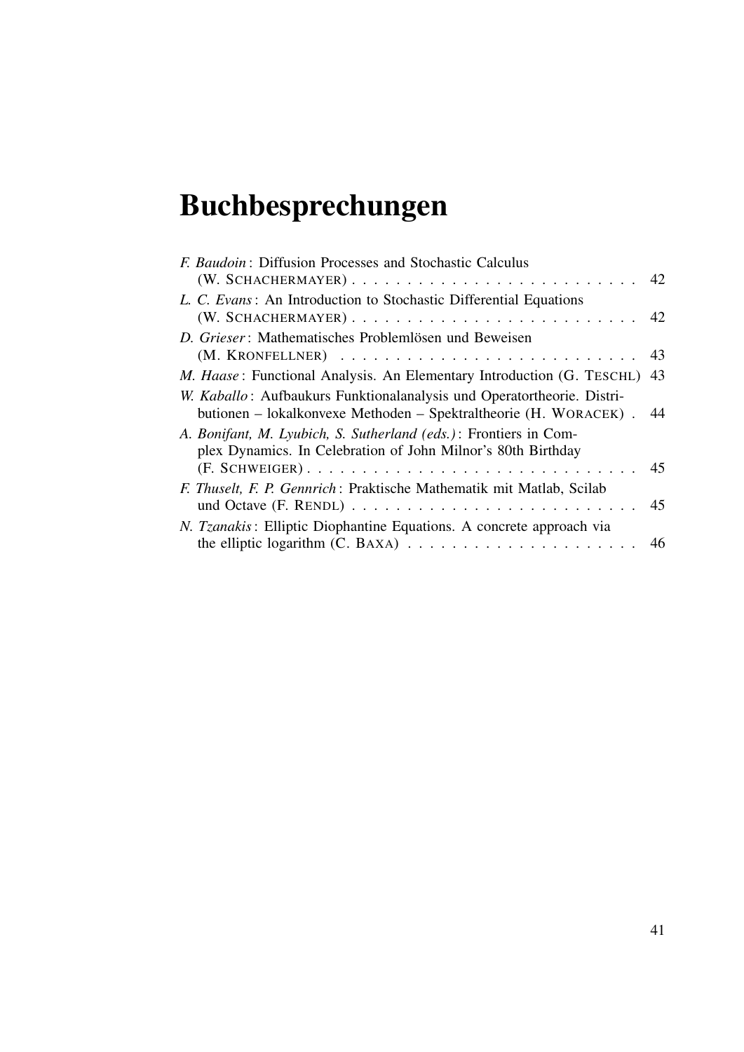# Buchbesprechungen

*F. Baudoin*: Diffusion Processes and Stochastic Calculus (W. Schachermayer) . . . . . . . . . . . . . . . . . . . . . . . . . . 42

*L. C. Evans*: An Introduction to Stochastic Differential Equations (W. Schachermayer) . . . . . . . . . . . . . . . . . . . . . . . . . . 42

*D. Grieser*: Mathematisches Problemlösen und Beweisen (M. Kronfellner) . . . . . . . . . . . . . . . . . . . . . . . . . . 43

*M. Haase*: Functional Analysis. An Elementary Introduction (G. Teschl) 43

*W. Kaballo*: Aufbaukurs Funktionalanalysis und Operatortheorie. Distributionen – lokalkonvexe Methoden – Spektraltheorie (H. Woracek) . 44

*A. Bonifant, M. Lyubich, S. Sutherland (eds.)*: Frontiers in Complex Dynamics. In Celebration of John Milnor's 80th Birthday (F. Schweiger) . . . . . . . . . . . . . . . . . . . . . . . . . . . . . 45

*F. Thuselt, F. P. Gennrich*: Praktische Mathematik mit Matlab, Scilab und Octave (F. Rendl) . . . . . . . . . . . . . . . . . . . . . . . . . . 45

*N. Tzanakis*: Elliptic Diophantine Equations. A concrete approach via the elliptic logarithm (C. Baxa) . . . . . . . . . . . . . . . . . . . . . 46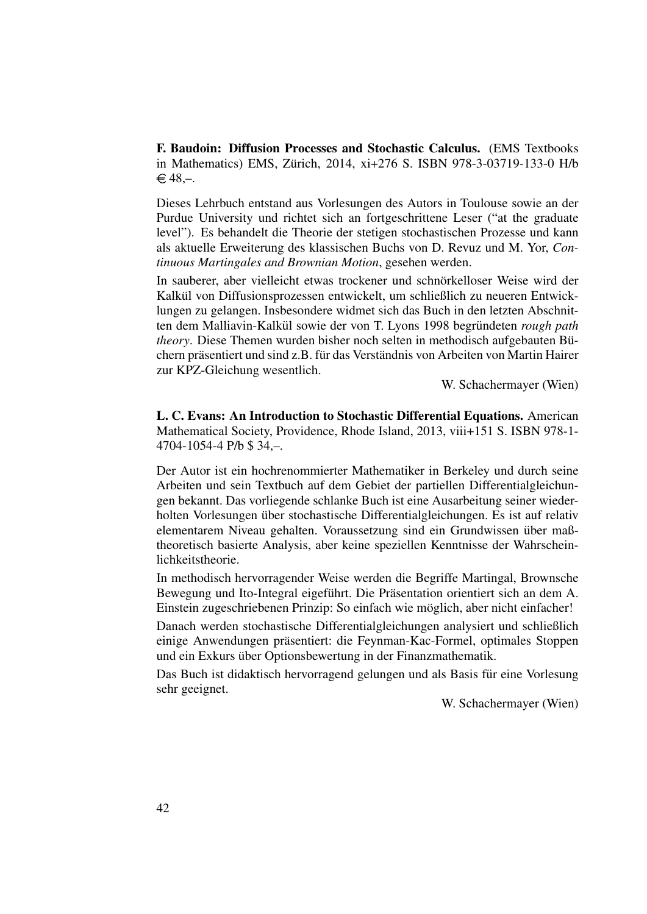**F. Baudoin: Diffusion Processes and Stochastic Calculus.** (EMS Textbooks in Mathematics) EMS, Zürich, 2014, xi+276 S. ISBN 978-3-03719-133-0 H/b € 48,–.

Dieses Lehrbuch entstand aus Vorlesungen des Autors in Toulouse sowie an der Purdue University und richtet sich an fortgeschrittene Leser (“at the graduate level”). Es behandelt die Theorie der stetigen stochastischen Prozesse und kann als aktuelle Erweiterung des klassischen Buchs von D. Revuz und M. Yor, *Continuous Martingales and Brownian Motion*, gesehen werden.

In sauberer, aber vielleicht etwas trockener und schnörkelloser Weise wird der Kalkül von Diffusionsprozessen entwickelt, um schließlich zu neueren Entwicklungen zu gelangen. Insbesondere widmet sich das Buch in den letzten Abschnitten dem Malliavin-Kalkül sowie der von T. Lyons 1998 begründeten *rough path theory*. Diese Themen wurden bisher noch selten in methodisch aufgebauten Büchern präsentiert und sind z.B. für das Verständnis von Arbeiten von Martin Hairer zur KPZ-Gleichung wesentlich.

W. Schachermayer (Wien)

**L. C. Evans: An Introduction to Stochastic Differential Equations.** American Mathematical Society, Providence, Rhode Island, 2013, viii+151 S. ISBN 978-1-4704-1054-4 P/b $ 34,–.

Der Autor ist ein hochrenommierter Mathematiker in Berkeley und durch seine Arbeiten und sein Textbuch auf dem Gebiet der partiellen Differentialgleichungen bekannt. Das vorliegende schlanke Buch ist eine Ausarbeitung seiner wiederholten Vorlesungen über stochastische Differentialgleichungen. Es ist auf relativ elementarem Niveau gehalten. Voraussetzung sind ein Grundwissen über maßtheoretisch basierte Analysis, aber keine speziellen Kenntnisse der Wahrscheinlichkeitstheorie.

In methodisch hervorragender Weise werden die Begriffe Martingal, Brownsche Bewegung und Ito-Integral eigeführt. Die Präsentation orientiert sich an dem A. Einstein zugeschriebenen Prinzip: So einfach wie möglich, aber nicht einfacher!

Danach werden stochastische Differentialgleichungen analysiert und schließlich einige Anwendungen präsentiert: die Feynman-Kac-Formel, optimales Stoppen und ein Exkurs über Optionsbewertung in der Finanzmathematik.

Das Buch ist didaktisch hervorragend gelungen und als Basis für eine Vorlesung sehr geeignet.

W. Schachermayer (Wien)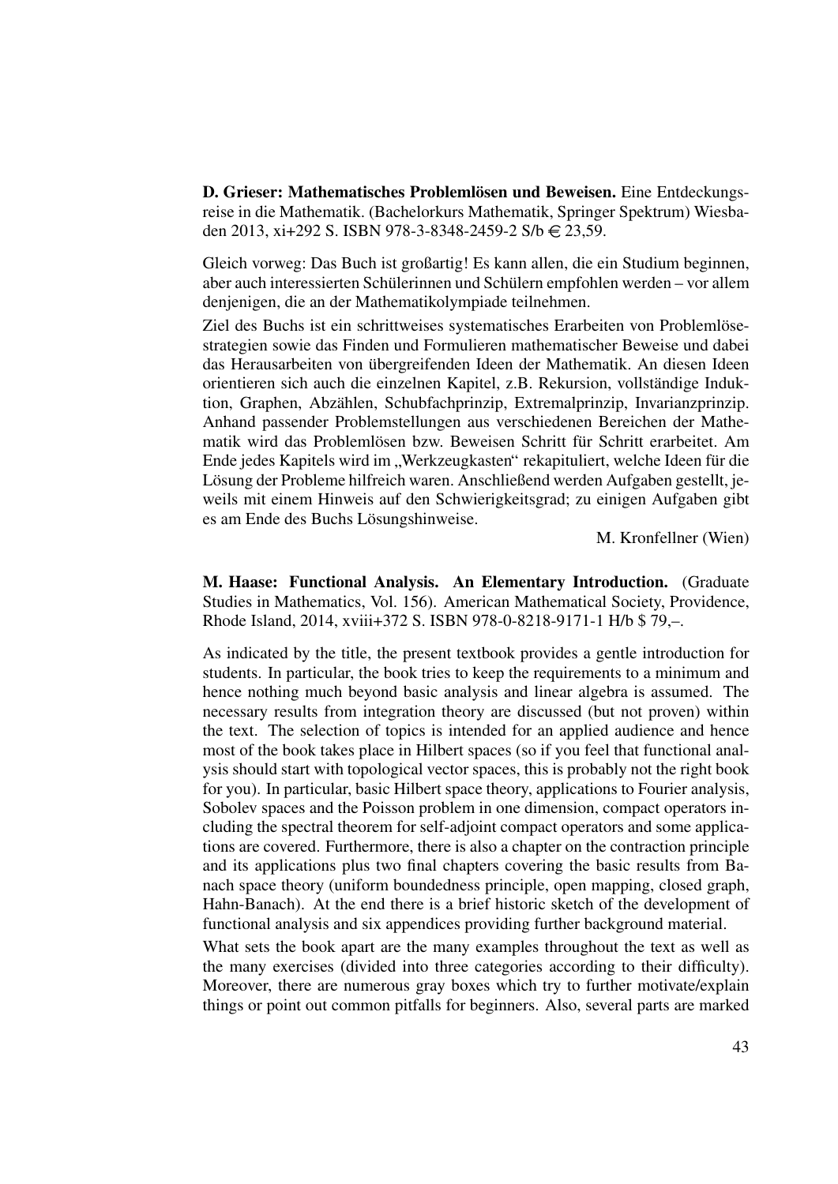**D. Grieser: Mathematisches Problemlösen und Beweisen.** Eine Entdeckungsreise in die Mathematik. (Bachelorkurs Mathematik, Springer Spektrum) Wiesbaden 2013, xi+292 S. ISBN 978-3-8348-2459-2 S/b € 23,59.

Gleich vorweg: Das Buch ist großartig! Es kann allen, die ein Studium beginnen, aber auch interessierten Schülerinnen und Schülern empfohlen werden – vor allem denjenigen, die an der Mathematikolympiade teilnehmen.

Ziel des Buchs ist ein schrittweises systematisches Erarbeiten von Problemlösestrategien sowie das Finden und Formulieren mathematischer Beweise und dabei das Herausarbeiten von übergreifenden Ideen der Mathematik. An diesen Ideen orientieren sich auch die einzelnen Kapitel, z.B. Rekursion, vollständige Induktion, Graphen, Abzählen, Schubfachprinzip, Extremalprinzip, Invarianzprinzip. Anhand passender Problemstellungen aus verschiedenen Bereichen der Mathematik wird das Problemlösen bzw. Beweisen Schritt für Schritt erarbeitet. Am Ende jedes Kapitels wird im „Werkzeugkasten" rekapituliert, welche Ideen für die Lösung der Probleme hilfreich waren. Anschließend werden Aufgaben gestellt, jeweils mit einem Hinweis auf den Schwierigkeitsgrad; zu einigen Aufgaben gibt es am Ende des Buchs Lösungshinweise.

M. Kronfellner (Wien)

**M. Haase: Functional Analysis. An Elementary Introduction.** (Graduate Studies in Mathematics, Vol. 156). American Mathematical Society, Providence, Rhode Island, 2014, xviii+372 S. ISBN 978-0-8218-9171-1 H/b \$ 79,–.

As indicated by the title, the present textbook provides a gentle introduction for students. In particular, the book tries to keep the requirements to a minimum and hence nothing much beyond basic analysis and linear algebra is assumed. The necessary results from integration theory are discussed (but not proven) within the text. The selection of topics is intended for an applied audience and hence most of the book takes place in Hilbert spaces (so if you feel that functional analysis should start with topological vector spaces, this is probably not the right book for you). In particular, basic Hilbert space theory, applications to Fourier analysis, Sobolev spaces and the Poisson problem in one dimension, compact operators including the spectral theorem for self-adjoint compact operators and some applications are covered. Furthermore, there is also a chapter on the contraction principle and its applications plus two final chapters covering the basic results from Banach space theory (uniform boundedness principle, open mapping, closed graph, Hahn-Banach). At the end there is a brief historic sketch of the development of functional analysis and six appendices providing further background material.

What sets the book apart are the many examples throughout the text as well as the many exercises (divided into three categories according to their difficulty). Moreover, there are numerous gray boxes which try to further motivate/explain things or point out common pitfalls for beginners. Also, several parts are marked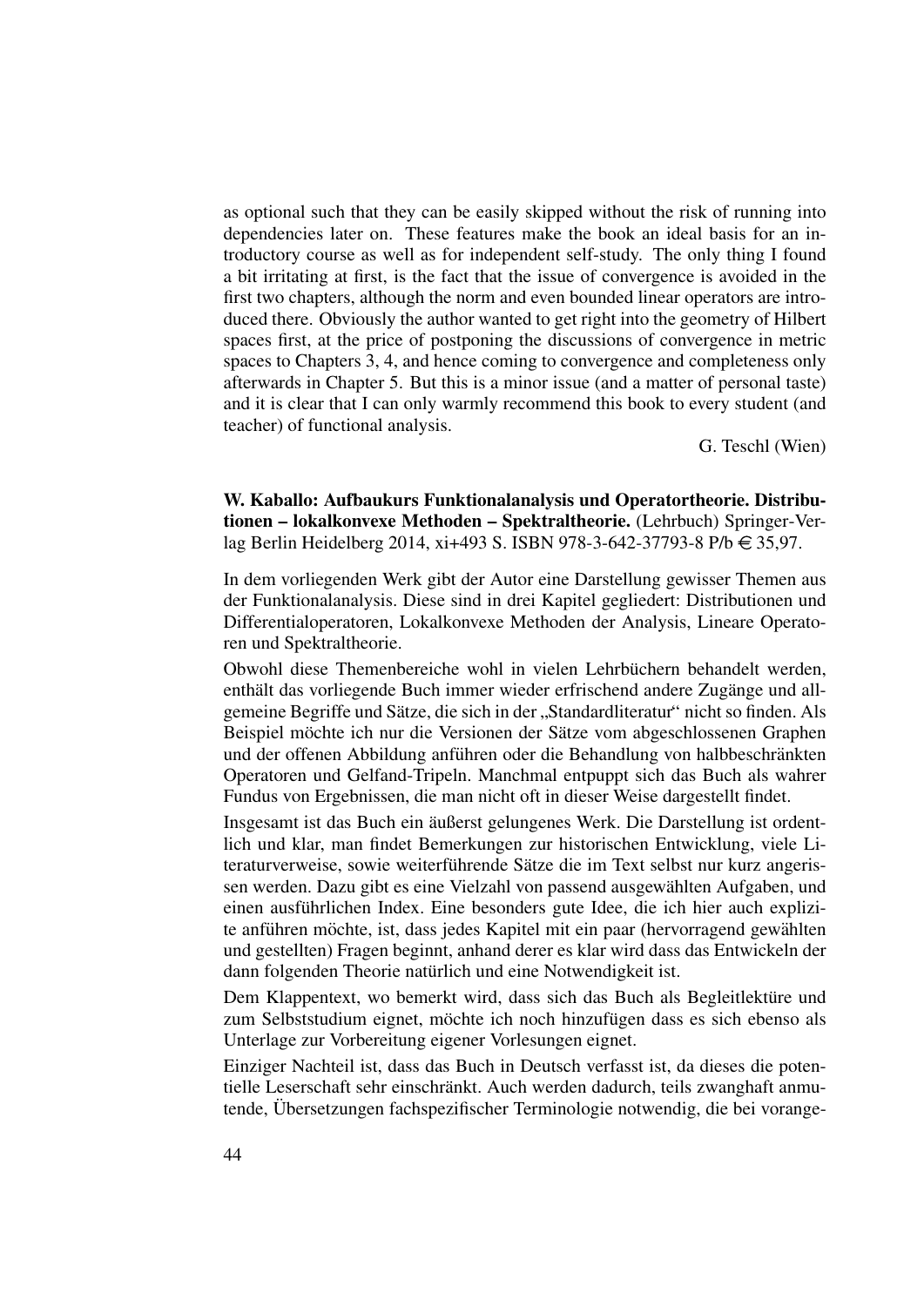as optional such that they can be easily skipped without the risk of running into dependencies later on. These features make the book an ideal basis for an introductory course as well as for independent self-study. The only thing I found a bit irritating at first, is the fact that the issue of convergence is avoided in the first two chapters, although the norm and even bounded linear operators are introduced there. Obviously the author wanted to get right into the geometry of Hilbert spaces first, at the price of postponing the discussions of convergence in metric spaces to Chapters 3, 4, and hence coming to convergence and completeness only afterwards in Chapter 5. But this is a minor issue (and a matter of personal taste) and it is clear that I can only warmly recommend this book to every student (and teacher) of functional analysis.

G. Teschl (Wien)

**W. Kaballo: Aufbaukurs Funktionalanalysis und Operatortheorie. Distributionen – lokalkonvexe Methoden – Spektraltheorie.** (Lehrbuch) Springer-Verlag Berlin Heidelberg 2014, xi+493 S. ISBN 978-3-642-37793-8 P/b € 35,97.

In dem vorliegenden Werk gibt der Autor eine Darstellung gewisser Themen aus der Funktionalanalysis. Diese sind in drei Kapitel gegliedert: Distributionen und Differentialoperatoren, Lokalkonvexe Methoden der Analysis, Lineare Operatoren und Spektraltheorie.

Obwohl diese Themenbereiche wohl in vielen Lehrbüchern behandelt werden, enthält das vorliegende Buch immer wieder erfrischend andere Zugänge und allgemeine Begriffe und Sätze, die sich in der „Standardliteratur" nicht so finden. Als Beispiel möchte ich nur die Versionen der Sätze vom abgeschlossenen Graphen und der offenen Abbildung anführen oder die Behandlung von halbbeschränkten Operatoren und Gelfand-Tripeln. Manchmal entpuppt sich das Buch als wahrer Fundus von Ergebnissen, die man nicht oft in dieser Weise dargestellt findet.

Insgesamt ist das Buch ein äußerst gelungenes Werk. Die Darstellung ist ordentlich und klar, man findet Bemerkungen zur historischen Entwicklung, viele Literaturverweise, sowie weiterführende Sätze die im Text selbst nur kurz angerissen werden. Dazu gibt es eine Vielzahl von passend ausgewählten Aufgaben, und einen ausführlichen Index. Eine besonders gute Idee, die ich hier auch explizite anführen möchte, ist, dass jedes Kapitel mit ein paar (hervorragend gewählten und gestellten) Fragen beginnt, anhand derer es klar wird dass das Entwickeln der dann folgenden Theorie natürlich und eine Notwendigkeit ist.

Dem Klappentext, wo bemerkt wird, dass sich das Buch als Begleitlektüre und zum Selbststudium eignet, möchte ich noch hinzufügen dass es sich ebenso als Unterlage zur Vorbereitung eigener Vorlesungen eignet.

Einziger Nachteil ist, dass das Buch in Deutsch verfasst ist, da dieses die potentielle Leserschaft sehr einschränkt. Auch werden dadurch, teils zwanghaft anmutende, Übersetzungen fachspezifischer Terminologie notwendig, die bei vorange-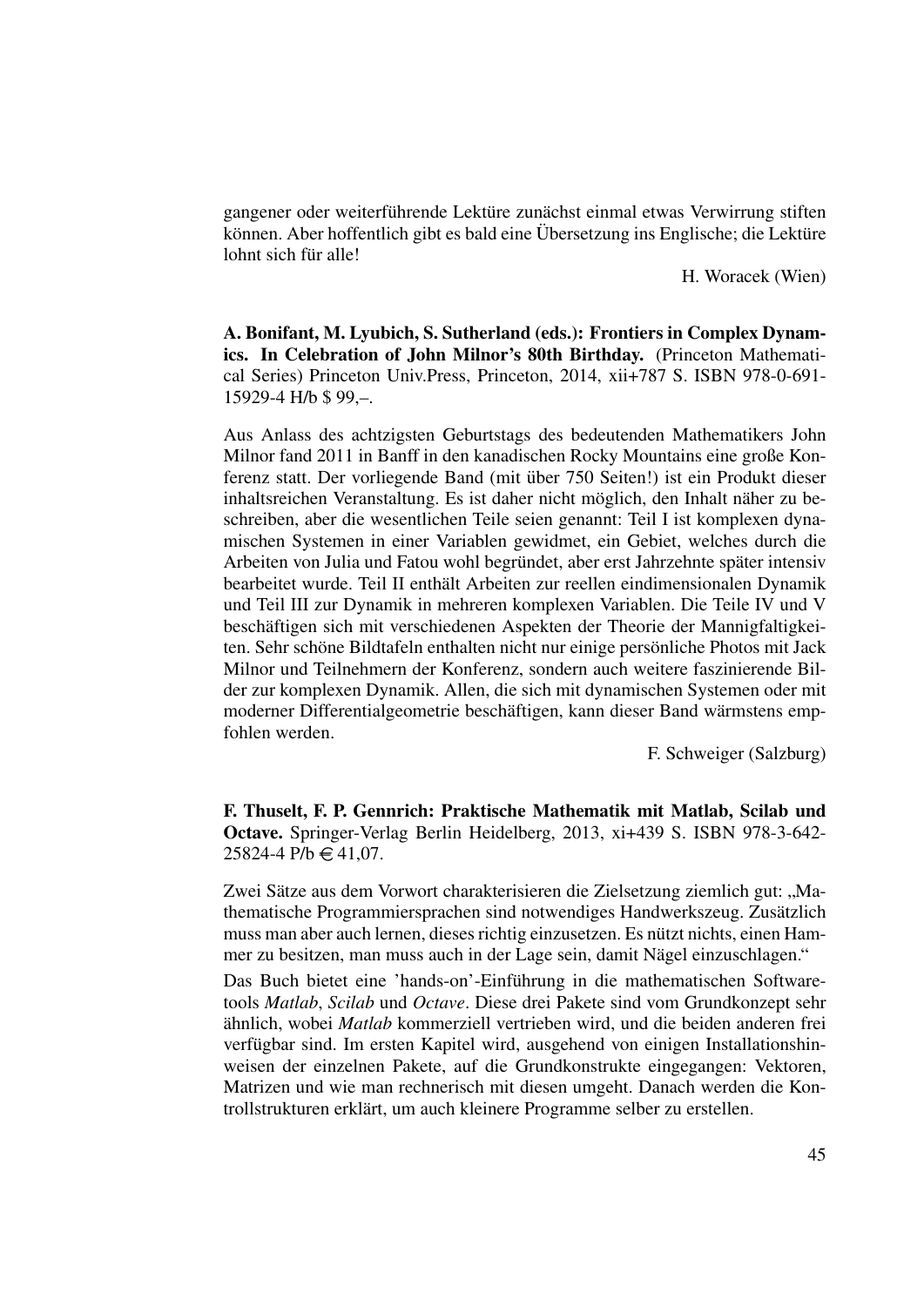gangener oder weiterführende Lektüre zunächst einmal etwas Verwirrung stiften können. Aber hoffentlich gibt es bald eine Übersetzung ins Englische; die Lektüre lohnt sich für alle!

H. Woracek (Wien)

**A. Bonifant, M. Lyubich, S. Sutherland (eds.): Frontiers in Complex Dynamics. In Celebration of John Milnor's 80th Birthday.** (Princeton Mathematical Series) Princeton Univ.Press, Princeton, 2014, xii+787 S. ISBN 978-0-691-15929-4 H/b $ 99,–.

Aus Anlass des achtzigsten Geburtstags des bedeutenden Mathematikers John Milnor fand 2011 in Banff in den kanadischen Rocky Mountains eine große Konferenz statt. Der vorliegende Band (mit über 750 Seiten!) ist ein Produkt dieser inhaltsreichen Veranstaltung. Es ist daher nicht möglich, den Inhalt näher zu beschreiben, aber die wesentlichen Teile seien genannt: Teil I ist komplexen dynamischen Systemen in einer Variablen gewidmet, ein Gebiet, welches durch die Arbeiten von Julia und Fatou wohl begründet, aber erst Jahrzehnte später intensiv bearbeitet wurde. Teil II enthält Arbeiten zur reellen eindimensionalen Dynamik und Teil III zur Dynamik in mehreren komplexen Variablen. Die Teile IV und V beschäftigen sich mit verschiedenen Aspekten der Theorie der Mannigfaltigkeiten. Sehr schöne Bildtafeln enthalten nicht nur einige persönliche Photos mit Jack Milnor und Teilnehmern der Konferenz, sondern auch weitere faszinierende Bilder zur komplexen Dynamik. Allen, die sich mit dynamischen Systemen oder mit moderner Differentialgeometrie beschäftigen, kann dieser Band wärmstens empfohlen werden.

F. Schweiger (Salzburg)

**F. Thuselt, F. P. Gennrich: Praktische Mathematik mit Matlab, Scilab und Octave.** Springer-Verlag Berlin Heidelberg, 2013, xi+439 S. ISBN 978-3-642-25824-4 P/b € 41,07.

Zwei Sätze aus dem Vorwort charakterisieren die Zielsetzung ziemlich gut: „Mathematische Programmiersprachen sind notwendiges Handwerkszeug. Zusätzlich muss man aber auch lernen, dieses richtig einzusetzen. Es nützt nichts, einen Hammer zu besitzen, man muss auch in der Lage sein, damit Nägel einzuschlagen."

Das Buch bietet eine 'hands-on'-Einführung in die mathematischen Softwaretools *Matlab*, *Scilab* und *Octave*. Diese drei Pakete sind vom Grundkonzept sehr ähnlich, wobei *Matlab* kommerziell vertrieben wird, und die beiden anderen frei verfügbar sind. Im ersten Kapitel wird, ausgehend von einigen Installationshinweisen der einzelnen Pakete, auf die Grundkonstrukte eingegangen: Vektoren, Matrizen und wie man rechnerisch mit diesen umgeht. Danach werden die Kontrollstrukturen erklärt, um auch kleinere Programme selber zu erstellen.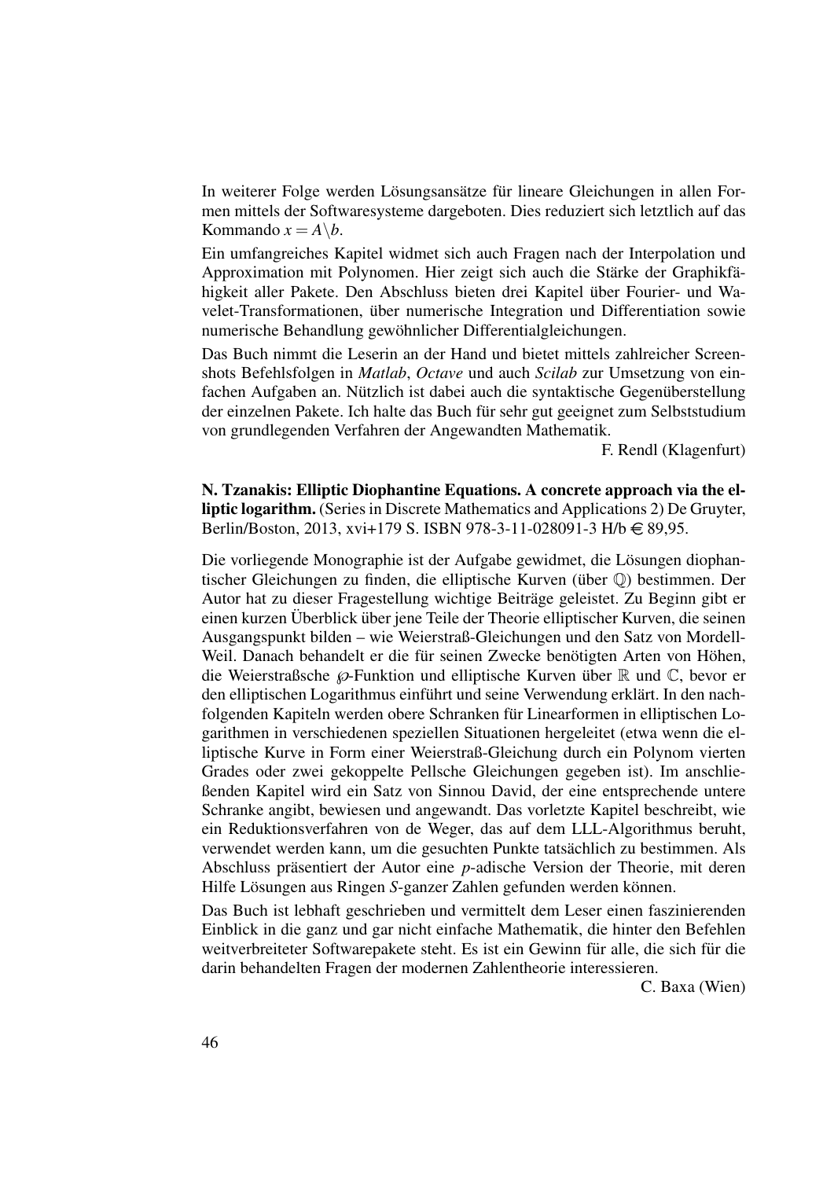In weiterer Folge werden Lösungsansätze für lineare Gleichungen in allen Formen mittels der Softwaresysteme dargeboten. Dies reduziert sich letztlich auf das Kommando $x = A\backslash b$.

Ein umfangreiches Kapitel widmet sich auch Fragen nach der Interpolation und Approximation mit Polynomen. Hier zeigt sich auch die Stärke der Graphikfähigkeit aller Pakete. Den Abschluss bieten drei Kapitel über Fourier- und Wavelet-Transformationen, über numerische Integration und Differentiation sowie numerische Behandlung gewöhnlicher Differentialgleichungen.

Das Buch nimmt die Leserin an der Hand und bietet mittels zahlreicher Screenshots Befehlsfolgen in *Matlab*, *Octave* und auch *Scilab* zur Umsetzung von einfachen Aufgaben an. Nützlich ist dabei auch die syntaktische Gegenüberstellung der einzelnen Pakete. Ich halte das Buch für sehr gut geeignet zum Selbststudium von grundlegenden Verfahren der Angewandten Mathematik.

F. Rendl (Klagenfurt)

**N. Tzanakis: Elliptic Diophantine Equations. A concrete approach via the elliptic logarithm.** (Series in Discrete Mathematics and Applications 2) De Gruyter, Berlin/Boston, 2013, xvi+179 S. ISBN 978-3-11-028091-3 H/b € 89,95.

Die vorliegende Monographie ist der Aufgabe gewidmet, die Lösungen diophantischer Gleichungen zu finden, die elliptische Kurven (über $\mathbb{Q}$) bestimmen. Der Autor hat zu dieser Fragestellung wichtige Beiträge geleistet. Zu Beginn gibt er einen kurzen Überblick über jene Teile der Theorie elliptischer Kurven, die seinen Ausgangspunkt bilden – wie Weierstraß-Gleichungen und den Satz von Mordell-Weil. Danach behandelt er die für seinen Zwecke benötigten Arten von Höhen, die Weierstraßsche $\wp$-Funktion und elliptische Kurven über $\mathbb{R}$ und $\mathbb{C}$, bevor er den elliptischen Logarithmus einführt und seine Verwendung erklärt. In den nachfolgenden Kapiteln werden obere Schranken für Linearformen in elliptischen Logarithmen in verschiedenen speziellen Situationen hergeleitet (etwa wenn die elliptische Kurve in Form einer Weierstraß-Gleichung durch ein Polynom vierten Grades oder zwei gekoppelte Pellsche Gleichungen gegeben ist). Im anschließenden Kapitel wird ein Satz von Sinnou David, der eine entsprechende untere Schranke angibt, bewiesen und angewandt. Das vorletzte Kapitel beschreibt, wie ein Reduktionsverfahren von de Weger, das auf dem LLL-Algorithmus beruht, verwendet werden kann, um die gesuchten Punkte tatsächlich zu bestimmen. Als Abschluss präsentiert der Autor eine $p$-adische Version der Theorie, mit deren Hilfe Lösungen aus Ringen $S$-ganzer Zahlen gefunden werden können.

Das Buch ist lebhaft geschrieben und vermittelt dem Leser einen faszinierenden Einblick in die ganz und gar nicht einfache Mathematik, die hinter den Befehlen weitverbreiteter Softwarepakete steht. Es ist ein Gewinn für alle, die sich für die darin behandelten Fragen der modernen Zahlentheorie interessieren.

C. Baxa (Wien)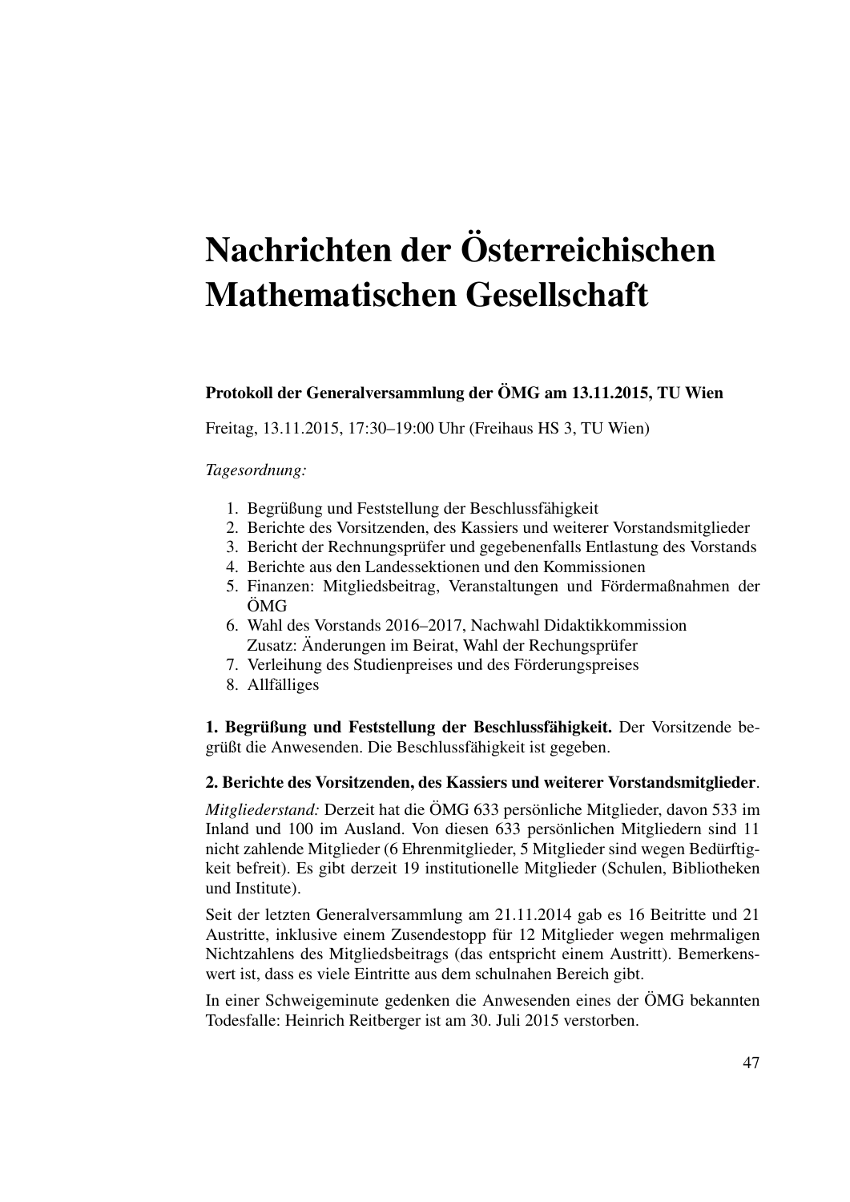# Nachrichten der Österreichischen Mathematischen Gesellschaft

## Protokoll der Generalversammlung der ÖMG am 13.11.2015, TU Wien

Freitag, 13.11.2015, 17:30–19:00 Uhr (Freihaus HS 3, TU Wien)

*Tagesordnung:*

1. Begrüßung und Feststellung der Beschlussfähigkeit
2. Berichte des Vorsitzenden, des Kassiers und weiterer Vorstandsmitglieder
3. Bericht der Rechnungsprüfer und gegebenenfalls Entlastung des Vorstands
4. Berichte aus den Landessektionen und den Kommissionen
5. Finanzen: Mitgliedsbeitrag, Veranstaltungen und Fördermaßnahmen der ÖMG
6. Wahl des Vorstands 2016–2017, Nachwahl Didaktikkommission
   Zusatz: Änderungen im Beirat, Wahl der Rechungsprüfer
7. Verleihung des Studienpreises und des Förderungspreises
8. Allfälliges

**1. Begrüßung und Feststellung der Beschlussfähigkeit.** Der Vorsitzende begrüßt die Anwesenden. Die Beschlussfähigkeit ist gegeben.

**2. Berichte des Vorsitzenden, des Kassiers und weiterer Vorstandsmitglieder**.

*Mitgliederstand:* Derzeit hat die ÖMG 633 persönliche Mitglieder, davon 533 im Inland und 100 im Ausland. Von diesen 633 persönlichen Mitgliedern sind 11 nicht zahlende Mitglieder (6 Ehrenmitglieder, 5 Mitglieder sind wegen Bedürftigkeit befreit). Es gibt derzeit 19 institutionelle Mitglieder (Schulen, Bibliotheken und Institute).

Seit der letzten Generalversammlung am 21.11.2014 gab es 16 Beitritte und 21 Austritte, inklusive einem Zusendestopp für 12 Mitglieder wegen mehrmaligen Nichtzahlens des Mitgliedsbeitrags (das entspricht einem Austritt). Bemerkenswert ist, dass es viele Eintritte aus dem schulnahen Bereich gibt.

In einer Schweigeminute gedenken die Anwesenden eines der ÖMG bekannten Todesfalle: Heinrich Reitberger ist am 30. Juli 2015 verstorben.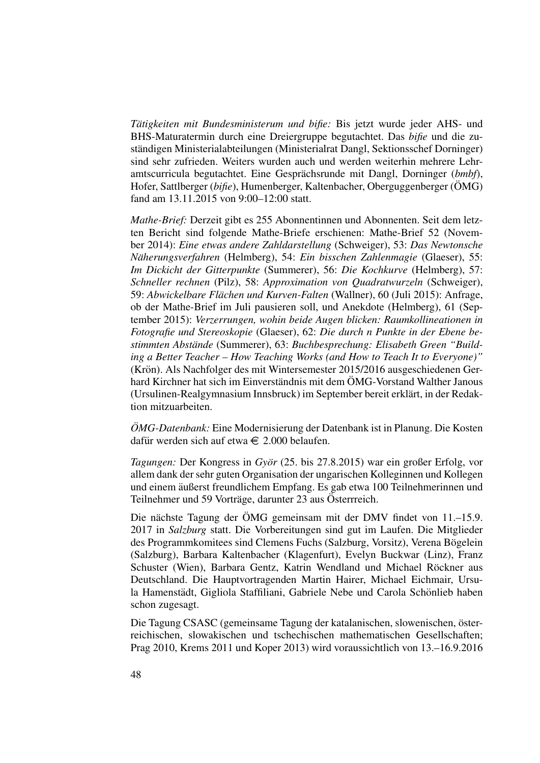*Tätigkeiten mit Bundesministerum und bifie:* Bis jetzt wurde jeder AHS- und BHS-Maturatermin durch eine Dreiergruppe begutachtet. Das *bifie* und die zuständigen Ministerialabteilungen (Ministerialrat Dangl, Sektionsschef Dorninger) sind sehr zufrieden. Weiters wurden auch und werden weiterhin mehrere Lehramtscurricula begutachtet. Eine Gesprächsrunde mit Dangl, Dorninger (*bmbf*), Hofer, Sattlberger (*bifie*), Humenberger, Kaltenbacher, Oberguggenberger (ÖMG) fand am 13.11.2015 von 9:00–12:00 statt.

*Mathe-Brief:* Derzeit gibt es 255 Abonnentinnen und Abonnenten. Seit dem letzten Bericht sind folgende Mathe-Briefe erschienen: Mathe-Brief 52 (November 2014): *Eine etwas andere Zahldarstellung* (Schweiger), 53: *Das Newtonsche Näherungsverfahren* (Helmberg), 54: *Ein bisschen Zahlenmagie* (Glaeser), 55: *Im Dickicht der Gitterpunkte* (Summerer), 56: *Die Kochkurve* (Helmberg), 57: *Schneller rechnen* (Pilz), 58: *Approximation von Quadratwurzeln* (Schweiger), 59: *Abwickelbare Flächen und Kurven-Falten* (Wallner), 60 (Juli 2015): Anfrage, ob der Mathe-Brief im Juli pausieren soll, und Anekdote (Helmberg), 61 (September 2015): *Verzerrungen, wohin beide Augen blicken: Raumkollineationen in Fotografie und Stereoskopie* (Glaeser), 62: *Die durch n Punkte in der Ebene bestimmten Abstände* (Summerer), 63: *Buchbesprechung: Elisabeth Green "Building a Better Teacher – How Teaching Works (and How to Teach It to Everyone)"* (Krön). Als Nachfolger des mit Wintersemester 2015/2016 ausgeschiedenen Gerhard Kirchner hat sich im Einverständnis mit dem ÖMG-Vorstand Walther Janous (Ursulinen-Realgymnasium Innsbruck) im September bereit erklärt, in der Redaktion mitzuarbeiten.

*ÖMG-Datenbank:* Eine Modernisierung der Datenbank ist in Planung. Die Kosten dafür werden sich auf etwa € 2.000 belaufen.

*Tagungen:* Der Kongress in *Györ* (25. bis 27.8.2015) war ein großer Erfolg, vor allem dank der sehr guten Organisation der ungarischen Kolleginnen und Kollegen und einem äußerst freundlichem Empfang. Es gab etwa 100 Teilnehmerinnen und Teilnehmer und 59 Vorträge, darunter 23 aus Österrreich.

Die nächste Tagung der ÖMG gemeinsam mit der DMV findet von 11.–15.9. 2017 in *Salzburg* statt. Die Vorbereitungen sind gut im Laufen. Die Mitglieder des Programmkomitees sind Clemens Fuchs (Salzburg, Vorsitz), Verena Bögelein (Salzburg), Barbara Kaltenbacher (Klagenfurt), Evelyn Buckwar (Linz), Franz Schuster (Wien), Barbara Gentz, Katrin Wendland und Michael Röckner aus Deutschland. Die Hauptvortragenden Martin Hairer, Michael Eichmair, Ursula Hamenstädt, Gigliola Staffiliani, Gabriele Nebe und Carola Schönlieb haben schon zugesagt.

Die Tagung CSASC (gemeinsame Tagung der katalanischen, slowenischen, österreichischen, slowakischen und tschechischen mathematischen Gesellschaften; Prag 2010, Krems 2011 und Koper 2013) wird voraussichtlich von 13.–16.9.2016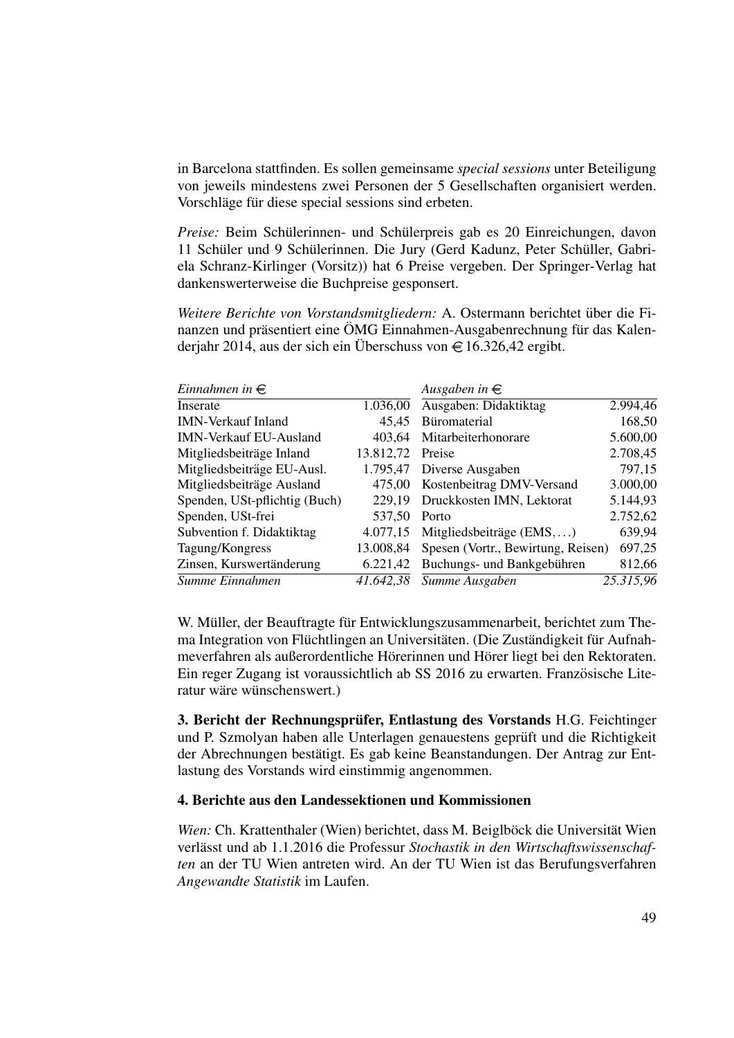in Barcelona stattfinden. Es sollen gemeinsame *special sessions* unter Beteiligung von jeweils mindestens zwei Personen der 5 Gesellschaften organisiert werden. Vorschläge für diese special sessions sind erbeten.

*Preise:* Beim Schülerinnen- und Schülerpreis gab es 20 Einreichungen, davon 11 Schüler und 9 Schülerinnen. Die Jury (Gerd Kadunz, Peter Schüller, Gabriela Schranz-Kirlinger (Vorsitz)) hat 6 Preise vergeben. Der Springer-Verlag hat dankenswerterweise die Buchpreise gesponsert.

*Weitere Berichte von Vorstandsmitgliedern:* A. Ostermann berichtet über die Finanzen und präsentiert eine ÖMG Einnahmen-Ausgabenrechnung für das Kalenderjahr 2014, aus der sich ein Überschuss von € 16.326,42 ergibt.

| *Einnahmen in €* | | *Ausgaben in €* | |
|---|---:|---|---:|
| Inserate | 1.036,00 | Ausgaben: Didaktiktag | 2.994,46 |
| IMN-Verkauf Inland | 45,45 | Büromaterial | 168,50 |
| IMN-Verkauf EU-Ausland | 403,64 | Mitarbeiterhonorare | 5.600,00 |
| Mitgliedsbeiträge Inland | 13.812,72 | Preise | 2.708,45 |
| Mitgliedsbeiträge EU-Ausl. | 1.795,47 | Diverse Ausgaben | 797,15 |
| Mitgliedsbeiträge Ausland | 475,00 | Kostenbeitrag DMV-Versand | 3.000,00 |
| Spenden, USt-pflichtig (Buch) | 229,19 | Druckkosten IMN, Lektorat | 5.144,93 |
| Spenden, USt-frei | 537,50 | Porto | 2.752,62 |
| Subvention f. Didaktiktag | 4.077,15 | Mitgliedsbeiträge (EMS, ...) | 639,94 |
| Tagung/Kongress | 13.008,84 | Spesen (Vortr., Bewirtung, Reisen) | 697,25 |
| Zinsen, Kurswertänderung | 6.221,42 | Buchungs- und Bankgebühren | 812,66 |
| *Summe Einnahmen* | *41.642,38* | *Summe Ausgaben* | *25.315,96* |

W. Müller, der Beauftragte für Entwicklungszusammenarbeit, berichtet zum Thema Integration von Flüchtlingen an Universitäten. (Die Zuständigkeit für Aufnahmeverfahren als außerordentliche Hörerinnen und Hörer liegt bei den Rektoraten. Ein reger Zugang ist voraussichtlich ab SS 2016 zu erwarten. Französische Literatur wäre wünschenswert.)

**3. Bericht der Rechnungsprüfer, Entlastung des Vorstands** H.G. Feichtinger und P. Szmolyan haben alle Unterlagen genauestens geprüft und die Richtigkeit der Abrechnungen bestätigt. Es gab keine Beanstandungen. Der Antrag zur Entlastung des Vorstands wird einstimmig angenommen.

**4. Berichte aus den Landessektionen und Kommissionen**

*Wien:* Ch. Krattenthaler (Wien) berichtet, dass M. Beiglböck die Universität Wien verlässt und ab 1.1.2016 die Professur *Stochastik in den Wirtschaftswissenschaften* an der TU Wien antreten wird. An der TU Wien ist das Berufungsverfahren *Angewandte Statistik* im Laufen.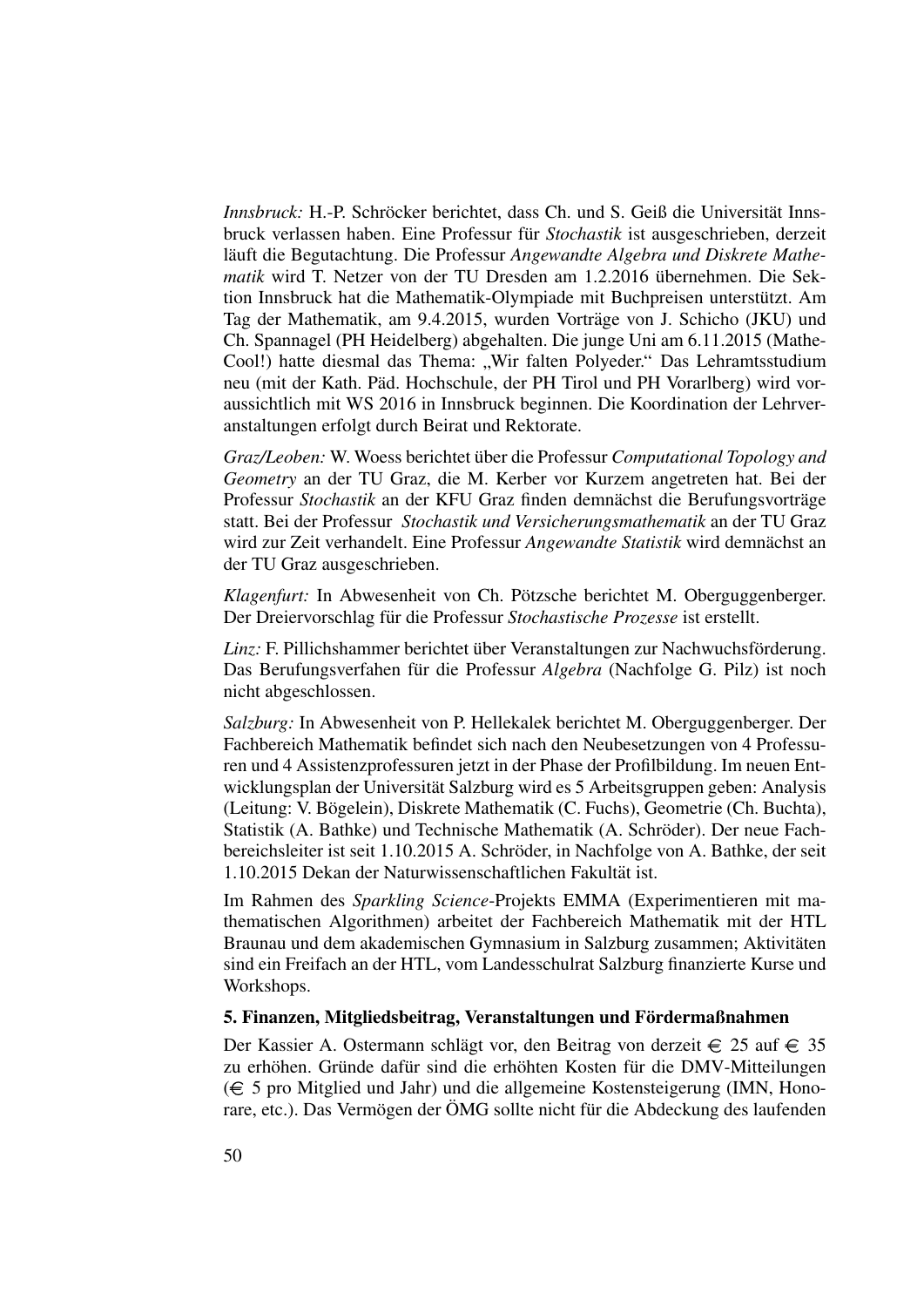*Innsbruck:* H.-P. Schröcker berichtet, dass Ch. und S. Geiß die Universität Innsbruck verlassen haben. Eine Professur für *Stochastik* ist ausgeschrieben, derzeit läuft die Begutachtung. Die Professur *Angewandte Algebra und Diskrete Mathematik* wird T. Netzer von der TU Dresden am 1.2.2016 übernehmen. Die Sektion Innsbruck hat die Mathematik-Olympiade mit Buchpreisen unterstützt. Am Tag der Mathematik, am 9.4.2015, wurden Vorträge von J. Schicho (JKU) und Ch. Spannagel (PH Heidelberg) abgehalten. Die junge Uni am 6.11.2015 (MatheCool!) hatte diesmal das Thema: „Wir falten Polyeder." Das Lehramtsstudium neu (mit der Kath. Päd. Hochschule, der PH Tirol und PH Vorarlberg) wird voraussichtlich mit WS 2016 in Innsbruck beginnen. Die Koordination der Lehrveranstaltungen erfolgt durch Beirat und Rektorate.

*Graz/Leoben:* W. Woess berichtet über die Professur *Computational Topology and Geometry* an der TU Graz, die M. Kerber vor Kurzem angetreten hat. Bei der Professur *Stochastik* an der KFU Graz finden demnächst die Berufungsvorträge statt. Bei der Professur *Stochastik und Versicherungsmathematik* an der TU Graz wird zur Zeit verhandelt. Eine Professur *Angewandte Statistik* wird demnächst an der TU Graz ausgeschrieben.

*Klagenfurt:* In Abwesenheit von Ch. Pötzsche berichtet M. Oberguggenberger. Der Dreiervorschlag für die Professur *Stochastische Prozesse* ist erstellt.

*Linz:* F. Pillichshammer berichtet über Veranstaltungen zur Nachwuchsförderung. Das Berufungsverfahen für die Professur *Algebra* (Nachfolge G. Pilz) ist noch nicht abgeschlossen.

*Salzburg:* In Abwesenheit von P. Hellekalek berichtet M. Oberguggenberger. Der Fachbereich Mathematik befindet sich nach den Neubesetzungen von 4 Professuren und 4 Assistenzprofessuren jetzt in der Phase der Profilbildung. Im neuen Entwicklungsplan der Universität Salzburg wird es 5 Arbeitsgruppen geben: Analysis (Leitung: V. Bögelein), Diskrete Mathematik (C. Fuchs), Geometrie (Ch. Buchta), Statistik (A. Bathke) und Technische Mathematik (A. Schröder). Der neue Fachbereichsleiter ist seit 1.10.2015 A. Schröder, in Nachfolge von A. Bathke, der seit 1.10.2015 Dekan der Naturwissenschaftlichen Fakultät ist.

Im Rahmen des *Sparkling Science*-Projekts EMMA (Experimentieren mit mathematischen Algorithmen) arbeitet der Fachbereich Mathematik mit der HTL Braunau und dem akademischen Gymnasium in Salzburg zusammen; Aktivitäten sind ein Freifach an der HTL, vom Landesschulrat Salzburg finanzierte Kurse und Workshops.

**5. Finanzen, Mitgliedsbeitrag, Veranstaltungen und Fördermaßnahmen**

Der Kassier A. Ostermann schlägt vor, den Beitrag von derzeit € 25 auf € 35 zu erhöhen. Gründe dafür sind die erhöhten Kosten für die DMV-Mitteilungen (€ 5 pro Mitglied und Jahr) und die allgemeine Kostensteigerung (IMN, Honorare, etc.). Das Vermögen der ÖMG sollte nicht für die Abdeckung des laufenden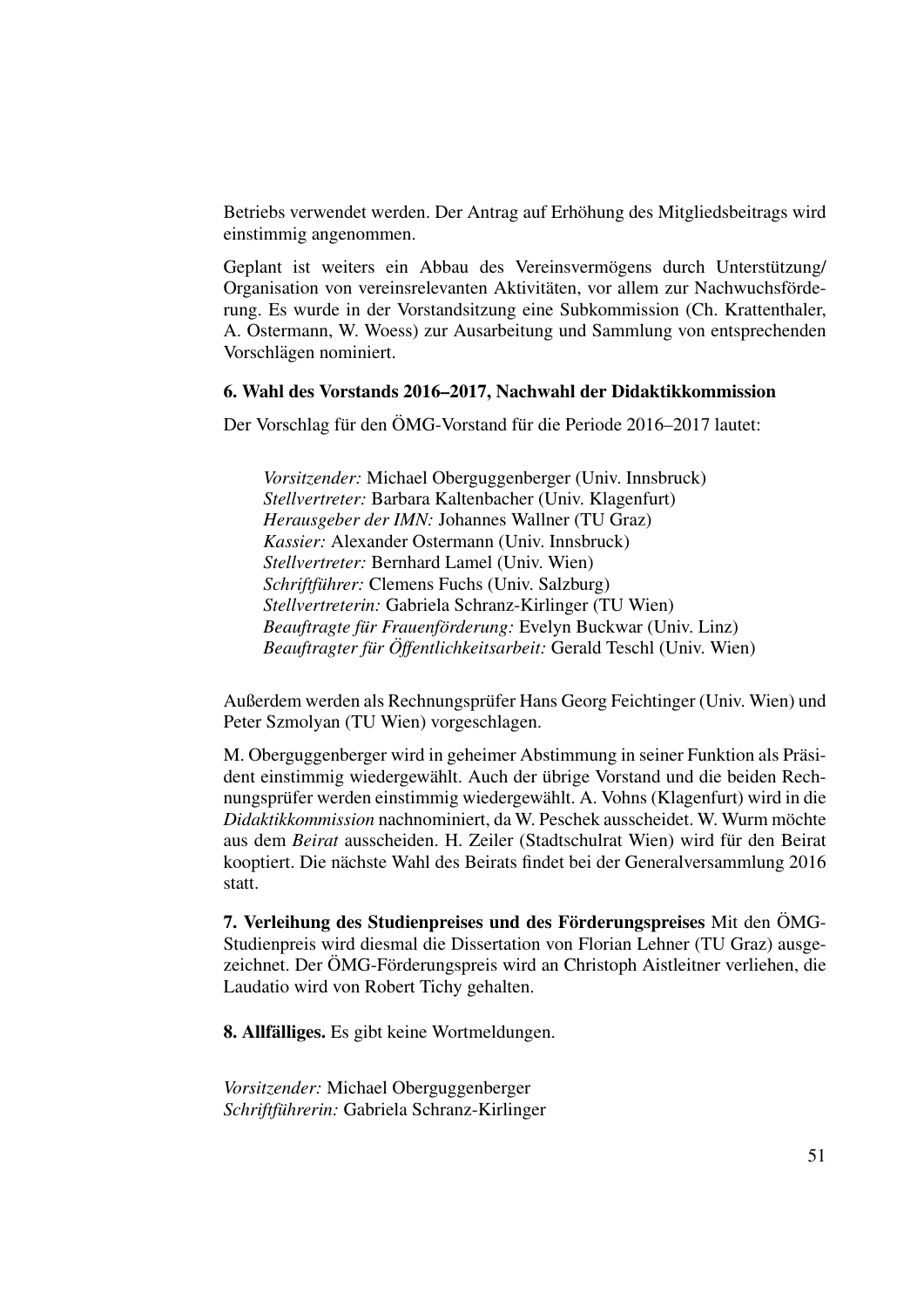Betriebs verwendet werden. Der Antrag auf Erhöhung des Mitgliedsbeitrags wird einstimmig angenommen.

Geplant ist weiters ein Abbau des Vereinsvermögens durch Unterstützung/ Organisation von vereinsrelevanten Aktivitäten, vor allem zur Nachwuchsförderung. Es wurde in der Vorstandsitzung eine Subkommission (Ch. Krattenthaler, A. Ostermann, W. Woess) zur Ausarbeitung und Sammlung von entsprechenden Vorschlägen nominiert.

**6. Wahl des Vorstands 2016–2017, Nachwahl der Didaktikkommission**

Der Vorschlag für den ÖMG-Vorstand für die Periode 2016–2017 lautet:

> *Vorsitzender:* Michael Oberguggenberger (Univ. Innsbruck)
> *Stellvertreter:* Barbara Kaltenbacher (Univ. Klagenfurt)
> *Herausgeber der IMN:* Johannes Wallner (TU Graz)
> *Kassier:* Alexander Ostermann (Univ. Innsbruck)
> *Stellvertreter:* Bernhard Lamel (Univ. Wien)
> *Schriftführer:* Clemens Fuchs (Univ. Salzburg)
> *Stellvertreterin:* Gabriela Schranz-Kirlinger (TU Wien)
> *Beauftragte für Frauenförderung:* Evelyn Buckwar (Univ. Linz)
> *Beauftragter für Öffentlichkeitsarbeit:* Gerald Teschl (Univ. Wien)

Außerdem werden als Rechnungsprüfer Hans Georg Feichtinger (Univ. Wien) und Peter Szmolyan (TU Wien) vorgeschlagen.

M. Oberguggenberger wird in geheimer Abstimmung in seiner Funktion als Präsident einstimmig wiedergewählt. Auch der übrige Vorstand und die beiden Rechnungsprüfer werden einstimmig wiedergewählt. A. Vohns (Klagenfurt) wird in die *Didaktikkommission* nachnominiert, da W. Peschek ausscheidet. W. Wurm möchte aus dem *Beirat* ausscheiden. H. Zeiler (Stadtschulrat Wien) wird für den Beirat kooptiert. Die nächste Wahl des Beirats findet bei der Generalversammlung 2016 statt.

**7. Verleihung des Studienpreises und des Förderungspreises** Mit den ÖMG-Studienpreis wird diesmal die Dissertation von Florian Lehner (TU Graz) ausgezeichnet. Der ÖMG-Förderungspreis wird an Christoph Aistleitner verliehen, die Laudatio wird von Robert Tichy gehalten.

**8. Allfälliges.** Es gibt keine Wortmeldungen.

*Vorsitzender:* Michael Oberguggenberger
*Schriftführerin:* Gabriela Schranz-Kirlinger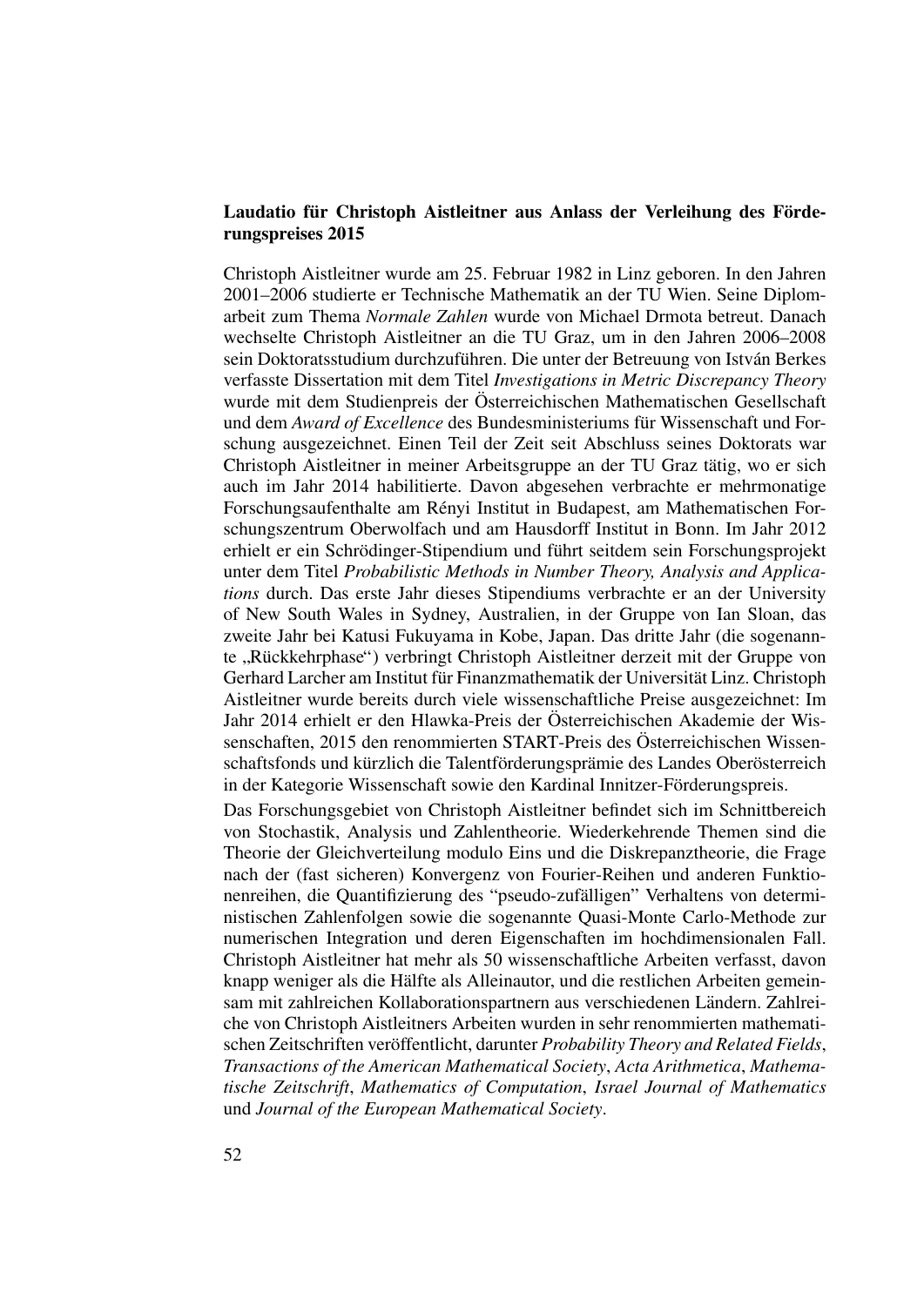## Laudatio für Christoph Aistleitner aus Anlass der Verleihung des Förderungspreises 2015

Christoph Aistleitner wurde am 25. Februar 1982 in Linz geboren. In den Jahren 2001–2006 studierte er Technische Mathematik an der TU Wien. Seine Diplomarbeit zum Thema *Normale Zahlen* wurde von Michael Drmota betreut. Danach wechselte Christoph Aistleitner an die TU Graz, um in den Jahren 2006–2008 sein Doktoratsstudium durchzuführen. Die unter der Betreuung von István Berkes verfasste Dissertation mit dem Titel *Investigations in Metric Discrepancy Theory* wurde mit dem Studienpreis der Österreichischen Mathematischen Gesellschaft und dem *Award of Excellence* des Bundesministeriums für Wissenschaft und Forschung ausgezeichnet. Einen Teil der Zeit seit Abschluss seines Doktorats war Christoph Aistleitner in meiner Arbeitsgruppe an der TU Graz tätig, wo er sich auch im Jahr 2014 habilitierte. Davon abgesehen verbrachte er mehrmonatige Forschungsaufenthalte am Rényi Institut in Budapest, am Mathematischen Forschungszentrum Oberwolfach und am Hausdorff Institut in Bonn. Im Jahr 2012 erhielt er ein Schrödinger-Stipendium und führt seitdem sein Forschungsprojekt unter dem Titel *Probabilistic Methods in Number Theory, Analysis and Applications* durch. Das erste Jahr dieses Stipendiums verbrachte er an der University of New South Wales in Sydney, Australien, in der Gruppe von Ian Sloan, das zweite Jahr bei Katusi Fukuyama in Kobe, Japan. Das dritte Jahr (die sogenannte „Rückkehrphase") verbringt Christoph Aistleitner derzeit mit der Gruppe von Gerhard Larcher am Institut für Finanzmathematik der Universität Linz. Christoph Aistleitner wurde bereits durch viele wissenschaftliche Preise ausgezeichnet: Im Jahr 2014 erhielt er den Hlawka-Preis der Österreichischen Akademie der Wissenschaften, 2015 den renommierten START-Preis des Österreichischen Wissenschaftsfonds und kürzlich die Talentförderungsprämie des Landes Oberösterreich in der Kategorie Wissenschaft sowie den Kardinal Innitzer-Förderungspreis.

Das Forschungsgebiet von Christoph Aistleitner befindet sich im Schnittbereich von Stochastik, Analysis und Zahlentheorie. Wiederkehrende Themen sind die Theorie der Gleichverteilung modulo Eins und die Diskrepanztheorie, die Frage nach der (fast sicheren) Konvergenz von Fourier-Reihen und anderen Funktionenreihen, die Quantifizierung des "pseudo-zufälligen" Verhaltens von deterministischen Zahlenfolgen sowie die sogenannte Quasi-Monte Carlo-Methode zur numerischen Integration und deren Eigenschaften im hochdimensionalen Fall. Christoph Aistleitner hat mehr als 50 wissenschaftliche Arbeiten verfasst, davon knapp weniger als die Hälfte als Alleinautor, und die restlichen Arbeiten gemeinsam mit zahlreichen Kollaborationspartnern aus verschiedenen Ländern. Zahlreiche von Christoph Aistleitners Arbeiten wurden in sehr renommierten mathematischen Zeitschriften veröffentlicht, darunter *Probability Theory and Related Fields*, *Transactions of the American Mathematical Society*, *Acta Arithmetica*, *Mathematische Zeitschrift*, *Mathematics of Computation*, *Israel Journal of Mathematics* und *Journal of the European Mathematical Society*.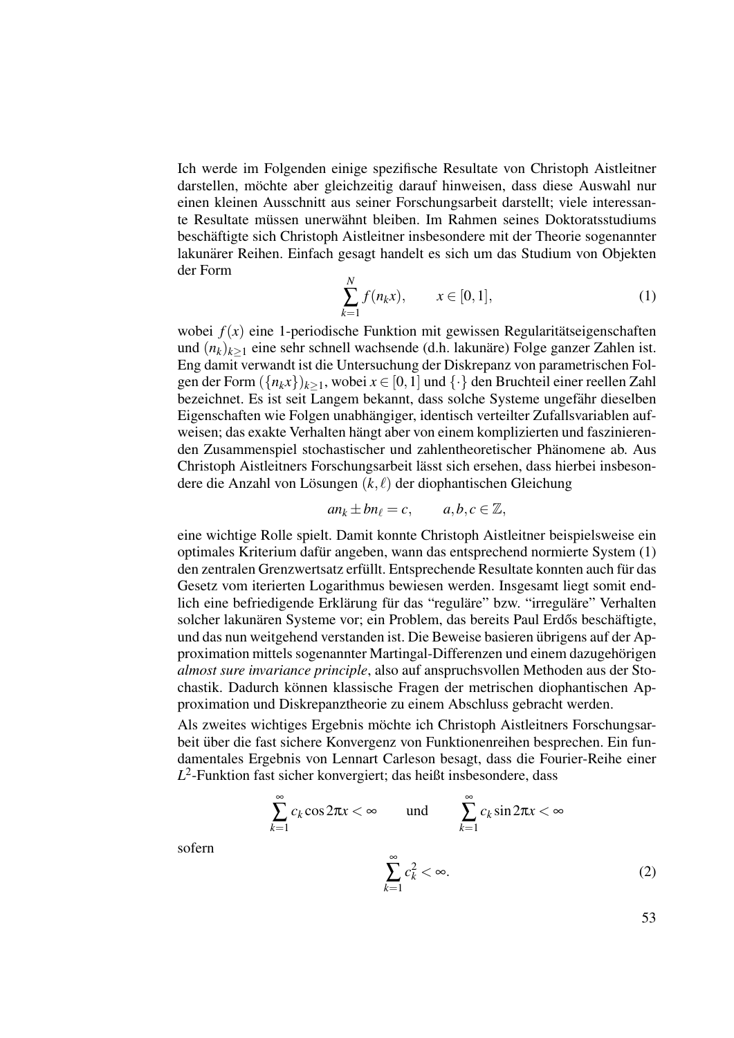Ich werde im Folgenden einige spezifische Resultate von Christoph Aistleitner darstellen, möchte aber gleichzeitig darauf hinweisen, dass diese Auswahl nur einen kleinen Ausschnitt aus seiner Forschungsarbeit darstellt; viele interessante Resultate müssen unerwähnt bleiben. Im Rahmen seines Doktoratsstudiums beschäftigte sich Christoph Aistleitner insbesondere mit der Theorie sogenannter lakunärer Reihen. Einfach gesagt handelt es sich um das Studium von Objekten der Form

$$\sum_{k=1}^{N} f(n_k x), \qquad x \in [0,1], \tag{1}$$

wobei $f(x)$ eine 1-periodische Funktion mit gewissen Regularitätseigenschaften und $(n_k)_{k \geq 1}$ eine sehr schnell wachsende (d.h. lakunäre) Folge ganzer Zahlen ist. Eng damit verwandt ist die Untersuchung der Diskrepanz von parametrischen Folgen der Form $(\{n_k x\})_{k \geq 1}$, wobei $x \in [0,1]$ und $\{\cdot\}$ den Bruchteil einer reellen Zahl bezeichnet. Es ist seit Langem bekannt, dass solche Systeme ungefähr dieselben Eigenschaften wie Folgen unabhängiger, identisch verteilter Zufallsvariablen aufweisen; das exakte Verhalten hängt aber von einem komplizierten und faszinierenden Zusammenspiel stochastischer und zahlentheoretischer Phänomene ab. Aus Christoph Aistleitners Forschungsarbeit lässt sich ersehen, dass hierbei insbesondere die Anzahl von Lösungen $(k, \ell)$ der diophantischen Gleichung

$$an_k \pm bn_\ell = c, \qquad a,b,c \in \mathbb{Z},$$

eine wichtige Rolle spielt. Damit konnte Christoph Aistleitner beispielsweise ein optimales Kriterium dafür angeben, wann das entsprechend normierte System (1) den zentralen Grenzwertsatz erfüllt. Entsprechende Resultate konnten auch für das Gesetz vom iterierten Logarithmus bewiesen werden. Insgesamt liegt somit endlich eine befriedigende Erklärung für das "reguläre" bzw. "irreguläre" Verhalten solcher lakunären Systeme vor; ein Problem, das bereits Paul Erdős beschäftigte, und das nun weitgehend verstanden ist. Die Beweise basieren übrigens auf der Approximation mittels sogenannter Martingal-Differenzen und einem dazugehörigen *almost sure invariance principle*, also auf anspruchsvollen Methoden aus der Stochastik. Dadurch können klassische Fragen der metrischen diophantischen Approximation und Diskrepanztheorie zu einem Abschluss gebracht werden.

Als zweites wichtiges Ergebnis möchte ich Christoph Aistleitners Forschungsarbeit über die fast sichere Konvergenz von Funktionenreihen besprechen. Ein fundamentales Ergebnis von Lennart Carleson besagt, dass die Fourier-Reihe einer $L^2$-Funktion fast sicher konvergiert; das heißt insbesondere, dass

$$\sum_{k=1}^{\infty} c_k \cos 2\pi x < \infty \qquad \text{und} \qquad \sum_{k=1}^{\infty} c_k \sin 2\pi x < \infty$$

sofern

$$\sum_{k=1}^{\infty} c_k^2 < \infty. \tag{2}$$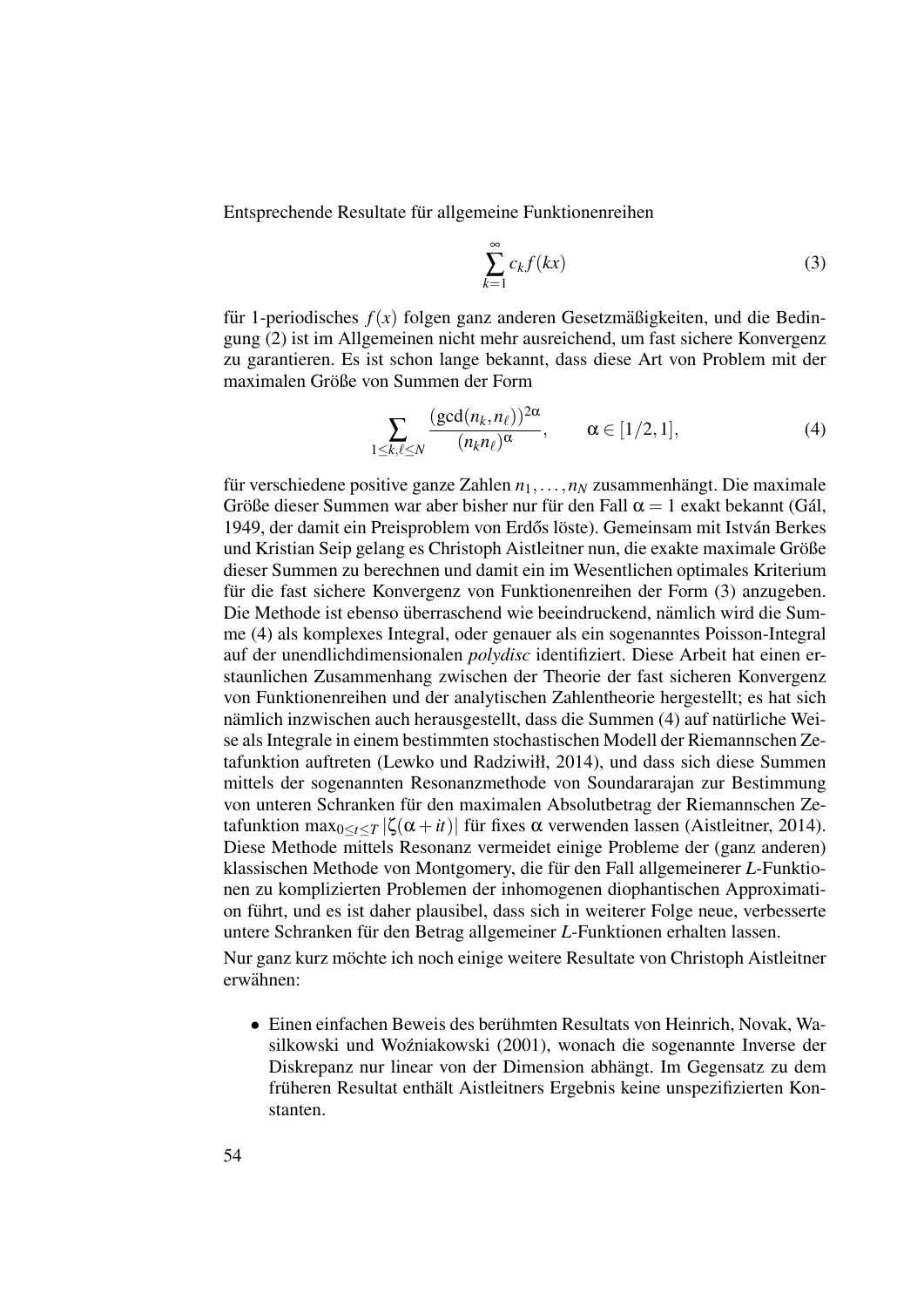Entsprechende Resultate für allgemeine Funktionenreihen

$$\sum_{k=1}^{\infty} c_k f(kx) \tag{3}$$

für 1-periodisches $f(x)$ folgen ganz anderen Gesetzmäßigkeiten, und die Bedingung (2) ist im Allgemeinen nicht mehr ausreichend, um fast sichere Konvergenz zu garantieren. Es ist schon lange bekannt, dass diese Art von Problem mit der maximalen Größe von Summen der Form

$$\sum_{1 \leq k,\ell \leq N} \frac{(\gcd(n_k, n_\ell))^{2\alpha}}{(n_k n_\ell)^\alpha}, \qquad \alpha \in [1/2, 1], \tag{4}$$

für verschiedene positive ganze Zahlen $n_1, \ldots, n_N$ zusammenhängt. Die maximale Größe dieser Summen war aber bisher nur für den Fall $\alpha = 1$ exakt bekannt (Gál, 1949, der damit ein Preisproblem von Erdős löste). Gemeinsam mit István Berkes und Kristian Seip gelang es Christoph Aistleitner nun, die exakte maximale Größe dieser Summen zu berechnen und damit ein im Wesentlichen optimales Kriterium für die fast sichere Konvergenz von Funktionenreihen der Form (3) anzugeben. Die Methode ist ebenso überraschend wie beeindruckend, nämlich wird die Summe (4) als komplexes Integral, oder genauer als ein sogenanntes Poisson-Integral auf der unendlichdimensionalen *polydisc* identifiziert. Diese Arbeit hat einen erstaunlichen Zusammenhang zwischen der Theorie der fast sicheren Konvergenz von Funktionenreihen und der analytischen Zahlentheorie hergestellt; es hat sich nämlich inzwischen auch herausgestellt, dass die Summen (4) auf natürliche Weise als Integrale in einem bestimmten stochastischen Modell der Riemannschen Zetafunktion auftreten (Lewko und Radziwiłł, 2014), und dass sich diese Summen mittels der sogenannten Resonanzmethode von Soundararajan zur Bestimmung von unteren Schranken für den maximalen Absolutbetrag der Riemannschen Zetafunktion $\max_{0 \leq t \leq T} |\zeta(\alpha + it)|$ für fixes $\alpha$ verwenden lassen (Aistleitner, 2014). Diese Methode mittels Resonanz vermeidet einige Probleme der (ganz anderen) klassischen Methode von Montgomery, die für den Fall allgemeinerer $L$-Funktionen zu komplizierten Problemen der inhomogenen diophantischen Approximation führt, und es ist daher plausibel, dass sich in weiterer Folge neue, verbesserte untere Schranken für den Betrag allgemeiner $L$-Funktionen erhalten lassen.

Nur ganz kurz möchte ich noch einige weitere Resultate von Christoph Aistleitner erwähnen:

- Einen einfachen Beweis des berühmten Resultats von Heinrich, Novak, Wasilkowski und Woźniakowski (2001), wonach die sogenannte Inverse der Diskrepanz nur linear von der Dimension abhängt. Im Gegensatz zu dem früheren Resultat enthält Aistleitners Ergebnis keine unspezifizierten Konstanten.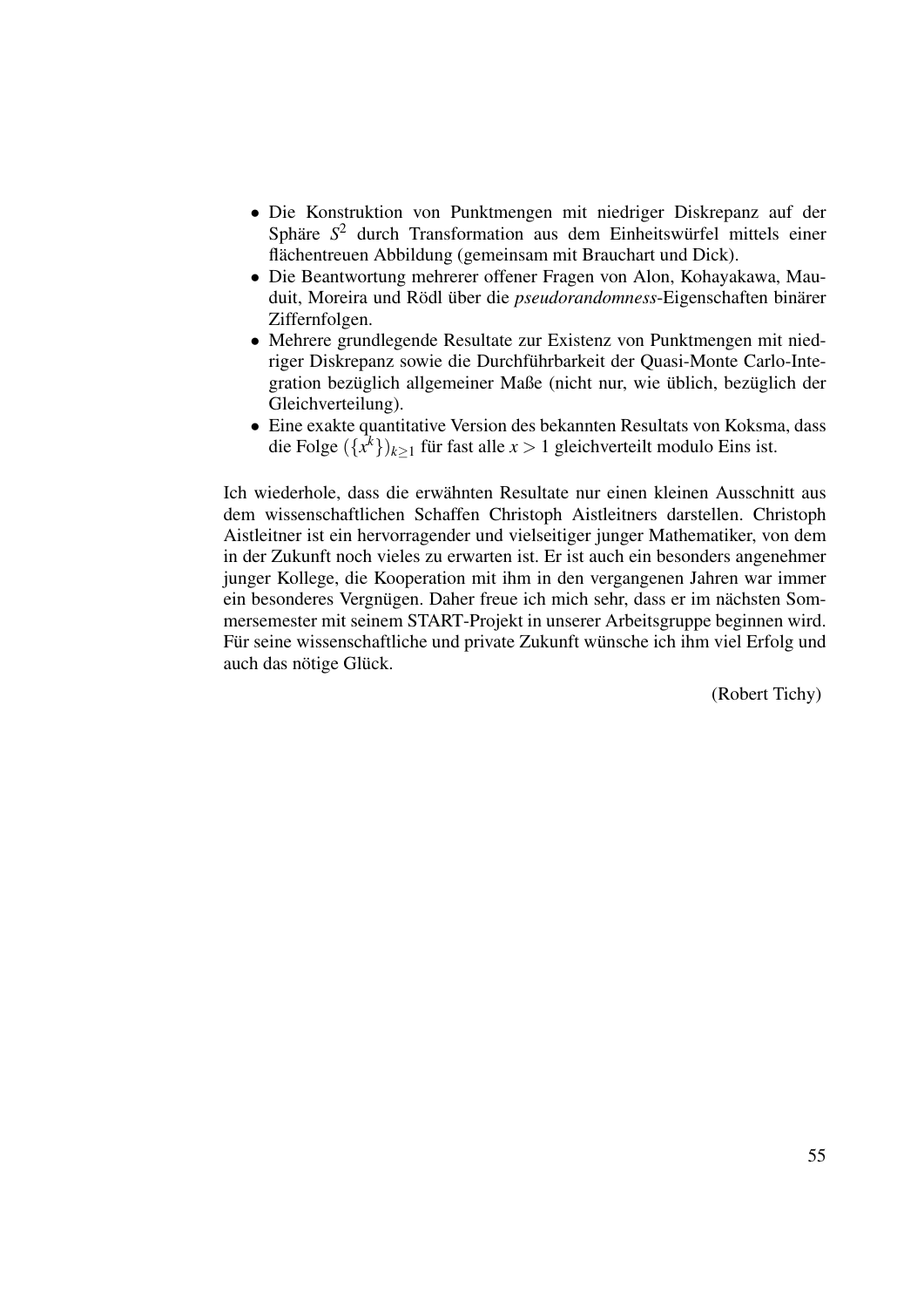- Die Konstruktion von Punktmengen mit niedriger Diskrepanz auf der Sphäre $S^2$ durch Transformation aus dem Einheitswürfel mittels einer flächentreuen Abbildung (gemeinsam mit Brauchart und Dick).
- Die Beantwortung mehrerer offener Fragen von Alon, Kohayakawa, Mauduit, Moreira und Rödl über die *pseudorandomness*-Eigenschaften binärer Ziffernfolgen.
- Mehrere grundlegende Resultate zur Existenz von Punktmengen mit niedriger Diskrepanz sowie die Durchführbarkeit der Quasi-Monte Carlo-Integration bezüglich allgemeiner Maße (nicht nur, wie üblich, bezüglich der Gleichverteilung).
- Eine exakte quantitative Version des bekannten Resultats von Koksma, dass die Folge $(\{x^k\})_{k\geq 1}$ für fast alle $x > 1$ gleichverteilt modulo Eins ist.

Ich wiederhole, dass die erwähnten Resultate nur einen kleinen Ausschnitt aus dem wissenschaftlichen Schaffen Christoph Aistleitners darstellen. Christoph Aistleitner ist ein hervorragender und vielseitiger junger Mathematiker, von dem in der Zukunft noch vieles zu erwarten ist. Er ist auch ein besonders angenehmer junger Kollege, die Kooperation mit ihm in den vergangenen Jahren war immer ein besonderes Vergnügen. Daher freue ich mich sehr, dass er im nächsten Sommersemester mit seinem START-Projekt in unserer Arbeitsgruppe beginnen wird. Für seine wissenschaftliche und private Zukunft wünsche ich ihm viel Erfolg und auch das nötige Glück.

(Robert Tichy)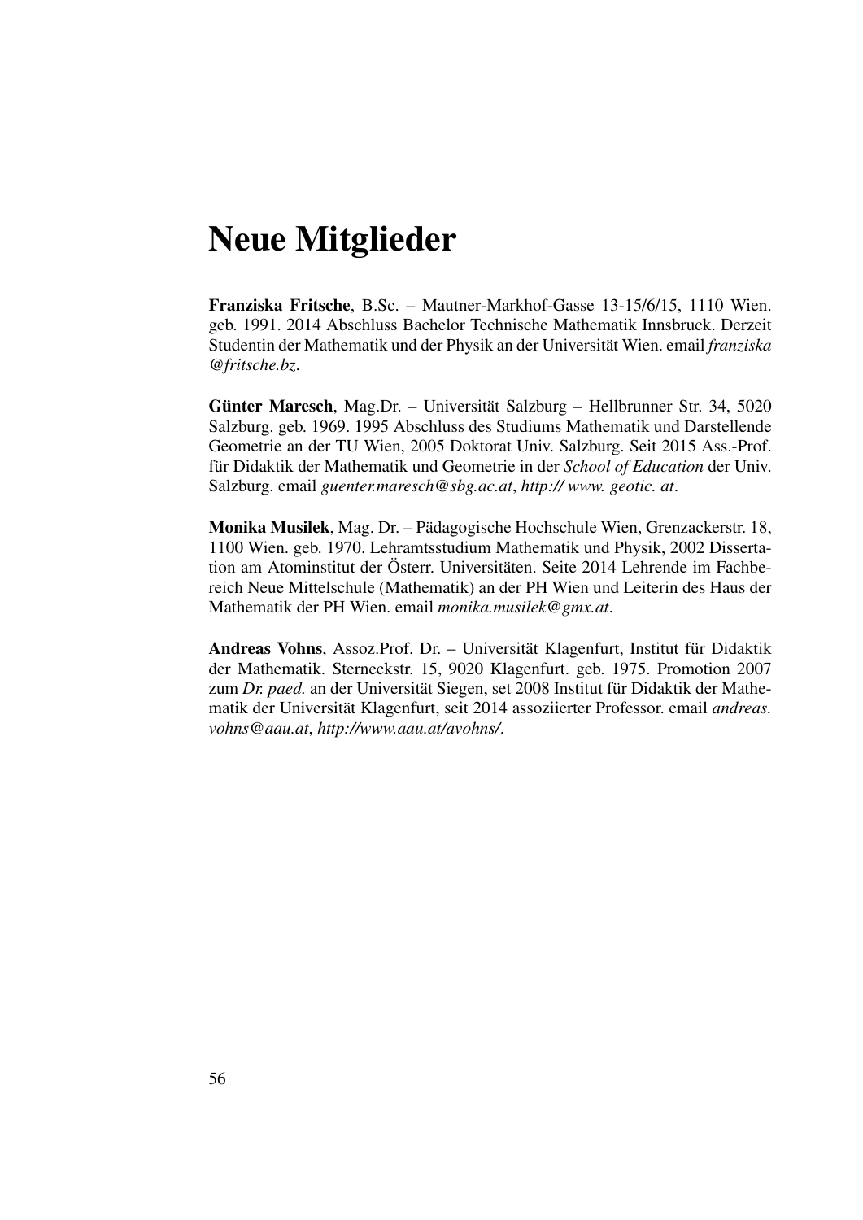# Neue Mitglieder

**Franziska Fritsche**, B.Sc. – Mautner-Markhof-Gasse 13-15/6/15, 1110 Wien. geb. 1991. 2014 Abschluss Bachelor Technische Mathematik Innsbruck. Derzeit Studentin der Mathematik und der Physik an der Universität Wien. email *franziska @fritsche.bz*.

**Günter Maresch**, Mag.Dr. – Universität Salzburg – Hellbrunner Str. 34, 5020 Salzburg. geb. 1969. 1995 Abschluss des Studiums Mathematik und Darstellende Geometrie an der TU Wien, 2005 Doktorat Univ. Salzburg. Seit 2015 Ass.-Prof. für Didaktik der Mathematik und Geometrie in der *School of Education* der Univ. Salzburg. email *guenter.maresch@sbg.ac.at*, *http:// www. geotic. at*.

**Monika Musilek**, Mag. Dr. – Pädagogische Hochschule Wien, Grenzackerstr. 18, 1100 Wien. geb. 1970. Lehramtsstudium Mathematik und Physik, 2002 Dissertation am Atominstitut der Österr. Universitäten. Seite 2014 Lehrende im Fachbereich Neue Mittelschule (Mathematik) an der PH Wien und Leiterin des Haus der Mathematik der PH Wien. email *monika.musilek@gmx.at*.

**Andreas Vohns**, Assoz.Prof. Dr. – Universität Klagenfurt, Institut für Didaktik der Mathematik. Sterneckstr. 15, 9020 Klagenfurt. geb. 1975. Promotion 2007 zum *Dr. paed.* an der Universität Siegen, set 2008 Institut für Didaktik der Mathematik der Universität Klagenfurt, seit 2014 assoziierter Professor. email *andreas. vohns@aau.at*, *http://www.aau.at/avohns/*.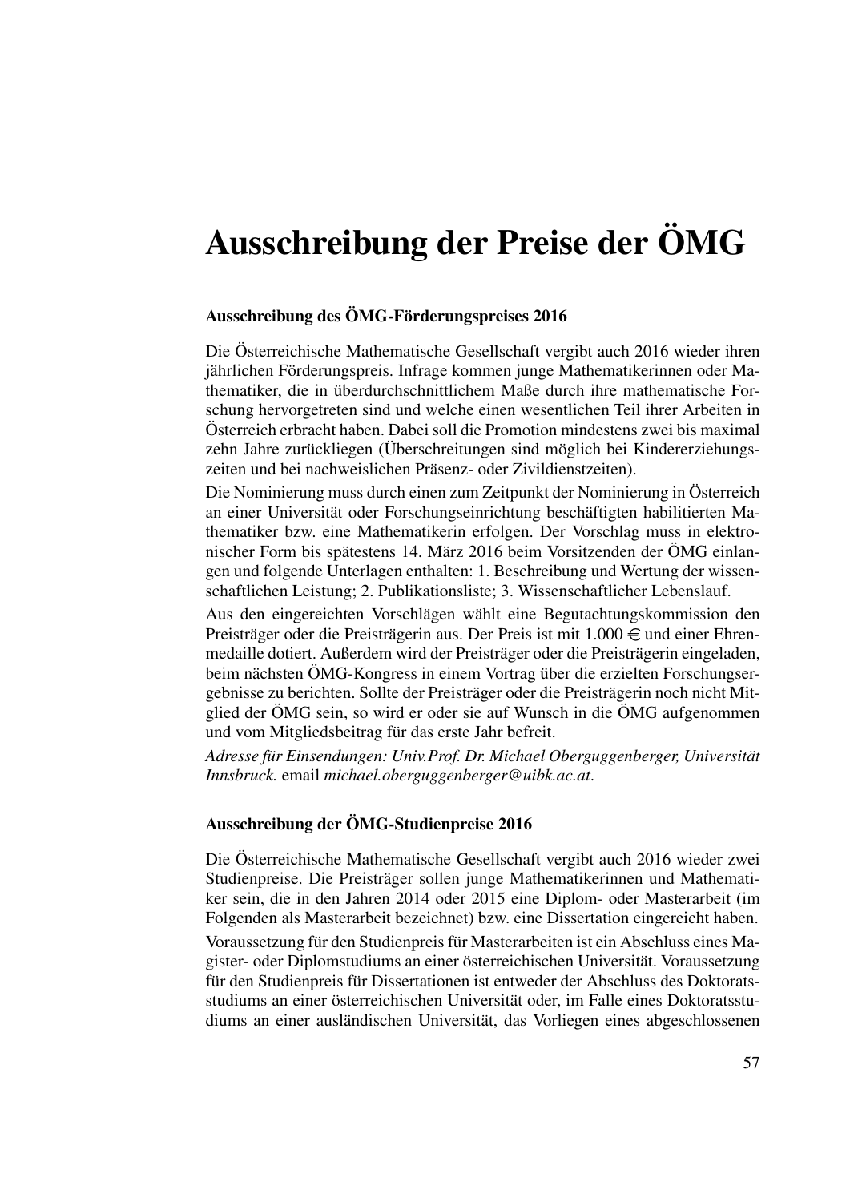# Ausschreibung der Preise der ÖMG

### Ausschreibung des ÖMG-Förderungspreises 2016

Die Österreichische Mathematische Gesellschaft vergibt auch 2016 wieder ihren jährlichen Förderungspreis. Infrage kommen junge Mathematikerinnen oder Mathematiker, die in überdurchschnittlichem Maße durch ihre mathematische Forschung hervorgetreten sind und welche einen wesentlichen Teil ihrer Arbeiten in Österreich erbracht haben. Dabei soll die Promotion mindestens zwei bis maximal zehn Jahre zurückliegen (Überschreitungen sind möglich bei Kindererziehungszeiten und bei nachweislichen Präsenz- oder Zivildienstzeiten).

Die Nominierung muss durch einen zum Zeitpunkt der Nominierung in Österreich an einer Universität oder Forschungseinrichtung beschäftigten habilitierten Mathematiker bzw. eine Mathematikerin erfolgen. Der Vorschlag muss in elektronischer Form bis spätestens 14. März 2016 beim Vorsitzenden der ÖMG einlangen und folgende Unterlagen enthalten: 1. Beschreibung und Wertung der wissenschaftlichen Leistung; 2. Publikationsliste; 3. Wissenschaftlicher Lebenslauf.

Aus den eingereichten Vorschlägen wählt eine Begutachtungskommission den Preisträger oder die Preisträgerin aus. Der Preis ist mit 1.000 € und einer Ehrenmedaille dotiert. Außerdem wird der Preisträger oder die Preisträgerin eingeladen, beim nächsten ÖMG-Kongress in einem Vortrag über die erzielten Forschungsergebnisse zu berichten. Sollte der Preisträger oder die Preisträgerin noch nicht Mitglied der ÖMG sein, so wird er oder sie auf Wunsch in die ÖMG aufgenommen und vom Mitgliedsbeitrag für das erste Jahr befreit.

*Adresse für Einsendungen: Univ.Prof. Dr. Michael Oberguggenberger, Universität Innsbruck.* email *michael.oberguggenberger@uibk.ac.at*.

### Ausschreibung der ÖMG-Studienpreise 2016

Die Österreichische Mathematische Gesellschaft vergibt auch 2016 wieder zwei Studienpreise. Die Preisträger sollen junge Mathematikerinnen und Mathematiker sein, die in den Jahren 2014 oder 2015 eine Diplom- oder Masterarbeit (im Folgenden als Masterarbeit bezeichnet) bzw. eine Dissertation eingereicht haben.

Voraussetzung für den Studienpreis für Masterarbeiten ist ein Abschluss eines Magister- oder Diplomstudiums an einer österreichischen Universität. Voraussetzung für den Studienpreis für Dissertationen ist entweder der Abschluss des Doktoratsstudiums an einer österreichischen Universität oder, im Falle eines Doktoratsstudiums an einer ausländischen Universität, das Vorliegen eines abgeschlossenen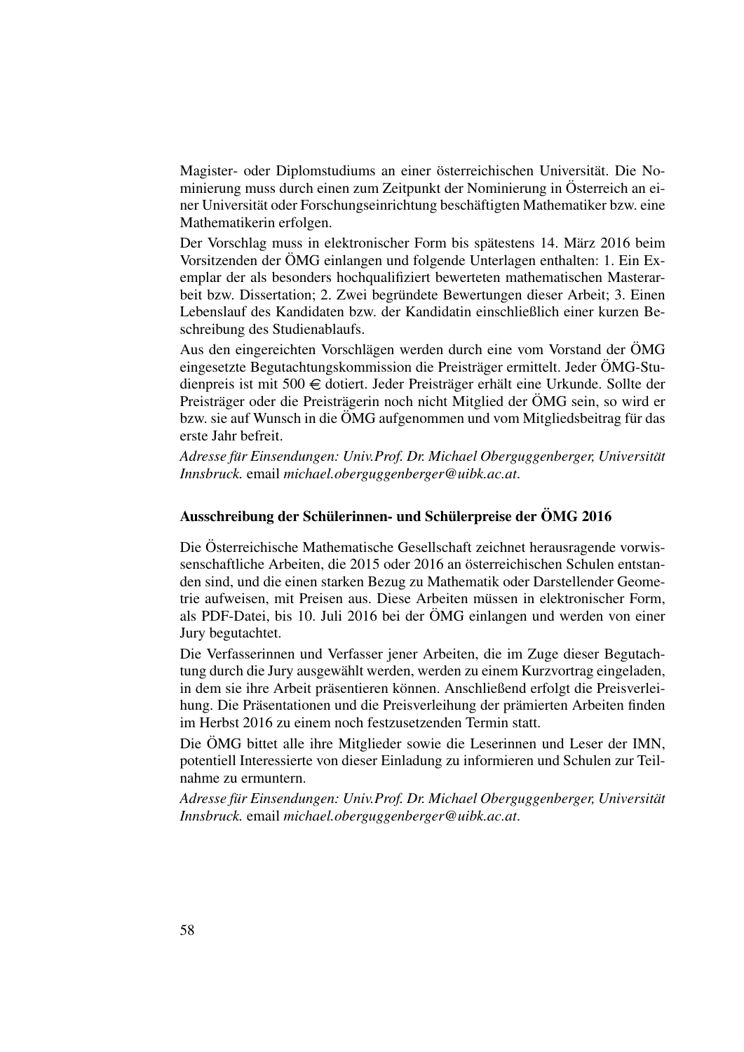Magister- oder Diplomstudiums an einer österreichischen Universität. Die Nominierung muss durch einen zum Zeitpunkt der Nominierung in Österreich an einer Universität oder Forschungseinrichtung beschäftigten Mathematiker bzw. eine Mathematikerin erfolgen.

Der Vorschlag muss in elektronischer Form bis spätestens 14. März 2016 beim Vorsitzenden der ÖMG einlangen und folgende Unterlagen enthalten: 1. Ein Exemplar der als besonders hochqualifiziert bewerteten mathematischen Masterarbeit bzw. Dissertation; 2. Zwei begründete Bewertungen dieser Arbeit; 3. Einen Lebenslauf des Kandidaten bzw. der Kandidatin einschließlich einer kurzen Beschreibung des Studienablaufs.

Aus den eingereichten Vorschlägen werden durch eine vom Vorstand der ÖMG eingesetzte Begutachtungskommission die Preisträger ermittelt. Jeder ÖMG-Studienpreis ist mit 500 € dotiert. Jeder Preisträger erhält eine Urkunde. Sollte der Preisträger oder die Preisträgerin noch nicht Mitglied der ÖMG sein, so wird er bzw. sie auf Wunsch in die ÖMG aufgenommen und vom Mitgliedsbeitrag für das erste Jahr befreit.

*Adresse für Einsendungen: Univ.Prof. Dr. Michael Oberguggenberger, Universität Innsbruck.* email *michael.oberguggenberger@uibk.ac.at*.

### Ausschreibung der Schülerinnen- und Schülerpreise der ÖMG 2016

Die Österreichische Mathematische Gesellschaft zeichnet herausragende vorwissenschaftliche Arbeiten, die 2015 oder 2016 an österreichischen Schulen entstanden sind, und die einen starken Bezug zu Mathematik oder Darstellender Geometrie aufweisen, mit Preisen aus. Diese Arbeiten müssen in elektronischer Form, als PDF-Datei, bis 10. Juli 2016 bei der ÖMG einlangen und werden von einer Jury begutachtet.

Die Verfasserinnen und Verfasser jener Arbeiten, die im Zuge dieser Begutachtung durch die Jury ausgewählt werden, werden zu einem Kurzvortrag eingeladen, in dem sie ihre Arbeit präsentieren können. Anschließend erfolgt die Preisverleihung. Die Präsentationen und die Preisverleihung der prämierten Arbeiten finden im Herbst 2016 zu einem noch festzusetzenden Termin statt.

Die ÖMG bittet alle ihre Mitglieder sowie die Leserinnen und Leser der IMN, potentiell Interessierte von dieser Einladung zu informieren und Schulen zur Teilnahme zu ermuntern.

*Adresse für Einsendungen: Univ.Prof. Dr. Michael Oberguggenberger, Universität Innsbruck.* email *michael.oberguggenberger@uibk.ac.at*.